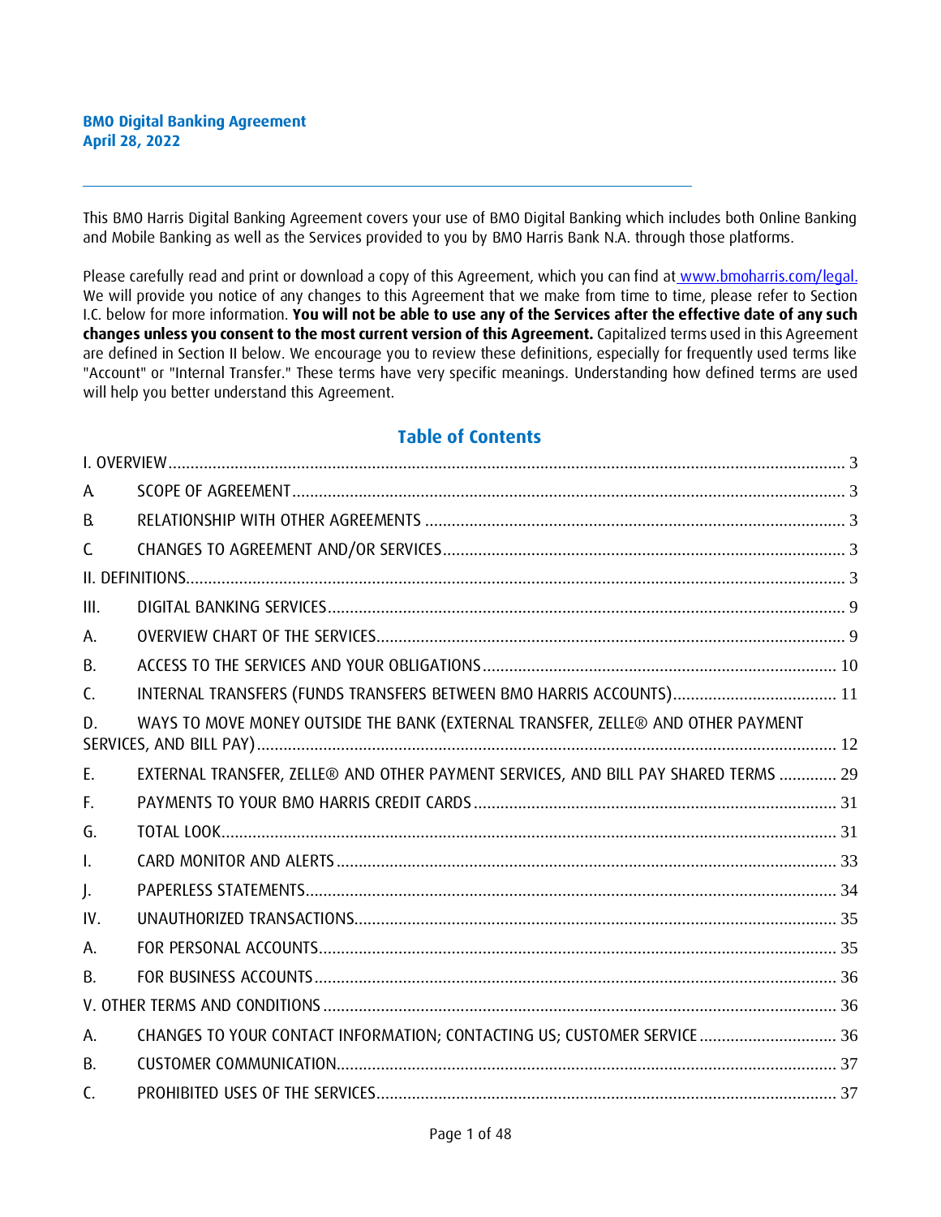**BMO Digital Banking Agreement**
**April 28, 2022**

---

This BMO Harris Digital Banking Agreement covers your use of BMO Digital Banking which includes both Online Banking and Mobile Banking as well as the Services provided to you by BMO Harris Bank N.A. through those platforms.

Please carefully read and print or download a copy of this Agreement, which you can find at www.bmoharris.com/legal. We will provide you notice of any changes to this Agreement that we make from time to time, please refer to Section I.C. below for more information. **You will not be able to use any of the Services after the effective date of any such changes unless you consent to the most current version of this Agreement.** Capitalized terms used in this Agreement are defined in Section II below. We encourage you to review these definitions, especially for frequently used terms like "Account" or "Internal Transfer." These terms have very specific meanings. Understanding how defined terms are used will help you better understand this Agreement.

## Table of Contents

I. OVERVIEW ..... 3

A. SCOPE OF AGREEMENT ..... 3

B. RELATIONSHIP WITH OTHER AGREEMENTS ..... 3

C. CHANGES TO AGREEMENT AND/OR SERVICES ..... 3

II. DEFINITIONS ..... 3

III. DIGITAL BANKING SERVICES ..... 9

A. OVERVIEW CHART OF THE SERVICES ..... 9

B. ACCESS TO THE SERVICES AND YOUR OBLIGATIONS ..... 10

C. INTERNAL TRANSFERS (FUNDS TRANSFERS BETWEEN BMO HARRIS ACCOUNTS) ..... 11

D. WAYS TO MOVE MONEY OUTSIDE THE BANK (EXTERNAL TRANSFER, ZELLE® AND OTHER PAYMENT SERVICES, AND BILL PAY) ..... 12

E. EXTERNAL TRANSFER, ZELLE® AND OTHER PAYMENT SERVICES, AND BILL PAY SHARED TERMS ..... 29

F. PAYMENTS TO YOUR BMO HARRIS CREDIT CARDS ..... 31

G. TOTAL LOOK ..... 31

I. CARD MONITOR AND ALERTS ..... 33

J. PAPERLESS STATEMENTS ..... 34

IV. UNAUTHORIZED TRANSACTIONS ..... 35

A. FOR PERSONAL ACCOUNTS ..... 35

B. FOR BUSINESS ACCOUNTS ..... 36

V. OTHER TERMS AND CONDITIONS ..... 36

A. CHANGES TO YOUR CONTACT INFORMATION; CONTACTING US; CUSTOMER SERVICE ..... 36

B. CUSTOMER COMMUNICATION ..... 37

C. PROHIBITED USES OF THE SERVICES ..... 37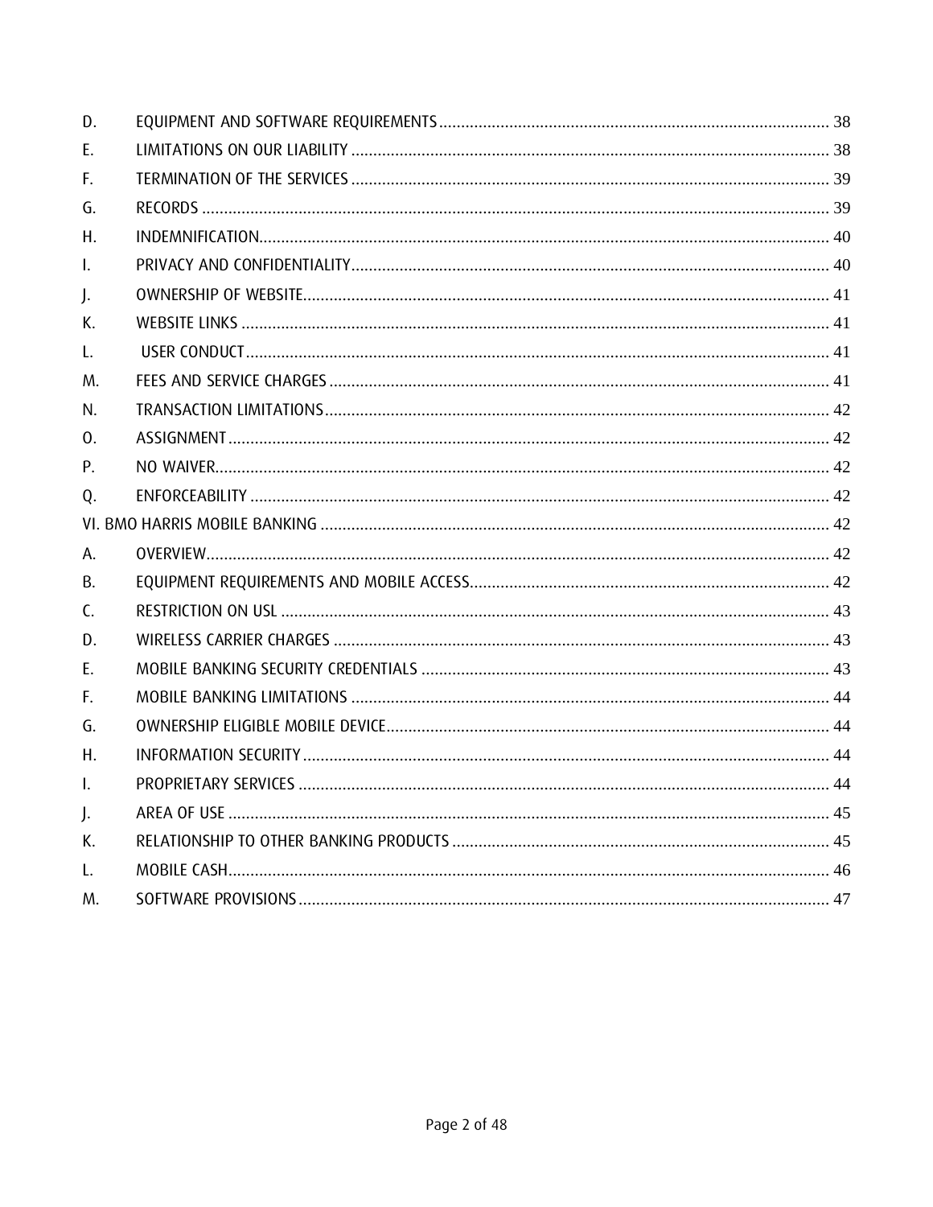D. EQUIPMENT AND SOFTWARE REQUIREMENTS ........ 38
E. LIMITATIONS ON OUR LIABILITY ........ 38
F. TERMINATION OF THE SERVICES ........ 39
G. RECORDS ........ 39
H. INDEMNIFICATION ........ 40
I. PRIVACY AND CONFIDENTIALITY ........ 40
J. OWNERSHIP OF WEBSITE ........ 41
K. WEBSITE LINKS ........ 41
L. USER CONDUCT ........ 41
M. FEES AND SERVICE CHARGES ........ 41
N. TRANSACTION LIMITATIONS ........ 42
O. ASSIGNMENT ........ 42
P. NO WAIVER ........ 42
Q. ENFORCEABILITY ........ 42
VI. BMO HARRIS MOBILE BANKING ........ 42
A. OVERVIEW ........ 42
B. EQUIPMENT REQUIREMENTS AND MOBILE ACCESS ........ 42
C. RESTRICTION ON USL ........ 43
D. WIRELESS CARRIER CHARGES ........ 43
E. MOBILE BANKING SECURITY CREDENTIALS ........ 43
F. MOBILE BANKING LIMITATIONS ........ 44
G. OWNERSHIP ELIGIBLE MOBILE DEVICE ........ 44
H. INFORMATION SECURITY ........ 44
I. PROPRIETARY SERVICES ........ 44
J. AREA OF USE ........ 45
K. RELATIONSHIP TO OTHER BANKING PRODUCTS ........ 45
L. MOBILE CASH ........ 46
M. SOFTWARE PROVISIONS ........ 47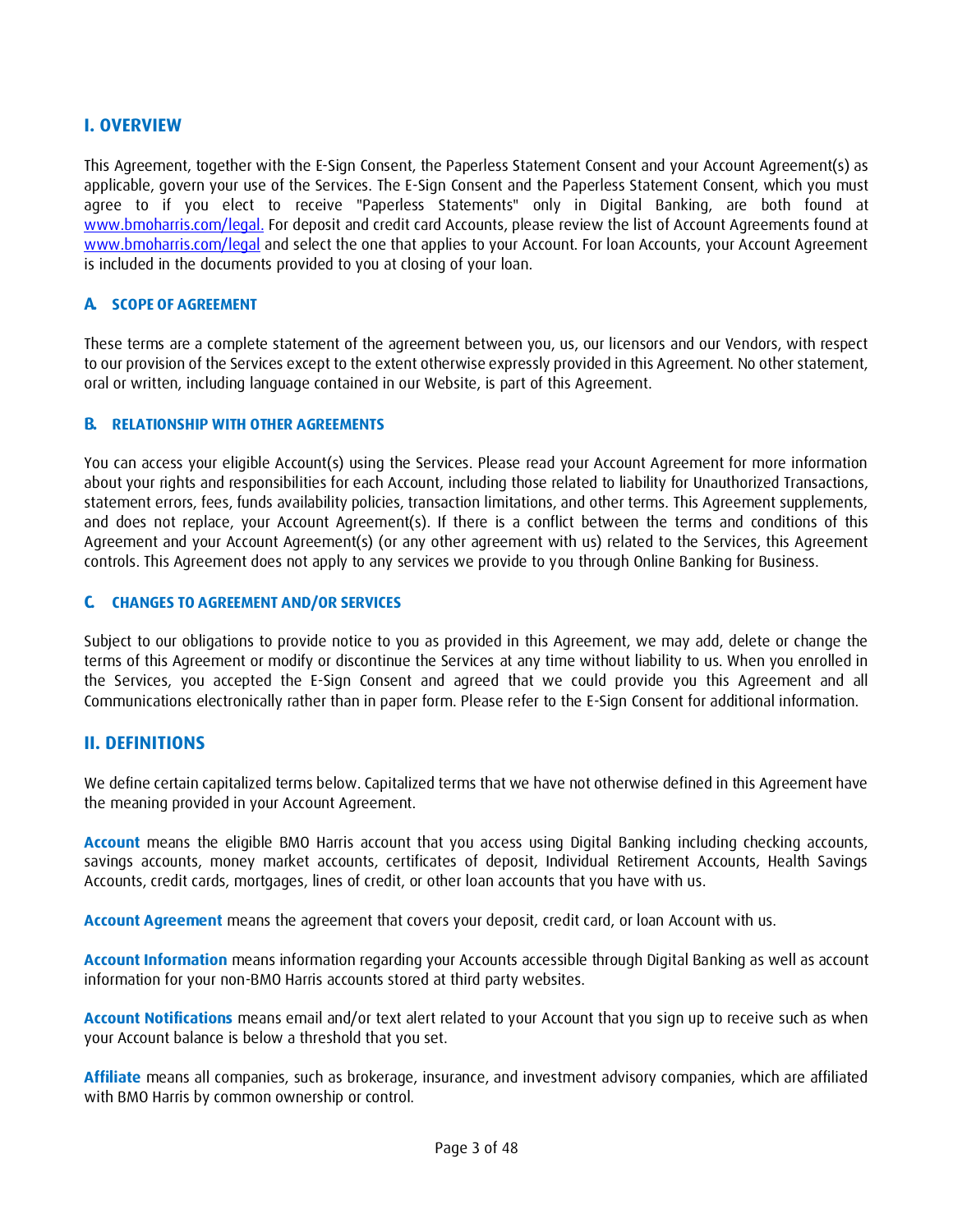## I. OVERVIEW

This Agreement, together with the E-Sign Consent, the Paperless Statement Consent and your Account Agreement(s) as applicable, govern your use of the Services. The E-Sign Consent and the Paperless Statement Consent, which you must agree to if you elect to receive "Paperless Statements" only in Digital Banking, are both found at [www.bmoharris.com/legal.](www.bmoharris.com/legal) For deposit and credit card Accounts, please review the list of Account Agreements found at [www.bmoharris.com/legal](www.bmoharris.com/legal) and select the one that applies to your Account. For loan Accounts, your Account Agreement is included in the documents provided to you at closing of your loan.

### A. SCOPE OF AGREEMENT

These terms are a complete statement of the agreement between you, us, our licensors and our Vendors, with respect to our provision of the Services except to the extent otherwise expressly provided in this Agreement. No other statement, oral or written, including language contained in our Website, is part of this Agreement.

### B. RELATIONSHIP WITH OTHER AGREEMENTS

You can access your eligible Account(s) using the Services. Please read your Account Agreement for more information about your rights and responsibilities for each Account, including those related to liability for Unauthorized Transactions, statement errors, fees, funds availability policies, transaction limitations, and other terms. This Agreement supplements, and does not replace, your Account Agreement(s). If there is a conflict between the terms and conditions of this Agreement and your Account Agreement(s) (or any other agreement with us) related to the Services, this Agreement controls. This Agreement does not apply to any services we provide to you through Online Banking for Business.

### C. CHANGES TO AGREEMENT AND/OR SERVICES

Subject to our obligations to provide notice to you as provided in this Agreement, we may add, delete or change the terms of this Agreement or modify or discontinue the Services at any time without liability to us. When you enrolled in the Services, you accepted the E-Sign Consent and agreed that we could provide you this Agreement and all Communications electronically rather than in paper form. Please refer to the E-Sign Consent for additional information.

## II. DEFINITIONS

We define certain capitalized terms below. Capitalized terms that we have not otherwise defined in this Agreement have the meaning provided in your Account Agreement.

**Account** means the eligible BMO Harris account that you access using Digital Banking including checking accounts, savings accounts, money market accounts, certificates of deposit, Individual Retirement Accounts, Health Savings Accounts, credit cards, mortgages, lines of credit, or other loan accounts that you have with us.

**Account Agreement** means the agreement that covers your deposit, credit card, or loan Account with us.

**Account Information** means information regarding your Accounts accessible through Digital Banking as well as account information for your non-BMO Harris accounts stored at third party websites.

**Account Notifications** means email and/or text alert related to your Account that you sign up to receive such as when your Account balance is below a threshold that you set.

**Affiliate** means all companies, such as brokerage, insurance, and investment advisory companies, which are affiliated with BMO Harris by common ownership or control.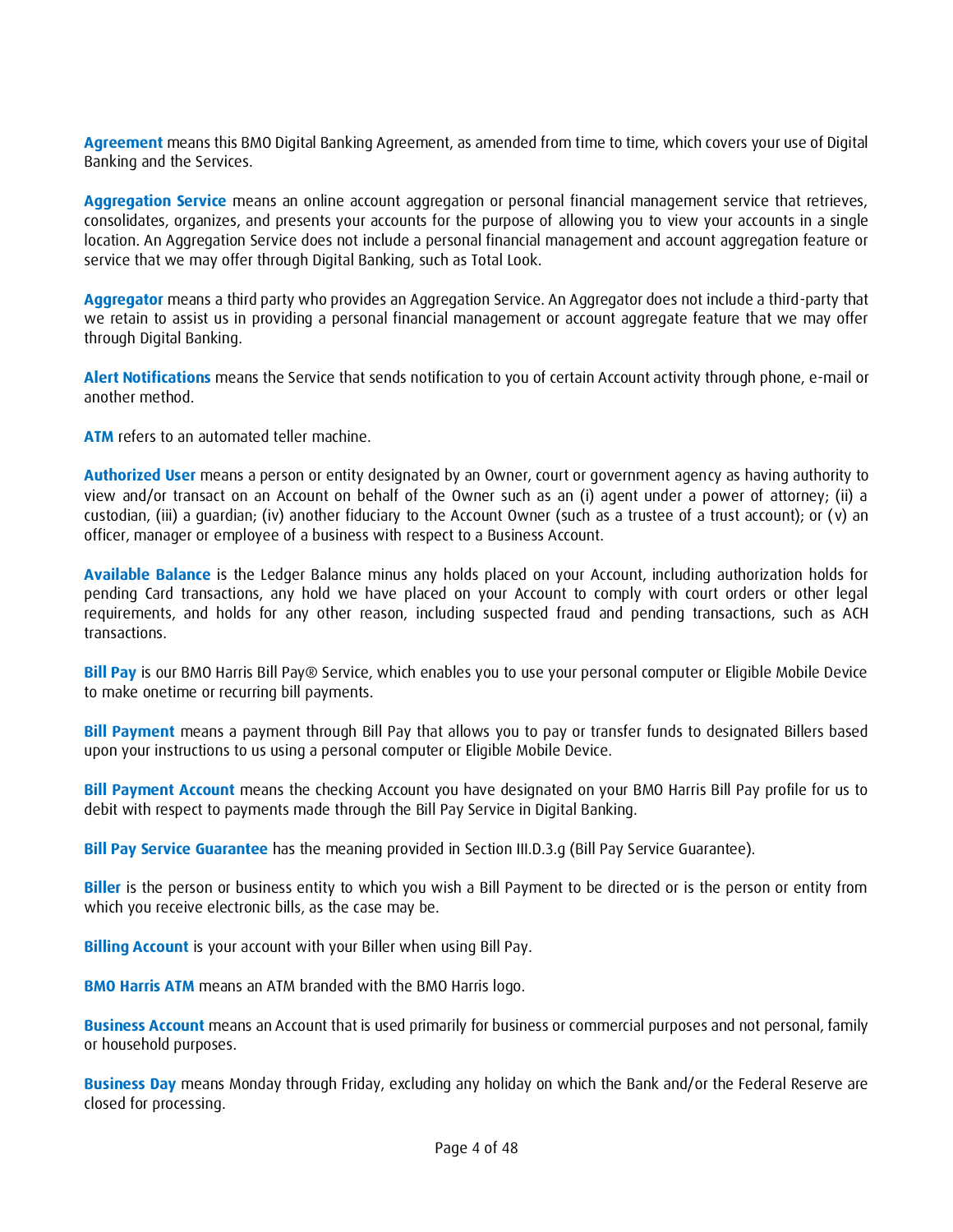**Agreement** means this BMO Digital Banking Agreement, as amended from time to time, which covers your use of Digital Banking and the Services.

**Aggregation Service** means an online account aggregation or personal financial management service that retrieves, consolidates, organizes, and presents your accounts for the purpose of allowing you to view your accounts in a single location. An Aggregation Service does not include a personal financial management and account aggregation feature or service that we may offer through Digital Banking, such as Total Look.

**Aggregator** means a third party who provides an Aggregation Service. An Aggregator does not include a third-party that we retain to assist us in providing a personal financial management or account aggregate feature that we may offer through Digital Banking.

**Alert Notifications** means the Service that sends notification to you of certain Account activity through phone, e-mail or another method.

**ATM** refers to an automated teller machine.

**Authorized User** means a person or entity designated by an Owner, court or government agency as having authority to view and/or transact on an Account on behalf of the Owner such as an (i) agent under a power of attorney; (ii) a custodian, (iii) a guardian; (iv) another fiduciary to the Account Owner (such as a trustee of a trust account); or (v) an officer, manager or employee of a business with respect to a Business Account.

**Available Balance** is the Ledger Balance minus any holds placed on your Account, including authorization holds for pending Card transactions, any hold we have placed on your Account to comply with court orders or other legal requirements, and holds for any other reason, including suspected fraud and pending transactions, such as ACH transactions.

**Bill Pay** is our BMO Harris Bill Pay® Service, which enables you to use your personal computer or Eligible Mobile Device to make onetime or recurring bill payments.

**Bill Payment** means a payment through Bill Pay that allows you to pay or transfer funds to designated Billers based upon your instructions to us using a personal computer or Eligible Mobile Device.

**Bill Payment Account** means the checking Account you have designated on your BMO Harris Bill Pay profile for us to debit with respect to payments made through the Bill Pay Service in Digital Banking.

**Bill Pay Service Guarantee** has the meaning provided in Section III.D.3.g (Bill Pay Service Guarantee).

**Biller** is the person or business entity to which you wish a Bill Payment to be directed or is the person or entity from which you receive electronic bills, as the case may be.

**Billing Account** is your account with your Biller when using Bill Pay.

**BMO Harris ATM** means an ATM branded with the BMO Harris logo.

**Business Account** means an Account that is used primarily for business or commercial purposes and not personal, family or household purposes.

**Business Day** means Monday through Friday, excluding any holiday on which the Bank and/or the Federal Reserve are closed for processing.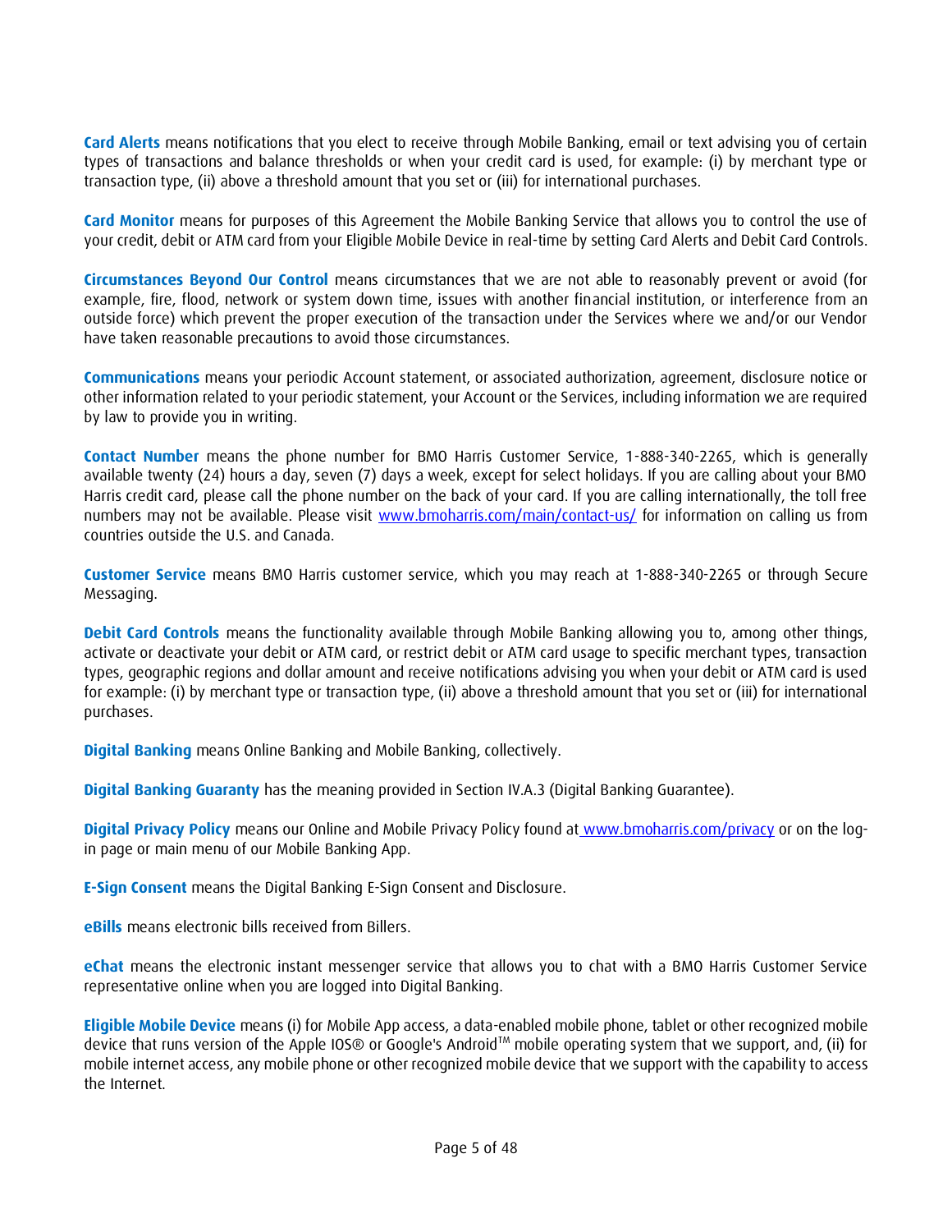**Card Alerts** means notifications that you elect to receive through Mobile Banking, email or text advising you of certain types of transactions and balance thresholds or when your credit card is used, for example: (i) by merchant type or transaction type, (ii) above a threshold amount that you set or (iii) for international purchases.

**Card Monitor** means for purposes of this Agreement the Mobile Banking Service that allows you to control the use of your credit, debit or ATM card from your Eligible Mobile Device in real-time by setting Card Alerts and Debit Card Controls.

**Circumstances Beyond Our Control** means circumstances that we are not able to reasonably prevent or avoid (for example, fire, flood, network or system down time, issues with another financial institution, or interference from an outside force) which prevent the proper execution of the transaction under the Services where we and/or our Vendor have taken reasonable precautions to avoid those circumstances.

**Communications** means your periodic Account statement, or associated authorization, agreement, disclosure notice or other information related to your periodic statement, your Account or the Services, including information we are required by law to provide you in writing.

**Contact Number** means the phone number for BMO Harris Customer Service, 1-888-340-2265, which is generally available twenty (24) hours a day, seven (7) days a week, except for select holidays. If you are calling about your BMO Harris credit card, please call the phone number on the back of your card. If you are calling internationally, the toll free numbers may not be available. Please visit [www.bmoharris.com/main/contact-us/](http://www.bmoharris.com/main/contact-us/) for information on calling us from countries outside the U.S. and Canada.

**Customer Service** means BMO Harris customer service, which you may reach at 1-888-340-2265 or through Secure Messaging.

**Debit Card Controls** means the functionality available through Mobile Banking allowing you to, among other things, activate or deactivate your debit or ATM card, or restrict debit or ATM card usage to specific merchant types, transaction types, geographic regions and dollar amount and receive notifications advising you when your debit or ATM card is used for example: (i) by merchant type or transaction type, (ii) above a threshold amount that you set or (iii) for international purchases.

**Digital Banking** means Online Banking and Mobile Banking, collectively.

**Digital Banking Guaranty** has the meaning provided in Section IV.A.3 (Digital Banking Guarantee).

**Digital Privacy Policy** means our Online and Mobile Privacy Policy found at [www.bmoharris.com/privacy](http://www.bmoharris.com/privacy) or on the log-in page or main menu of our Mobile Banking App.

**E-Sign Consent** means the Digital Banking E-Sign Consent and Disclosure.

**eBills** means electronic bills received from Billers.

**eChat** means the electronic instant messenger service that allows you to chat with a BMO Harris Customer Service representative online when you are logged into Digital Banking.

**Eligible Mobile Device** means (i) for Mobile App access, a data-enabled mobile phone, tablet or other recognized mobile device that runs version of the Apple IOS® or Google's Android™ mobile operating system that we support, and, (ii) for mobile internet access, any mobile phone or other recognized mobile device that we support with the capability to access the Internet.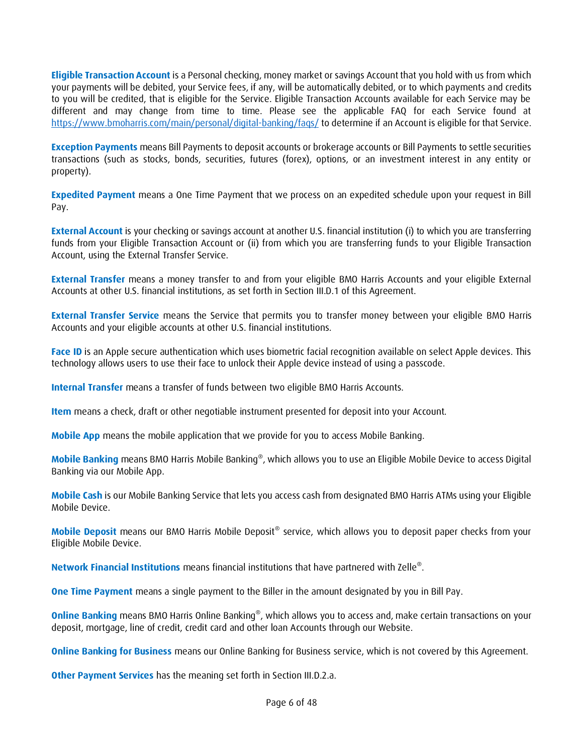**Eligible Transaction Account** is a Personal checking, money market or savings Account that you hold with us from which your payments will be debited, your Service fees, if any, will be automatically debited, or to which payments and credits to you will be credited, that is eligible for the Service. Eligible Transaction Accounts available for each Service may be different and may change from time to time. Please see the applicable FAQ for each Service found at https://www.bmoharris.com/main/personal/digital-banking/faqs/ to determine if an Account is eligible for that Service.

**Exception Payments** means Bill Payments to deposit accounts or brokerage accounts or Bill Payments to settle securities transactions (such as stocks, bonds, securities, futures (forex), options, or an investment interest in any entity or property).

**Expedited Payment** means a One Time Payment that we process on an expedited schedule upon your request in Bill Pay.

**External Account** is your checking or savings account at another U.S. financial institution (i) to which you are transferring funds from your Eligible Transaction Account or (ii) from which you are transferring funds to your Eligible Transaction Account, using the External Transfer Service.

**External Transfer** means a money transfer to and from your eligible BMO Harris Accounts and your eligible External Accounts at other U.S. financial institutions, as set forth in Section III.D.1 of this Agreement.

**External Transfer Service** means the Service that permits you to transfer money between your eligible BMO Harris Accounts and your eligible accounts at other U.S. financial institutions.

**Face ID** is an Apple secure authentication which uses biometric facial recognition available on select Apple devices. This technology allows users to use their face to unlock their Apple device instead of using a passcode.

**Internal Transfer** means a transfer of funds between two eligible BMO Harris Accounts.

**Item** means a check, draft or other negotiable instrument presented for deposit into your Account.

**Mobile App** means the mobile application that we provide for you to access Mobile Banking.

**Mobile Banking** means BMO Harris Mobile Banking®, which allows you to use an Eligible Mobile Device to access Digital Banking via our Mobile App.

**Mobile Cash** is our Mobile Banking Service that lets you access cash from designated BMO Harris ATMs using your Eligible Mobile Device.

**Mobile Deposit** means our BMO Harris Mobile Deposit® service, which allows you to deposit paper checks from your Eligible Mobile Device.

**Network Financial Institutions** means financial institutions that have partnered with Zelle®.

**One Time Payment** means a single payment to the Biller in the amount designated by you in Bill Pay.

**Online Banking** means BMO Harris Online Banking®, which allows you to access and, make certain transactions on your deposit, mortgage, line of credit, credit card and other loan Accounts through our Website.

**Online Banking for Business** means our Online Banking for Business service, which is not covered by this Agreement.

**Other Payment Services** has the meaning set forth in Section III.D.2.a.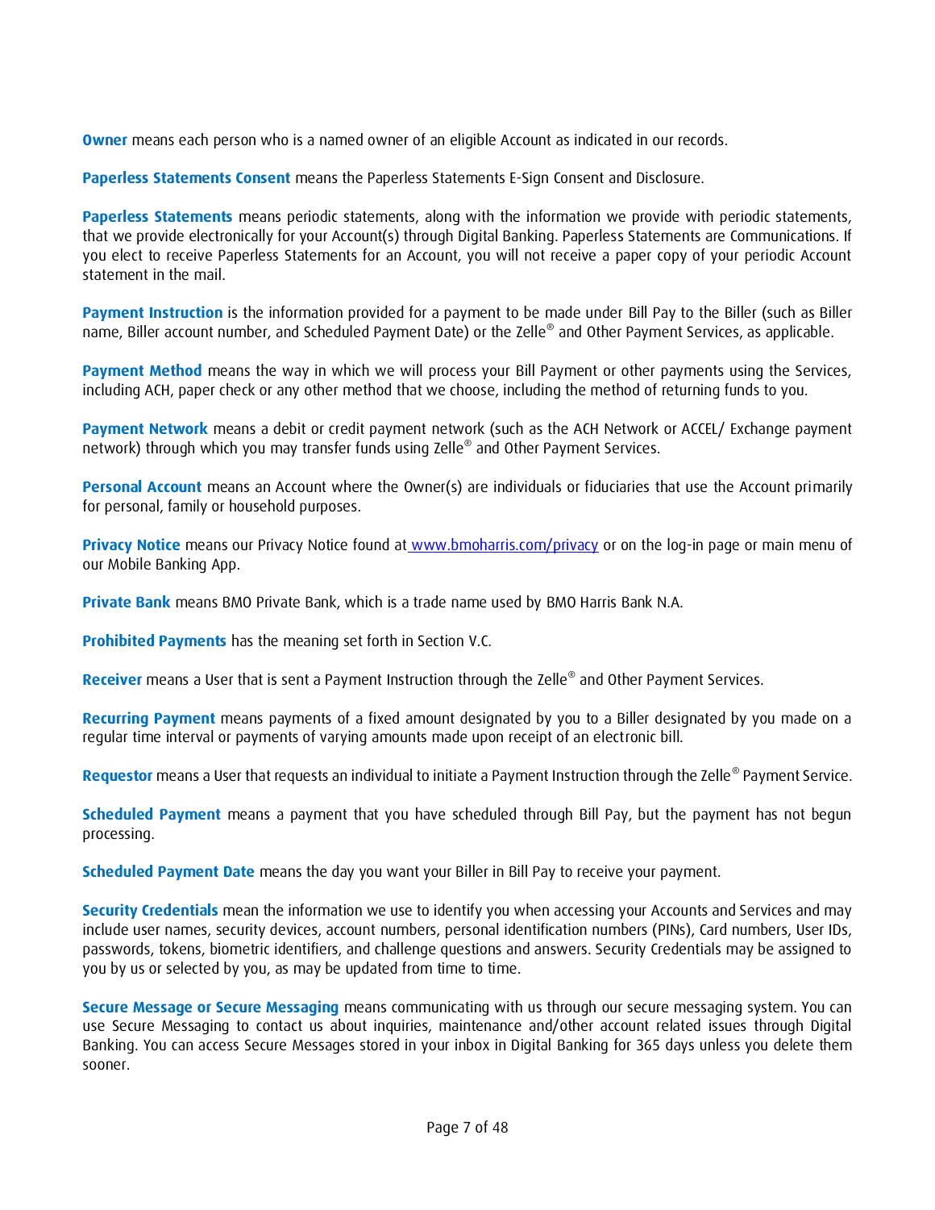**Owner** means each person who is a named owner of an eligible Account as indicated in our records.

**Paperless Statements Consent** means the Paperless Statements E-Sign Consent and Disclosure.

**Paperless Statements** means periodic statements, along with the information we provide with periodic statements, that we provide electronically for your Account(s) through Digital Banking. Paperless Statements are Communications. If you elect to receive Paperless Statements for an Account, you will not receive a paper copy of your periodic Account statement in the mail.

**Payment Instruction** is the information provided for a payment to be made under Bill Pay to the Biller (such as Biller name, Biller account number, and Scheduled Payment Date) or the Zelle® and Other Payment Services, as applicable.

**Payment Method** means the way in which we will process your Bill Payment or other payments using the Services, including ACH, paper check or any other method that we choose, including the method of returning funds to you.

**Payment Network** means a debit or credit payment network (such as the ACH Network or ACCEL/ Exchange payment network) through which you may transfer funds using Zelle® and Other Payment Services.

**Personal Account** means an Account where the Owner(s) are individuals or fiduciaries that use the Account primarily for personal, family or household purposes.

**Privacy Notice** means our Privacy Notice found at [www.bmoharris.com/privacy](http://www.bmoharris.com/privacy) or on the log-in page or main menu of our Mobile Banking App.

**Private Bank** means BMO Private Bank, which is a trade name used by BMO Harris Bank N.A.

**Prohibited Payments** has the meaning set forth in Section V.C.

**Receiver** means a User that is sent a Payment Instruction through the Zelle® and Other Payment Services.

**Recurring Payment** means payments of a fixed amount designated by you to a Biller designated by you made on a regular time interval or payments of varying amounts made upon receipt of an electronic bill.

**Requestor** means a User that requests an individual to initiate a Payment Instruction through the Zelle® Payment Service.

**Scheduled Payment** means a payment that you have scheduled through Bill Pay, but the payment has not begun processing.

**Scheduled Payment Date** means the day you want your Biller in Bill Pay to receive your payment.

**Security Credentials** mean the information we use to identify you when accessing your Accounts and Services and may include user names, security devices, account numbers, personal identification numbers (PINs), Card numbers, User IDs, passwords, tokens, biometric identifiers, and challenge questions and answers. Security Credentials may be assigned to you by us or selected by you, as may be updated from time to time.

**Secure Message or Secure Messaging** means communicating with us through our secure messaging system. You can use Secure Messaging to contact us about inquiries, maintenance and/other account related issues through Digital Banking. You can access Secure Messages stored in your inbox in Digital Banking for 365 days unless you delete them sooner.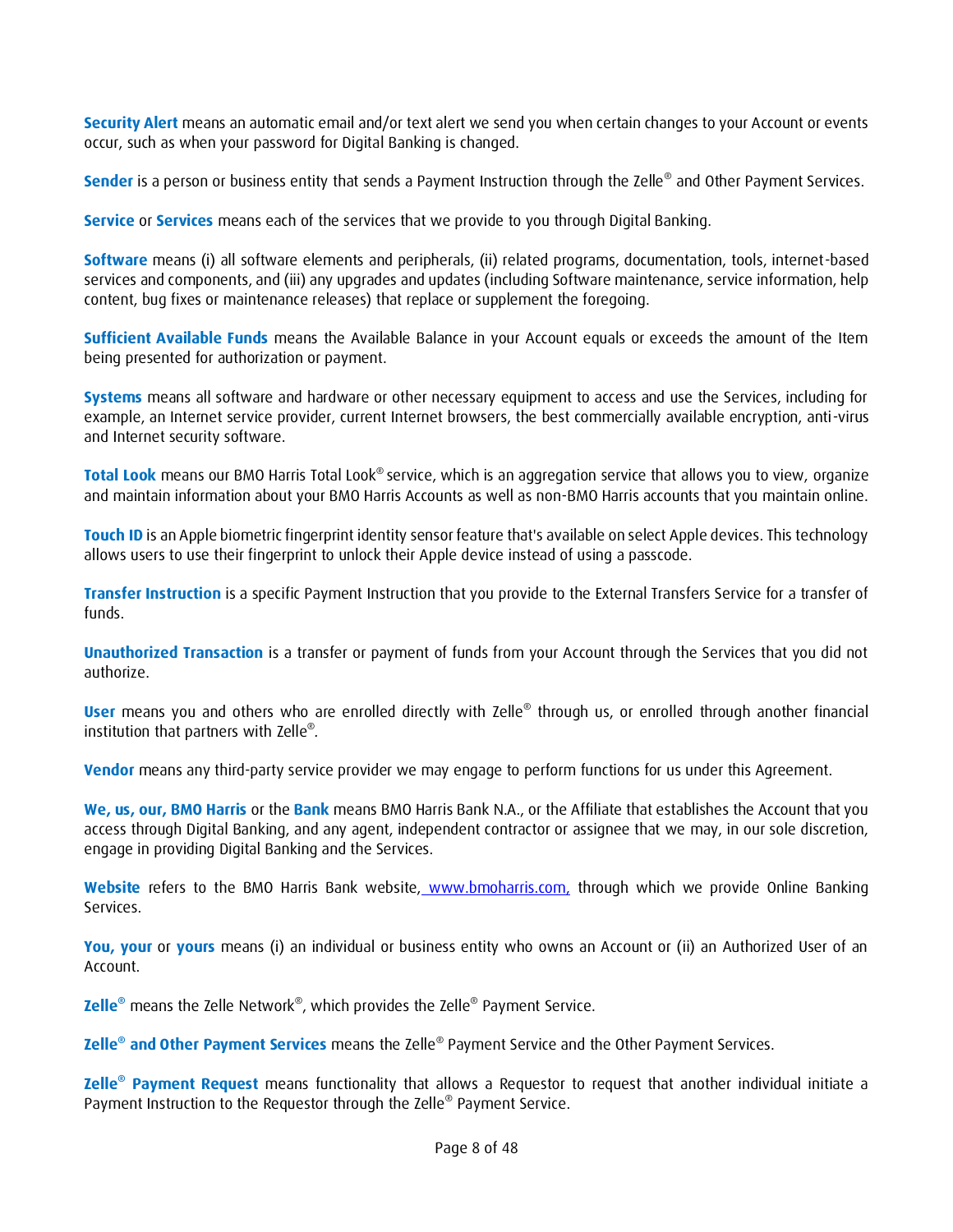**Security Alert** means an automatic email and/or text alert we send you when certain changes to your Account or events occur, such as when your password for Digital Banking is changed.

**Sender** is a person or business entity that sends a Payment Instruction through the Zelle® and Other Payment Services.

**Service** or **Services** means each of the services that we provide to you through Digital Banking.

**Software** means (i) all software elements and peripherals, (ii) related programs, documentation, tools, internet-based services and components, and (iii) any upgrades and updates (including Software maintenance, service information, help content, bug fixes or maintenance releases) that replace or supplement the foregoing.

**Sufficient Available Funds** means the Available Balance in your Account equals or exceeds the amount of the Item being presented for authorization or payment.

**Systems** means all software and hardware or other necessary equipment to access and use the Services, including for example, an Internet service provider, current Internet browsers, the best commercially available encryption, anti-virus and Internet security software.

**Total Look** means our BMO Harris Total Look® service, which is an aggregation service that allows you to view, organize and maintain information about your BMO Harris Accounts as well as non-BMO Harris accounts that you maintain online.

**Touch ID** is an Apple biometric fingerprint identity sensor feature that's available on select Apple devices. This technology allows users to use their fingerprint to unlock their Apple device instead of using a passcode.

**Transfer Instruction** is a specific Payment Instruction that you provide to the External Transfers Service for a transfer of funds.

**Unauthorized Transaction** is a transfer or payment of funds from your Account through the Services that you did not authorize.

**User** means you and others who are enrolled directly with Zelle® through us, or enrolled through another financial institution that partners with Zelle®.

**Vendor** means any third-party service provider we may engage to perform functions for us under this Agreement.

**We, us, our, BMO Harris** or the **Bank** means BMO Harris Bank N.A., or the Affiliate that establishes the Account that you access through Digital Banking, and any agent, independent contractor or assignee that we may, in our sole discretion, engage in providing Digital Banking and the Services.

**Website** refers to the BMO Harris Bank website, www.bmoharris.com, through which we provide Online Banking Services.

**You, your** or **yours** means (i) an individual or business entity who owns an Account or (ii) an Authorized User of an Account.

**Zelle®** means the Zelle Network®, which provides the Zelle® Payment Service.

**Zelle® and Other Payment Services** means the Zelle® Payment Service and the Other Payment Services.

**Zelle® Payment Request** means functionality that allows a Requestor to request that another individual initiate a Payment Instruction to the Requestor through the Zelle® Payment Service.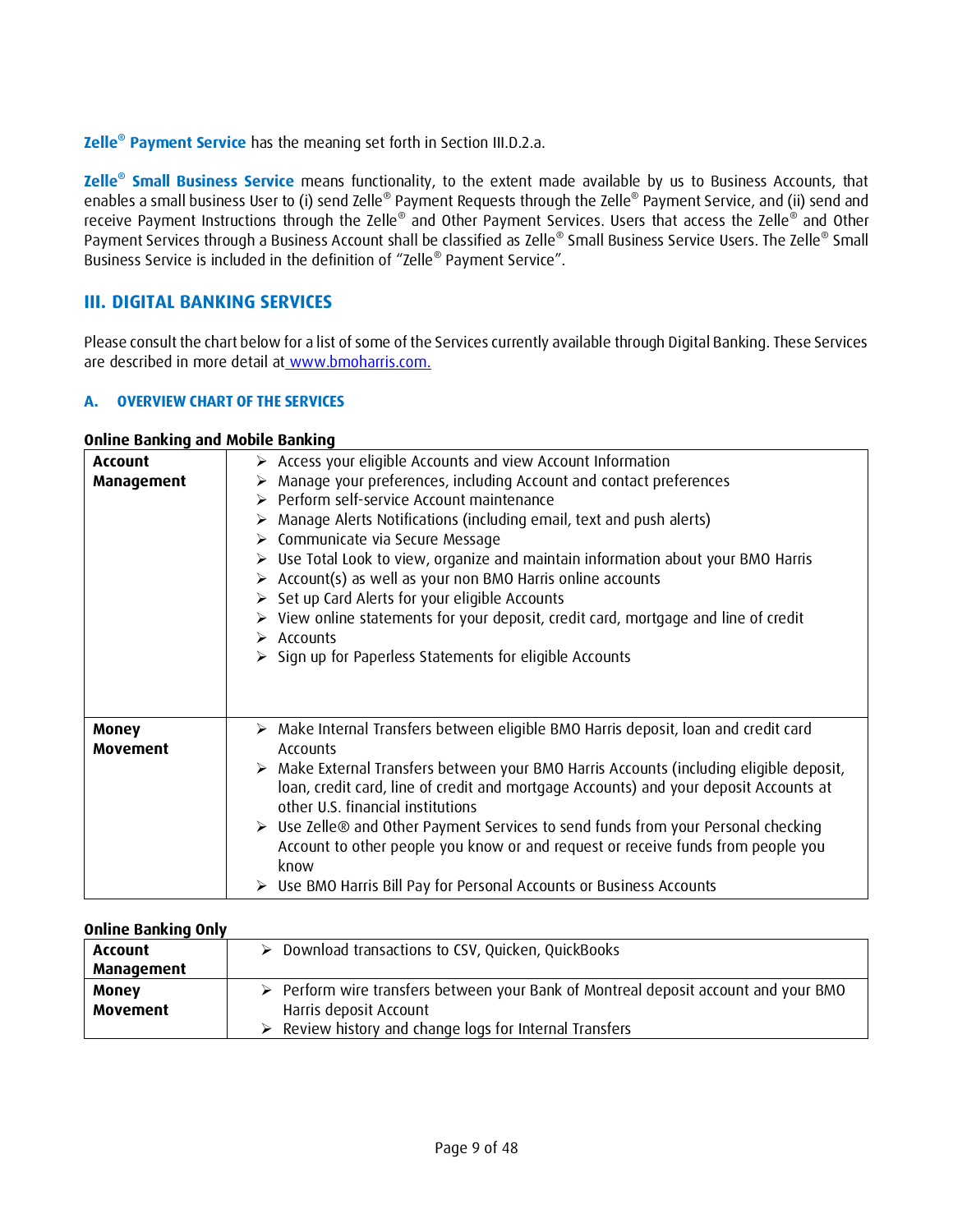**Zelle® Payment Service** has the meaning set forth in Section III.D.2.a.

**Zelle® Small Business Service** means functionality, to the extent made available by us to Business Accounts, that enables a small business User to (i) send Zelle® Payment Requests through the Zelle® Payment Service, and (ii) send and receive Payment Instructions through the Zelle® and Other Payment Services. Users that access the Zelle® and Other Payment Services through a Business Account shall be classified as Zelle® Small Business Service Users. The Zelle® Small Business Service is included in the definition of "Zelle® Payment Service".

## III. DIGITAL BANKING SERVICES

Please consult the chart below for a list of some of the Services currently available through Digital Banking. These Services are described in more detail at www.bmoharris.com.

### A. OVERVIEW CHART OF THE SERVICES

**Online Banking and Mobile Banking**

| | |
|---|---|
| **Account Management** | ➢ Access your eligible Accounts and view Account Information<br>➢ Manage your preferences, including Account and contact preferences<br>➢ Perform self-service Account maintenance<br>➢ Manage Alerts Notifications (including email, text and push alerts)<br>➢ Communicate via Secure Message<br>➢ Use Total Look to view, organize and maintain information about your BMO Harris<br>➢ Account(s) as well as your non BMO Harris online accounts<br>➢ Set up Card Alerts for your eligible Accounts<br>➢ View online statements for your deposit, credit card, mortgage and line of credit<br>➢ Accounts<br>➢ Sign up for Paperless Statements for eligible Accounts |
| **Money Movement** | ➢ Make Internal Transfers between eligible BMO Harris deposit, loan and credit card Accounts<br>➢ Make External Transfers between your BMO Harris Accounts (including eligible deposit, loan, credit card, line of credit and mortgage Accounts) and your deposit Accounts at other U.S. financial institutions<br>➢ Use Zelle® and Other Payment Services to send funds from your Personal checking Account to other people you know or and request or receive funds from people you know<br>➢ Use BMO Harris Bill Pay for Personal Accounts or Business Accounts |

**Online Banking Only**

| | |
|---|---|
| **Account Management** | ➢ Download transactions to CSV, Quicken, QuickBooks |
| **Money Movement** | ➢ Perform wire transfers between your Bank of Montreal deposit account and your BMO Harris deposit Account<br>➢ Review history and change logs for Internal Transfers |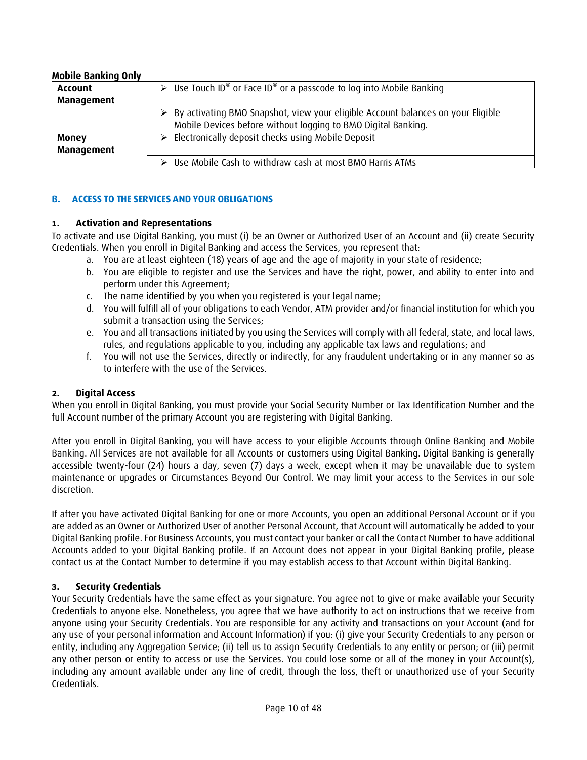**Mobile Banking Only**

| | |
|---|---|
| **Account Management** | ➢ Use Touch ID® or Face ID® or a passcode to log into Mobile Banking |
| | ➢ By activating BMO Snapshot, view your eligible Account balances on your Eligible Mobile Devices before without logging to BMO Digital Banking. |
| **Money Management** | ➢ Electronically deposit checks using Mobile Deposit |
| | ➢ Use Mobile Cash to withdraw cash at most BMO Harris ATMs |

## B. ACCESS TO THE SERVICES AND YOUR OBLIGATIONS

### 1. Activation and Representations

To activate and use Digital Banking, you must (i) be an Owner or Authorized User of an Account and (ii) create Security Credentials. When you enroll in Digital Banking and access the Services, you represent that:

a. You are at least eighteen (18) years of age and the age of majority in your state of residence;
b. You are eligible to register and use the Services and have the right, power, and ability to enter into and perform under this Agreement;
c. The name identified by you when you registered is your legal name;
d. You will fulfill all of your obligations to each Vendor, ATM provider and/or financial institution for which you submit a transaction using the Services;
e. You and all transactions initiated by you using the Services will comply with all federal, state, and local laws, rules, and regulations applicable to you, including any applicable tax laws and regulations; and
f. You will not use the Services, directly or indirectly, for any fraudulent undertaking or in any manner so as to interfere with the use of the Services.

### 2. Digital Access

When you enroll in Digital Banking, you must provide your Social Security Number or Tax Identification Number and the full Account number of the primary Account you are registering with Digital Banking.

After you enroll in Digital Banking, you will have access to your eligible Accounts through Online Banking and Mobile Banking. All Services are not available for all Accounts or customers using Digital Banking. Digital Banking is generally accessible twenty-four (24) hours a day, seven (7) days a week, except when it may be unavailable due to system maintenance or upgrades or Circumstances Beyond Our Control. We may limit your access to the Services in our sole discretion.

If after you have activated Digital Banking for one or more Accounts, you open an additional Personal Account or if you are added as an Owner or Authorized User of another Personal Account, that Account will automatically be added to your Digital Banking profile. For Business Accounts, you must contact your banker or call the Contact Number to have additional Accounts added to your Digital Banking profile. If an Account does not appear in your Digital Banking profile, please contact us at the Contact Number to determine if you may establish access to that Account within Digital Banking.

### 3. Security Credentials

Your Security Credentials have the same effect as your signature. You agree not to give or make available your Security Credentials to anyone else. Nonetheless, you agree that we have authority to act on instructions that we receive from anyone using your Security Credentials. You are responsible for any activity and transactions on your Account (and for any use of your personal information and Account Information) if you: (i) give your Security Credentials to any person or entity, including any Aggregation Service; (ii) tell us to assign Security Credentials to any entity or person; or (iii) permit any other person or entity to access or use the Services. You could lose some or all of the money in your Account(s), including any amount available under any line of credit, through the loss, theft or unauthorized use of your Security Credentials.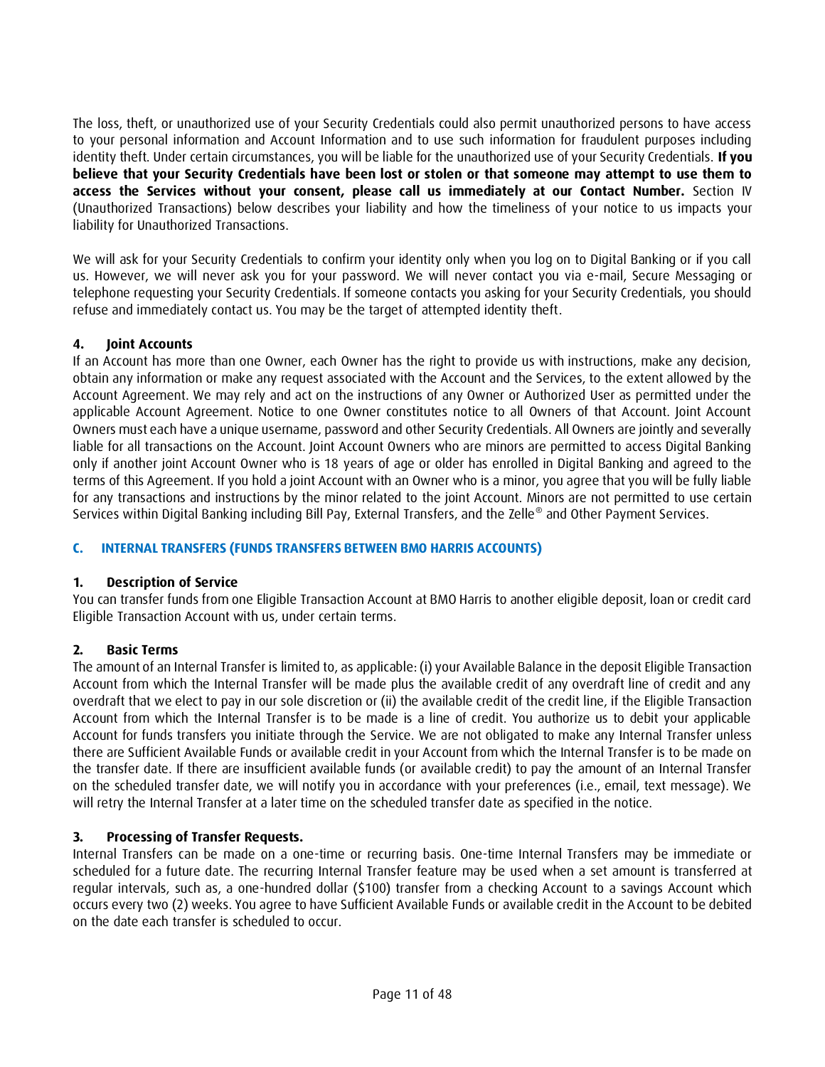The loss, theft, or unauthorized use of your Security Credentials could also permit unauthorized persons to have access to your personal information and Account Information and to use such information for fraudulent purposes including identity theft. Under certain circumstances, you will be liable for the unauthorized use of your Security Credentials. **If you believe that your Security Credentials have been lost or stolen or that someone may attempt to use them to access the Services without your consent, please call us immediately at our Contact Number.** Section IV (Unauthorized Transactions) below describes your liability and how the timeliness of your notice to us impacts your liability for Unauthorized Transactions.

We will ask for your Security Credentials to confirm your identity only when you log on to Digital Banking or if you call us. However, we will never ask you for your password. We will never contact you via e-mail, Secure Messaging or telephone requesting your Security Credentials. If someone contacts you asking for your Security Credentials, you should refuse and immediately contact us. You may be the target of attempted identity theft.

### 4. Joint Accounts

If an Account has more than one Owner, each Owner has the right to provide us with instructions, make any decision, obtain any information or make any request associated with the Account and the Services, to the extent allowed by the Account Agreement. We may rely and act on the instructions of any Owner or Authorized User as permitted under the applicable Account Agreement. Notice to one Owner constitutes notice to all Owners of that Account. Joint Account Owners must each have a unique username, password and other Security Credentials. All Owners are jointly and severally liable for all transactions on the Account. Joint Account Owners who are minors are permitted to access Digital Banking only if another joint Account Owner who is 18 years of age or older has enrolled in Digital Banking and agreed to the terms of this Agreement. If you hold a joint Account with an Owner who is a minor, you agree that you will be fully liable for any transactions and instructions by the minor related to the joint Account. Minors are not permitted to use certain Services within Digital Banking including Bill Pay, External Transfers, and the Zelle® and Other Payment Services.

## C. INTERNAL TRANSFERS (FUNDS TRANSFERS BETWEEN BMO HARRIS ACCOUNTS)

### 1. Description of Service

You can transfer funds from one Eligible Transaction Account at BMO Harris to another eligible deposit, loan or credit card Eligible Transaction Account with us, under certain terms.

### 2. Basic Terms

The amount of an Internal Transfer is limited to, as applicable: (i) your Available Balance in the deposit Eligible Transaction Account from which the Internal Transfer will be made plus the available credit of any overdraft line of credit and any overdraft that we elect to pay in our sole discretion or (ii) the available credit of the credit line, if the Eligible Transaction Account from which the Internal Transfer is to be made is a line of credit. You authorize us to debit your applicable Account for funds transfers you initiate through the Service. We are not obligated to make any Internal Transfer unless there are Sufficient Available Funds or available credit in your Account from which the Internal Transfer is to be made on the transfer date. If there are insufficient available funds (or available credit) to pay the amount of an Internal Transfer on the scheduled transfer date, we will notify you in accordance with your preferences (i.e., email, text message). We will retry the Internal Transfer at a later time on the scheduled transfer date as specified in the notice.

### 3. Processing of Transfer Requests.

Internal Transfers can be made on a one-time or recurring basis. One-time Internal Transfers may be immediate or scheduled for a future date. The recurring Internal Transfer feature may be used when a set amount is transferred at regular intervals, such as, a one-hundred dollar ($100) transfer from a checking Account to a savings Account which occurs every two (2) weeks. You agree to have Sufficient Available Funds or available credit in the Account to be debited on the date each transfer is scheduled to occur.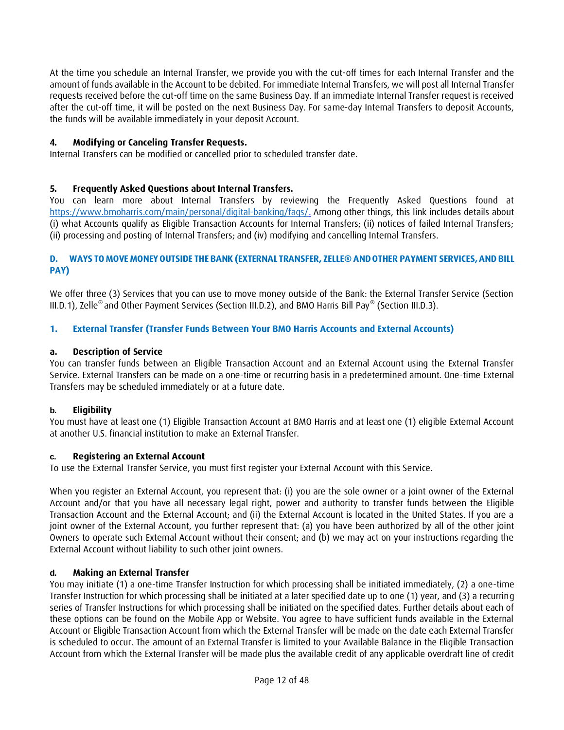At the time you schedule an Internal Transfer, we provide you with the cut-off times for each Internal Transfer and the amount of funds available in the Account to be debited. For immediate Internal Transfers, we will post all Internal Transfer requests received before the cut-off time on the same Business Day. If an immediate Internal Transfer request is received after the cut-off time, it will be posted on the next Business Day. For same-day Internal Transfers to deposit Accounts, the funds will be available immediately in your deposit Account.

**4. Modifying or Canceling Transfer Requests.**
Internal Transfers can be modified or cancelled prior to scheduled transfer date.

**5. Frequently Asked Questions about Internal Transfers.**
You can learn more about Internal Transfers by reviewing the Frequently Asked Questions found at https://www.bmoharris.com/main/personal/digital-banking/faqs/. Among other things, this link includes details about (i) what Accounts qualify as Eligible Transaction Accounts for Internal Transfers; (ii) notices of failed Internal Transfers; (ii) processing and posting of Internal Transfers; and (iv) modifying and cancelling Internal Transfers.

## D. WAYS TO MOVE MONEY OUTSIDE THE BANK (EXTERNAL TRANSFER, ZELLE® AND OTHER PAYMENT SERVICES, AND BILL PAY)

We offer three (3) Services that you can use to move money outside of the Bank: the External Transfer Service (Section III.D.1), Zelle® and Other Payment Services (Section III.D.2), and BMO Harris Bill Pay® (Section III.D.3).

## 1. External Transfer (Transfer Funds Between Your BMO Harris Accounts and External Accounts)

**a. Description of Service**
You can transfer funds between an Eligible Transaction Account and an External Account using the External Transfer Service. External Transfers can be made on a one-time or recurring basis in a predetermined amount. One-time External Transfers may be scheduled immediately or at a future date.

**b. Eligibility**
You must have at least one (1) Eligible Transaction Account at BMO Harris and at least one (1) eligible External Account at another U.S. financial institution to make an External Transfer.

**c. Registering an External Account**
To use the External Transfer Service, you must first register your External Account with this Service.

When you register an External Account, you represent that: (i) you are the sole owner or a joint owner of the External Account and/or that you have all necessary legal right, power and authority to transfer funds between the Eligible Transaction Account and the External Account; and (ii) the External Account is located in the United States. If you are a joint owner of the External Account, you further represent that: (a) you have been authorized by all of the other joint Owners to operate such External Account without their consent; and (b) we may act on your instructions regarding the External Account without liability to such other joint owners.

**d. Making an External Transfer**
You may initiate (1) a one-time Transfer Instruction for which processing shall be initiated immediately, (2) a one-time Transfer Instruction for which processing shall be initiated at a later specified date up to one (1) year, and (3) a recurring series of Transfer Instructions for which processing shall be initiated on the specified dates. Further details about each of these options can be found on the Mobile App or Website. You agree to have sufficient funds available in the External Account or Eligible Transaction Account from which the External Transfer will be made on the date each External Transfer is scheduled to occur. The amount of an External Transfer is limited to your Available Balance in the Eligible Transaction Account from which the External Transfer will be made plus the available credit of any applicable overdraft line of credit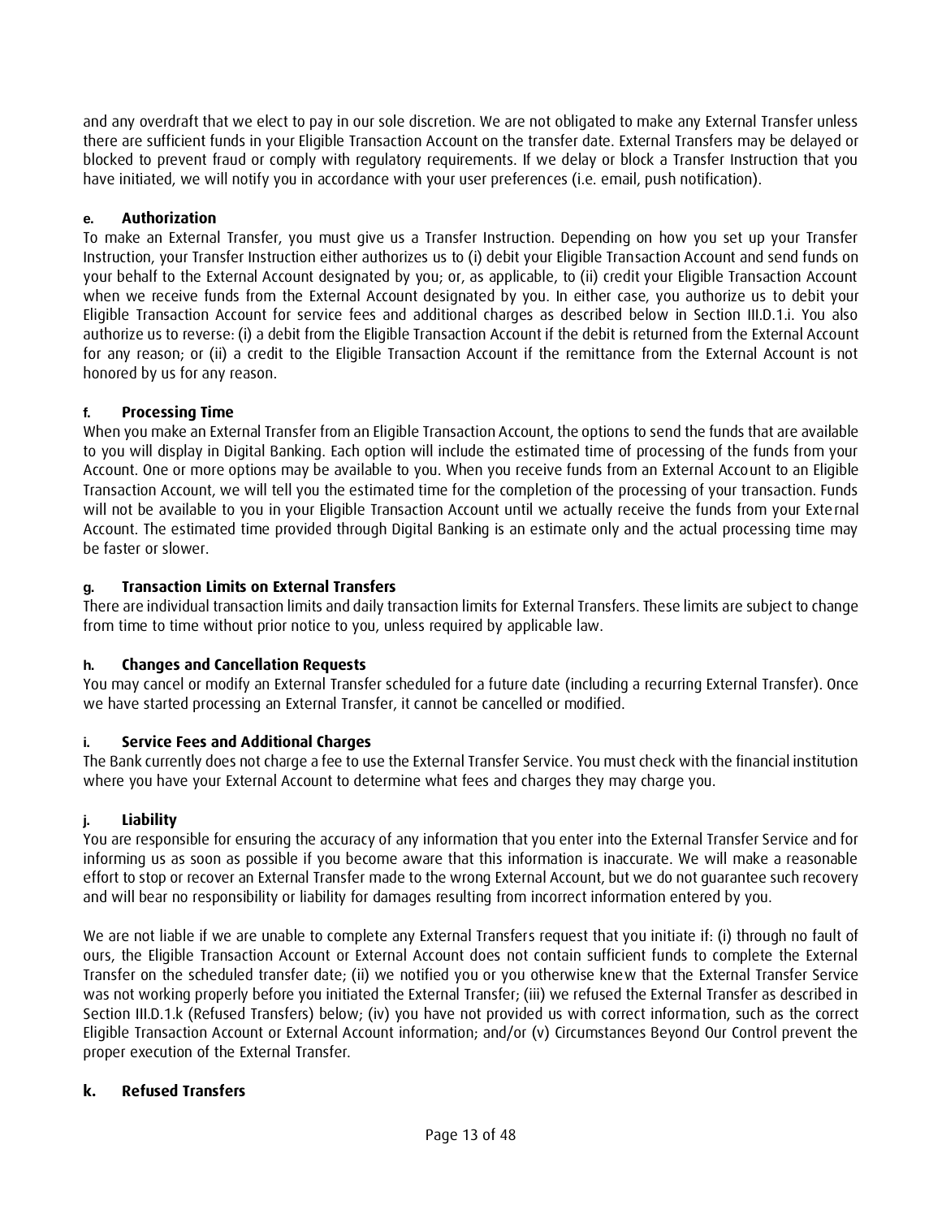and any overdraft that we elect to pay in our sole discretion. We are not obligated to make any External Transfer unless there are sufficient funds in your Eligible Transaction Account on the transfer date. External Transfers may be delayed or blocked to prevent fraud or comply with regulatory requirements. If we delay or block a Transfer Instruction that you have initiated, we will notify you in accordance with your user preferences (i.e. email, push notification).

#### e. Authorization

To make an External Transfer, you must give us a Transfer Instruction. Depending on how you set up your Transfer Instruction, your Transfer Instruction either authorizes us to (i) debit your Eligible Transaction Account and send funds on your behalf to the External Account designated by you; or, as applicable, to (ii) credit your Eligible Transaction Account when we receive funds from the External Account designated by you. In either case, you authorize us to debit your Eligible Transaction Account for service fees and additional charges as described below in Section III.D.1.i. You also authorize us to reverse: (i) a debit from the Eligible Transaction Account if the debit is returned from the External Account for any reason; or (ii) a credit to the Eligible Transaction Account if the remittance from the External Account is not honored by us for any reason.

#### f. Processing Time

When you make an External Transfer from an Eligible Transaction Account, the options to send the funds that are available to you will display in Digital Banking. Each option will include the estimated time of processing of the funds from your Account. One or more options may be available to you. When you receive funds from an External Account to an Eligible Transaction Account, we will tell you the estimated time for the completion of the processing of your transaction. Funds will not be available to you in your Eligible Transaction Account until we actually receive the funds from your External Account. The estimated time provided through Digital Banking is an estimate only and the actual processing time may be faster or slower.

#### g. Transaction Limits on External Transfers

There are individual transaction limits and daily transaction limits for External Transfers. These limits are subject to change from time to time without prior notice to you, unless required by applicable law.

#### h. Changes and Cancellation Requests

You may cancel or modify an External Transfer scheduled for a future date (including a recurring External Transfer). Once we have started processing an External Transfer, it cannot be cancelled or modified.

#### i. Service Fees and Additional Charges

The Bank currently does not charge a fee to use the External Transfer Service. You must check with the financial institution where you have your External Account to determine what fees and charges they may charge you.

#### j. Liability

You are responsible for ensuring the accuracy of any information that you enter into the External Transfer Service and for informing us as soon as possible if you become aware that this information is inaccurate. We will make a reasonable effort to stop or recover an External Transfer made to the wrong External Account, but we do not guarantee such recovery and will bear no responsibility or liability for damages resulting from incorrect information entered by you.

We are not liable if we are unable to complete any External Transfers request that you initiate if: (i) through no fault of ours, the Eligible Transaction Account or External Account does not contain sufficient funds to complete the External Transfer on the scheduled transfer date; (ii) we notified you or you otherwise knew that the External Transfer Service was not working properly before you initiated the External Transfer; (iii) we refused the External Transfer as described in Section III.D.1.k (Refused Transfers) below; (iv) you have not provided us with correct information, such as the correct Eligible Transaction Account or External Account information; and/or (v) Circumstances Beyond Our Control prevent the proper execution of the External Transfer.

#### k. Refused Transfers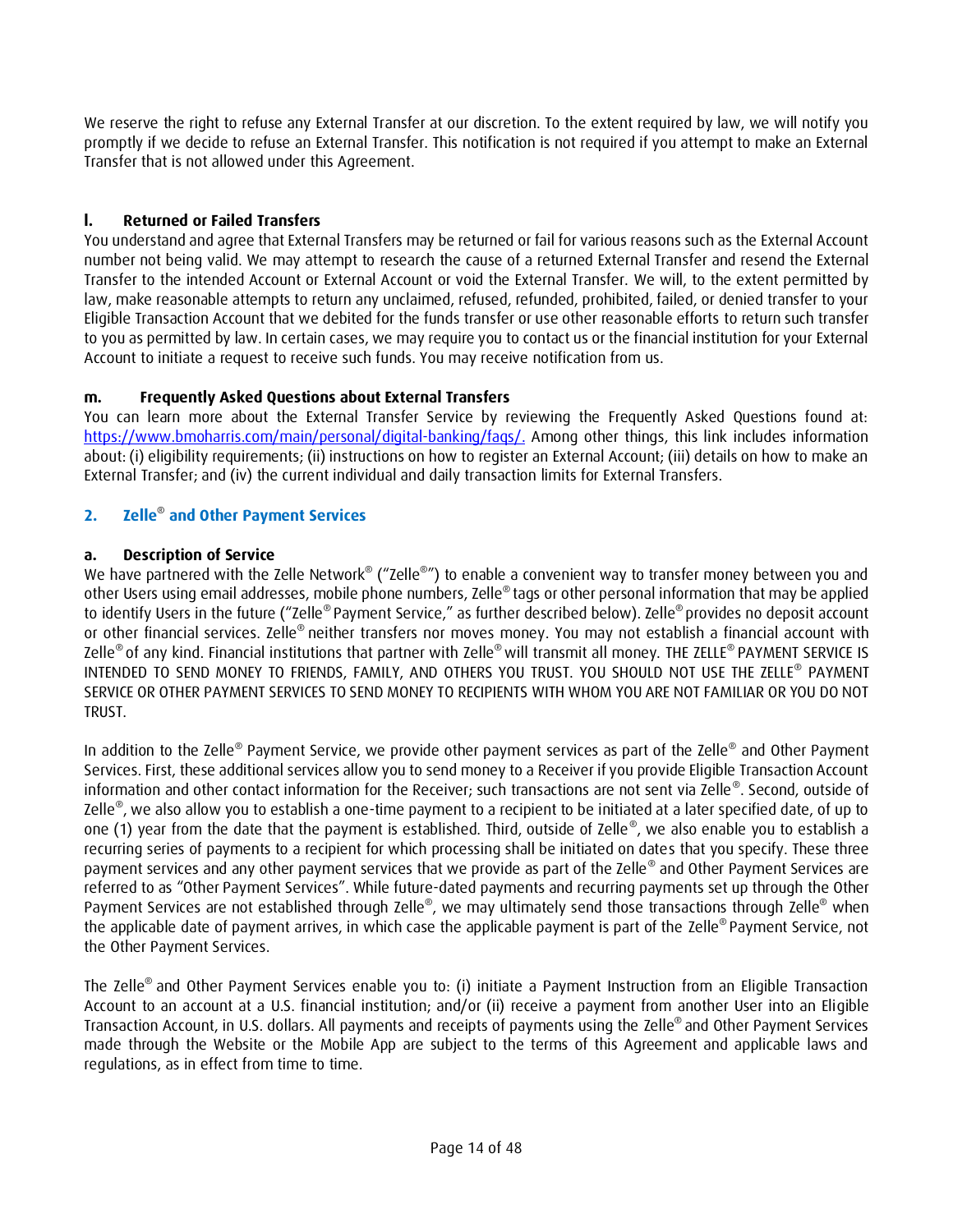We reserve the right to refuse any External Transfer at our discretion. To the extent required by law, we will notify you promptly if we decide to refuse an External Transfer. This notification is not required if you attempt to make an External Transfer that is not allowed under this Agreement.

#### l. Returned or Failed Transfers

You understand and agree that External Transfers may be returned or fail for various reasons such as the External Account number not being valid. We may attempt to research the cause of a returned External Transfer and resend the External Transfer to the intended Account or External Account or void the External Transfer. We will, to the extent permitted by law, make reasonable attempts to return any unclaimed, refused, refunded, prohibited, failed, or denied transfer to your Eligible Transaction Account that we debited for the funds transfer or use other reasonable efforts to return such transfer to you as permitted by law. In certain cases, we may require you to contact us or the financial institution for your External Account to initiate a request to receive such funds. You may receive notification from us.

#### m. Frequently Asked Questions about External Transfers

You can learn more about the External Transfer Service by reviewing the Frequently Asked Questions found at: [https://www.bmoharris.com/main/personal/digital-banking/faqs/.](https://www.bmoharris.com/main/personal/digital-banking/faqs/) Among other things, this link includes information about: (i) eligibility requirements; (ii) instructions on how to register an External Account; (iii) details on how to make an External Transfer; and (iv) the current individual and daily transaction limits for External Transfers.

### 2. Zelle® and Other Payment Services

#### a. Description of Service

We have partnered with the Zelle Network® ("Zelle®") to enable a convenient way to transfer money between you and other Users using email addresses, mobile phone numbers, Zelle® tags or other personal information that may be applied to identify Users in the future ("Zelle® Payment Service," as further described below). Zelle® provides no deposit account or other financial services. Zelle® neither transfers nor moves money. You may not establish a financial account with Zelle® of any kind. Financial institutions that partner with Zelle® will transmit all money. THE ZELLE® PAYMENT SERVICE IS INTENDED TO SEND MONEY TO FRIENDS, FAMILY, AND OTHERS YOU TRUST. YOU SHOULD NOT USE THE ZELLE® PAYMENT SERVICE OR OTHER PAYMENT SERVICES TO SEND MONEY TO RECIPIENTS WITH WHOM YOU ARE NOT FAMILIAR OR YOU DO NOT TRUST.

In addition to the Zelle® Payment Service, we provide other payment services as part of the Zelle® and Other Payment Services. First, these additional services allow you to send money to a Receiver if you provide Eligible Transaction Account information and other contact information for the Receiver; such transactions are not sent via Zelle®. Second, outside of Zelle®, we also allow you to establish a one-time payment to a recipient to be initiated at a later specified date, of up to one (1) year from the date that the payment is established. Third, outside of Zelle®, we also enable you to establish a recurring series of payments to a recipient for which processing shall be initiated on dates that you specify. These three payment services and any other payment services that we provide as part of the Zelle® and Other Payment Services are referred to as "Other Payment Services". While future-dated payments and recurring payments set up through the Other Payment Services are not established through Zelle®, we may ultimately send those transactions through Zelle® when the applicable date of payment arrives, in which case the applicable payment is part of the Zelle® Payment Service, not the Other Payment Services.

The Zelle® and Other Payment Services enable you to: (i) initiate a Payment Instruction from an Eligible Transaction Account to an account at a U.S. financial institution; and/or (ii) receive a payment from another User into an Eligible Transaction Account, in U.S. dollars. All payments and receipts of payments using the Zelle® and Other Payment Services made through the Website or the Mobile App are subject to the terms of this Agreement and applicable laws and regulations, as in effect from time to time.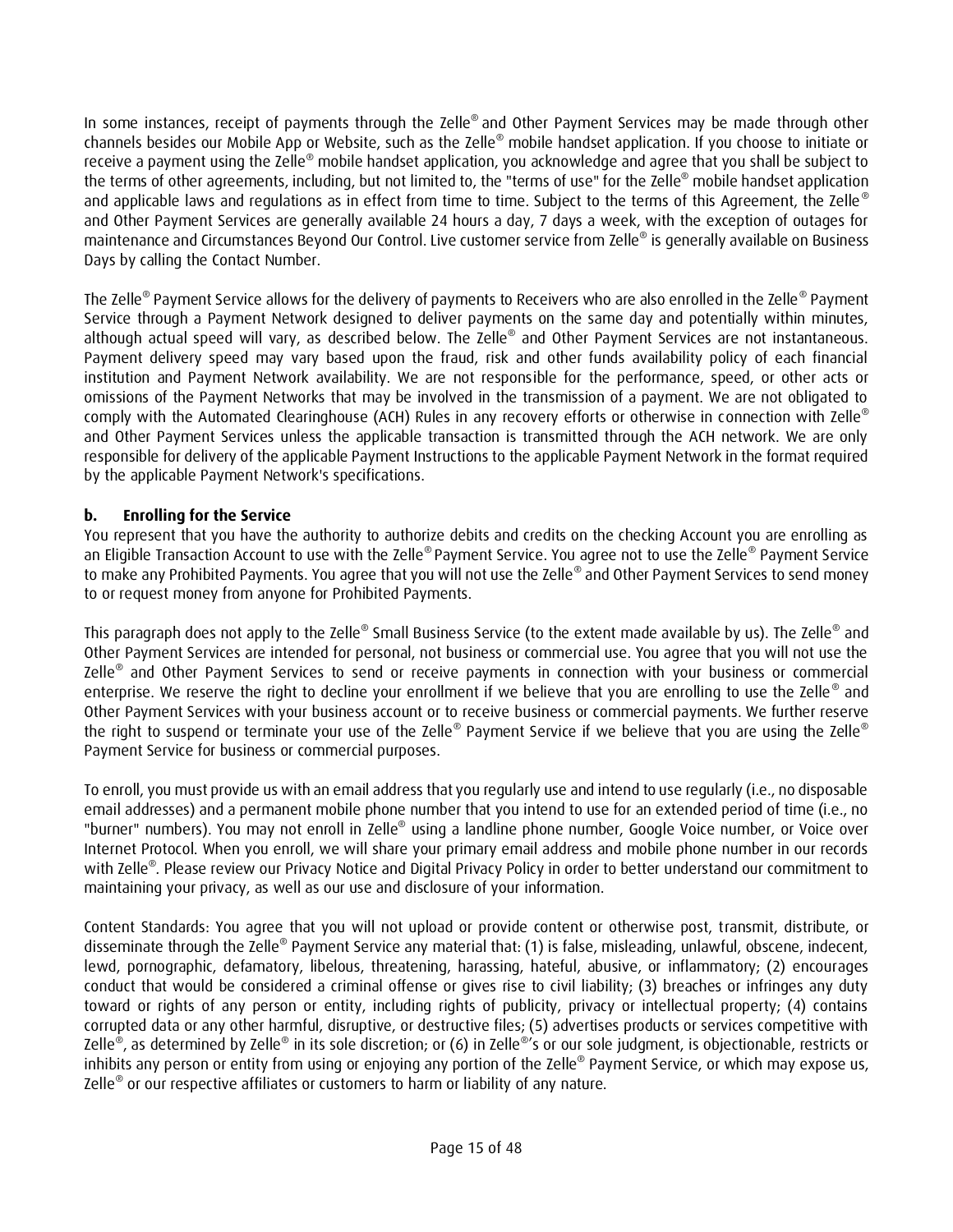In some instances, receipt of payments through the Zelle® and Other Payment Services may be made through other channels besides our Mobile App or Website, such as the Zelle® mobile handset application. If you choose to initiate or receive a payment using the Zelle® mobile handset application, you acknowledge and agree that you shall be subject to the terms of other agreements, including, but not limited to, the "terms of use" for the Zelle® mobile handset application and applicable laws and regulations as in effect from time to time. Subject to the terms of this Agreement, the Zelle® and Other Payment Services are generally available 24 hours a day, 7 days a week, with the exception of outages for maintenance and Circumstances Beyond Our Control. Live customer service from Zelle® is generally available on Business Days by calling the Contact Number.

The Zelle® Payment Service allows for the delivery of payments to Receivers who are also enrolled in the Zelle® Payment Service through a Payment Network designed to deliver payments on the same day and potentially within minutes, although actual speed will vary, as described below. The Zelle® and Other Payment Services are not instantaneous. Payment delivery speed may vary based upon the fraud, risk and other funds availability policy of each financial institution and Payment Network availability. We are not responsible for the performance, speed, or other acts or omissions of the Payment Networks that may be involved in the transmission of a payment. We are not obligated to comply with the Automated Clearinghouse (ACH) Rules in any recovery efforts or otherwise in connection with Zelle® and Other Payment Services unless the applicable transaction is transmitted through the ACH network. We are only responsible for delivery of the applicable Payment Instructions to the applicable Payment Network in the format required by the applicable Payment Network's specifications.

**b. Enrolling for the Service**

You represent that you have the authority to authorize debits and credits on the checking Account you are enrolling as an Eligible Transaction Account to use with the Zelle® Payment Service. You agree not to use the Zelle® Payment Service to make any Prohibited Payments. You agree that you will not use the Zelle® and Other Payment Services to send money to or request money from anyone for Prohibited Payments.

This paragraph does not apply to the Zelle® Small Business Service (to the extent made available by us). The Zelle® and Other Payment Services are intended for personal, not business or commercial use. You agree that you will not use the Zelle® and Other Payment Services to send or receive payments in connection with your business or commercial enterprise. We reserve the right to decline your enrollment if we believe that you are enrolling to use the Zelle® and Other Payment Services with your business account or to receive business or commercial payments. We further reserve the right to suspend or terminate your use of the Zelle® Payment Service if we believe that you are using the Zelle® Payment Service for business or commercial purposes.

To enroll, you must provide us with an email address that you regularly use and intend to use regularly (i.e., no disposable email addresses) and a permanent mobile phone number that you intend to use for an extended period of time (i.e., no "burner" numbers). You may not enroll in Zelle® using a landline phone number, Google Voice number, or Voice over Internet Protocol. When you enroll, we will share your primary email address and mobile phone number in our records with Zelle®. Please review our Privacy Notice and Digital Privacy Policy in order to better understand our commitment to maintaining your privacy, as well as our use and disclosure of your information.

Content Standards: You agree that you will not upload or provide content or otherwise post, transmit, distribute, or disseminate through the Zelle® Payment Service any material that: (1) is false, misleading, unlawful, obscene, indecent, lewd, pornographic, defamatory, libelous, threatening, harassing, hateful, abusive, or inflammatory; (2) encourages conduct that would be considered a criminal offense or gives rise to civil liability; (3) breaches or infringes any duty toward or rights of any person or entity, including rights of publicity, privacy or intellectual property; (4) contains corrupted data or any other harmful, disruptive, or destructive files; (5) advertises products or services competitive with Zelle®, as determined by Zelle® in its sole discretion; or (6) in Zelle®'s or our sole judgment, is objectionable, restricts or inhibits any person or entity from using or enjoying any portion of the Zelle® Payment Service, or which may expose us, Zelle® or our respective affiliates or customers to harm or liability of any nature.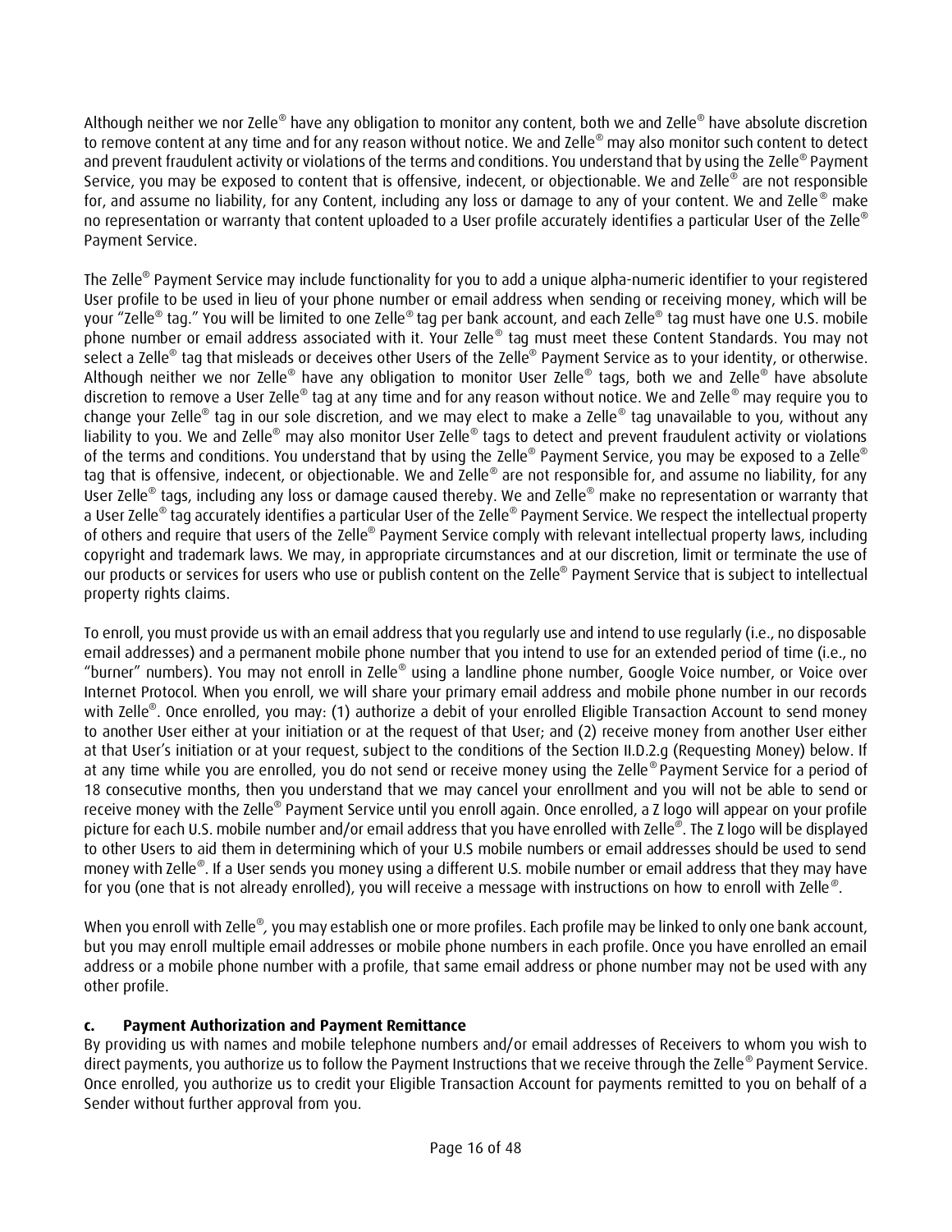Although neither we nor Zelle® have any obligation to monitor any content, both we and Zelle® have absolute discretion to remove content at any time and for any reason without notice. We and Zelle® may also monitor such content to detect and prevent fraudulent activity or violations of the terms and conditions. You understand that by using the Zelle® Payment Service, you may be exposed to content that is offensive, indecent, or objectionable. We and Zelle® are not responsible for, and assume no liability, for any Content, including any loss or damage to any of your content. We and Zelle® make no representation or warranty that content uploaded to a User profile accurately identifies a particular User of the Zelle® Payment Service.

The Zelle® Payment Service may include functionality for you to add a unique alpha-numeric identifier to your registered User profile to be used in lieu of your phone number or email address when sending or receiving money, which will be your "Zelle® tag." You will be limited to one Zelle® tag per bank account, and each Zelle® tag must have one U.S. mobile phone number or email address associated with it. Your Zelle® tag must meet these Content Standards. You may not select a Zelle® tag that misleads or deceives other Users of the Zelle® Payment Service as to your identity, or otherwise. Although neither we nor Zelle® have any obligation to monitor User Zelle® tags, both we and Zelle® have absolute discretion to remove a User Zelle® tag at any time and for any reason without notice. We and Zelle® may require you to change your Zelle® tag in our sole discretion, and we may elect to make a Zelle® tag unavailable to you, without any liability to you. We and Zelle® may also monitor User Zelle® tags to detect and prevent fraudulent activity or violations of the terms and conditions. You understand that by using the Zelle® Payment Service, you may be exposed to a Zelle® tag that is offensive, indecent, or objectionable. We and Zelle® are not responsible for, and assume no liability, for any User Zelle® tags, including any loss or damage caused thereby. We and Zelle® make no representation or warranty that a User Zelle® tag accurately identifies a particular User of the Zelle® Payment Service. We respect the intellectual property of others and require that users of the Zelle® Payment Service comply with relevant intellectual property laws, including copyright and trademark laws. We may, in appropriate circumstances and at our discretion, limit or terminate the use of our products or services for users who use or publish content on the Zelle® Payment Service that is subject to intellectual property rights claims.

To enroll, you must provide us with an email address that you regularly use and intend to use regularly (i.e., no disposable email addresses) and a permanent mobile phone number that you intend to use for an extended period of time (i.e., no "burner" numbers). You may not enroll in Zelle® using a landline phone number, Google Voice number, or Voice over Internet Protocol. When you enroll, we will share your primary email address and mobile phone number in our records with Zelle®. Once enrolled, you may: (1) authorize a debit of your enrolled Eligible Transaction Account to send money to another User either at your initiation or at the request of that User; and (2) receive money from another User either at that User's initiation or at your request, subject to the conditions of the Section II.D.2.g (Requesting Money) below. If at any time while you are enrolled, you do not send or receive money using the Zelle® Payment Service for a period of 18 consecutive months, then you understand that we may cancel your enrollment and you will not be able to send or receive money with the Zelle® Payment Service until you enroll again. Once enrolled, a Z logo will appear on your profile picture for each U.S. mobile number and/or email address that you have enrolled with Zelle®. The Z logo will be displayed to other Users to aid them in determining which of your U.S mobile numbers or email addresses should be used to send money with Zelle®. If a User sends you money using a different U.S. mobile number or email address that they may have for you (one that is not already enrolled), you will receive a message with instructions on how to enroll with Zelle®.

When you enroll with Zelle®, you may establish one or more profiles. Each profile may be linked to only one bank account, but you may enroll multiple email addresses or mobile phone numbers in each profile. Once you have enrolled an email address or a mobile phone number with a profile, that same email address or phone number may not be used with any other profile.

**c. Payment Authorization and Payment Remittance**

By providing us with names and mobile telephone numbers and/or email addresses of Receivers to whom you wish to direct payments, you authorize us to follow the Payment Instructions that we receive through the Zelle® Payment Service. Once enrolled, you authorize us to credit your Eligible Transaction Account for payments remitted to you on behalf of a Sender without further approval from you.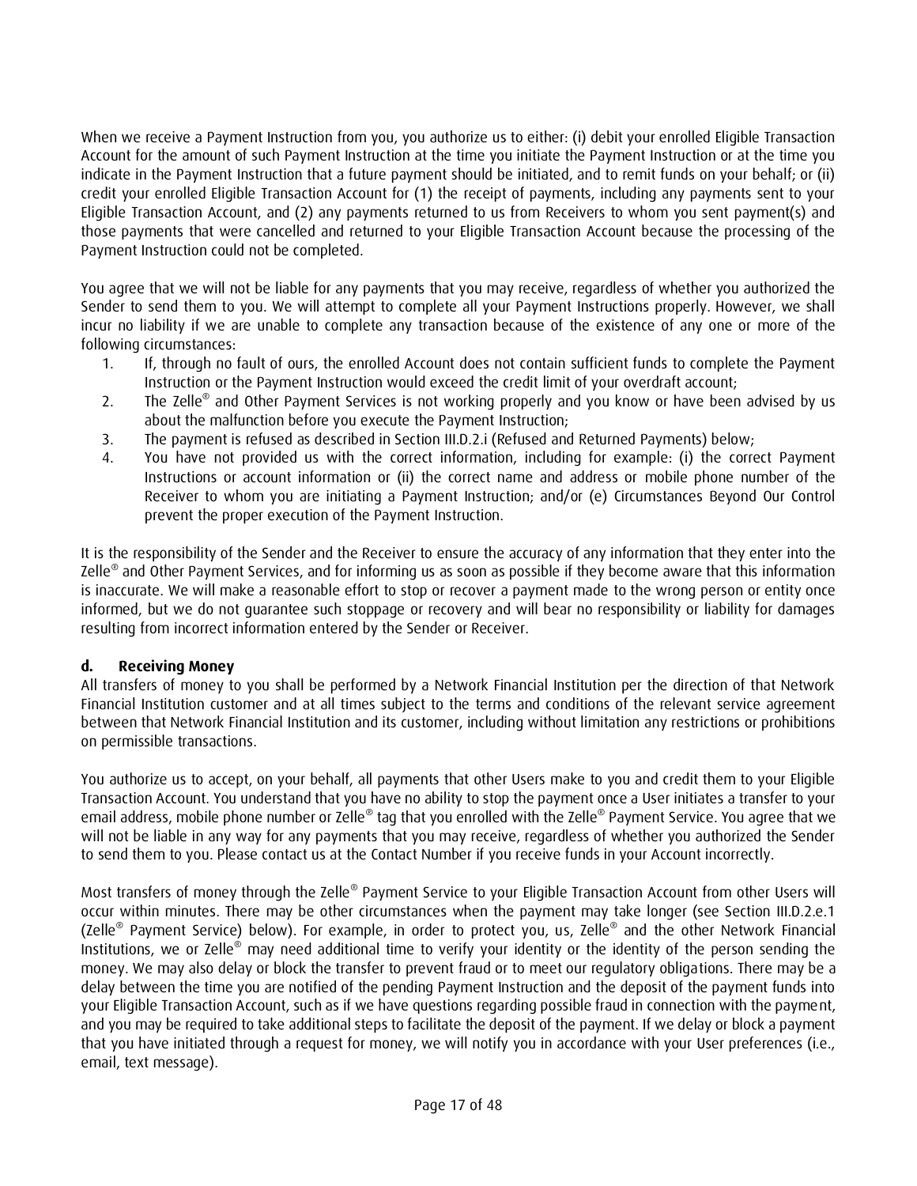When we receive a Payment Instruction from you, you authorize us to either: (i) debit your enrolled Eligible Transaction Account for the amount of such Payment Instruction at the time you initiate the Payment Instruction or at the time you indicate in the Payment Instruction that a future payment should be initiated, and to remit funds on your behalf; or (ii) credit your enrolled Eligible Transaction Account for (1) the receipt of payments, including any payments sent to your Eligible Transaction Account, and (2) any payments returned to us from Receivers to whom you sent payment(s) and those payments that were cancelled and returned to your Eligible Transaction Account because the processing of the Payment Instruction could not be completed.

You agree that we will not be liable for any payments that you may receive, regardless of whether you authorized the Sender to send them to you. We will attempt to complete all your Payment Instructions properly. However, we shall incur no liability if we are unable to complete any transaction because of the existence of any one or more of the following circumstances:

1. If, through no fault of ours, the enrolled Account does not contain sufficient funds to complete the Payment Instruction or the Payment Instruction would exceed the credit limit of your overdraft account;
2. The Zelle® and Other Payment Services is not working properly and you know or have been advised by us about the malfunction before you execute the Payment Instruction;
3. The payment is refused as described in Section III.D.2.i (Refused and Returned Payments) below;
4. You have not provided us with the correct information, including for example: (i) the correct Payment Instructions or account information or (ii) the correct name and address or mobile phone number of the Receiver to whom you are initiating a Payment Instruction; and/or (e) Circumstances Beyond Our Control prevent the proper execution of the Payment Instruction.

It is the responsibility of the Sender and the Receiver to ensure the accuracy of any information that they enter into the Zelle® and Other Payment Services, and for informing us as soon as possible if they become aware that this information is inaccurate. We will make a reasonable effort to stop or recover a payment made to the wrong person or entity once informed, but we do not guarantee such stoppage or recovery and will bear no responsibility or liability for damages resulting from incorrect information entered by the Sender or Receiver.

#### d. Receiving Money

All transfers of money to you shall be performed by a Network Financial Institution per the direction of that Network Financial Institution customer and at all times subject to the terms and conditions of the relevant service agreement between that Network Financial Institution and its customer, including without limitation any restrictions or prohibitions on permissible transactions.

You authorize us to accept, on your behalf, all payments that other Users make to you and credit them to your Eligible Transaction Account. You understand that you have no ability to stop the payment once a User initiates a transfer to your email address, mobile phone number or Zelle® tag that you enrolled with the Zelle® Payment Service. You agree that we will not be liable in any way for any payments that you may receive, regardless of whether you authorized the Sender to send them to you. Please contact us at the Contact Number if you receive funds in your Account incorrectly.

Most transfers of money through the Zelle® Payment Service to your Eligible Transaction Account from other Users will occur within minutes. There may be other circumstances when the payment may take longer (see Section III.D.2.e.1 (Zelle® Payment Service) below). For example, in order to protect you, us, Zelle® and the other Network Financial Institutions, we or Zelle® may need additional time to verify your identity or the identity of the person sending the money. We may also delay or block the transfer to prevent fraud or to meet our regulatory obligations. There may be a delay between the time you are notified of the pending Payment Instruction and the deposit of the payment funds into your Eligible Transaction Account, such as if we have questions regarding possible fraud in connection with the payment, and you may be required to take additional steps to facilitate the deposit of the payment. If we delay or block a payment that you have initiated through a request for money, we will notify you in accordance with your User preferences (i.e., email, text message).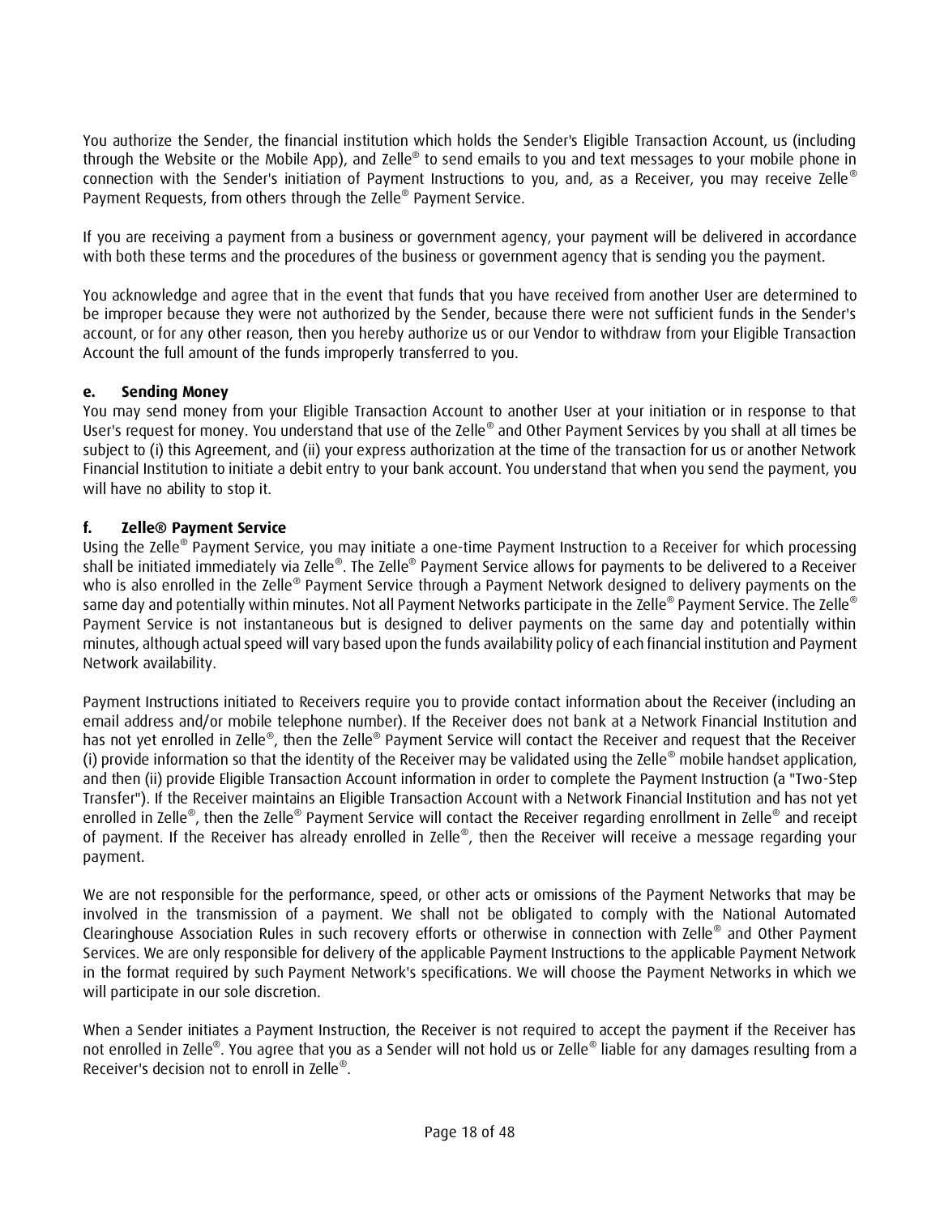You authorize the Sender, the financial institution which holds the Sender's Eligible Transaction Account, us (including through the Website or the Mobile App), and Zelle® to send emails to you and text messages to your mobile phone in connection with the Sender's initiation of Payment Instructions to you, and, as a Receiver, you may receive Zelle® Payment Requests, from others through the Zelle® Payment Service.

If you are receiving a payment from a business or government agency, your payment will be delivered in accordance with both these terms and the procedures of the business or government agency that is sending you the payment.

You acknowledge and agree that in the event that funds that you have received from another User are determined to be improper because they were not authorized by the Sender, because there were not sufficient funds in the Sender's account, or for any other reason, then you hereby authorize us or our Vendor to withdraw from your Eligible Transaction Account the full amount of the funds improperly transferred to you.

**e. Sending Money**

You may send money from your Eligible Transaction Account to another User at your initiation or in response to that User's request for money. You understand that use of the Zelle® and Other Payment Services by you shall at all times be subject to (i) this Agreement, and (ii) your express authorization at the time of the transaction for us or another Network Financial Institution to initiate a debit entry to your bank account. You understand that when you send the payment, you will have no ability to stop it.

**f. Zelle® Payment Service**

Using the Zelle® Payment Service, you may initiate a one-time Payment Instruction to a Receiver for which processing shall be initiated immediately via Zelle®. The Zelle® Payment Service allows for payments to be delivered to a Receiver who is also enrolled in the Zelle® Payment Service through a Payment Network designed to delivery payments on the same day and potentially within minutes. Not all Payment Networks participate in the Zelle® Payment Service. The Zelle® Payment Service is not instantaneous but is designed to deliver payments on the same day and potentially within minutes, although actual speed will vary based upon the funds availability policy of each financial institution and Payment Network availability.

Payment Instructions initiated to Receivers require you to provide contact information about the Receiver (including an email address and/or mobile telephone number). If the Receiver does not bank at a Network Financial Institution and has not yet enrolled in Zelle®, then the Zelle® Payment Service will contact the Receiver and request that the Receiver (i) provide information so that the identity of the Receiver may be validated using the Zelle® mobile handset application, and then (ii) provide Eligible Transaction Account information in order to complete the Payment Instruction (a "Two-Step Transfer"). If the Receiver maintains an Eligible Transaction Account with a Network Financial Institution and has not yet enrolled in Zelle®, then the Zelle® Payment Service will contact the Receiver regarding enrollment in Zelle® and receipt of payment. If the Receiver has already enrolled in Zelle®, then the Receiver will receive a message regarding your payment.

We are not responsible for the performance, speed, or other acts or omissions of the Payment Networks that may be involved in the transmission of a payment. We shall not be obligated to comply with the National Automated Clearinghouse Association Rules in such recovery efforts or otherwise in connection with Zelle® and Other Payment Services. We are only responsible for delivery of the applicable Payment Instructions to the applicable Payment Network in the format required by such Payment Network's specifications. We will choose the Payment Networks in which we will participate in our sole discretion.

When a Sender initiates a Payment Instruction, the Receiver is not required to accept the payment if the Receiver has not enrolled in Zelle®. You agree that you as a Sender will not hold us or Zelle® liable for any damages resulting from a Receiver's decision not to enroll in Zelle®.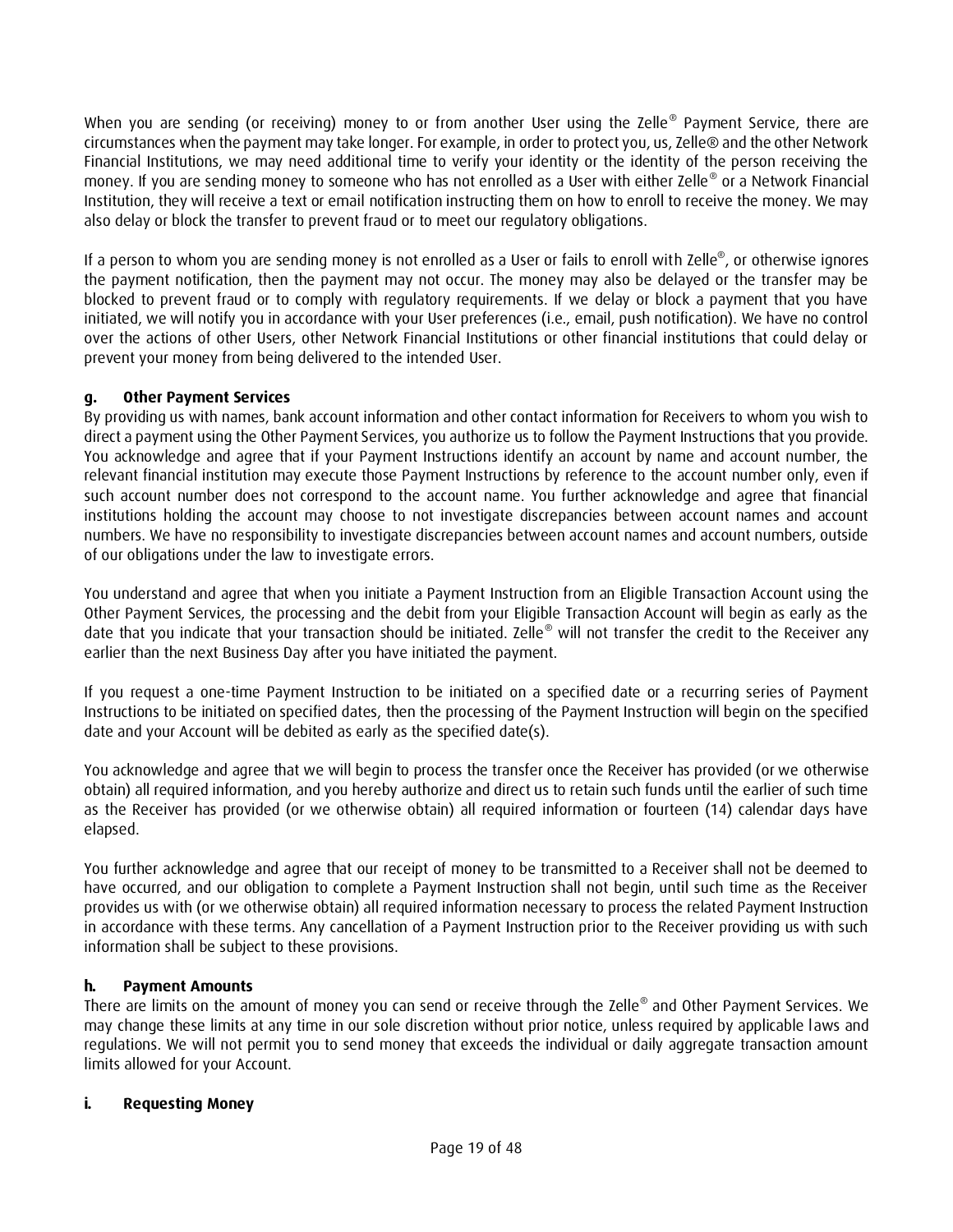When you are sending (or receiving) money to or from another User using the Zelle® Payment Service, there are circumstances when the payment may take longer. For example, in order to protect you, us, Zelle® and the other Network Financial Institutions, we may need additional time to verify your identity or the identity of the person receiving the money. If you are sending money to someone who has not enrolled as a User with either Zelle® or a Network Financial Institution, they will receive a text or email notification instructing them on how to enroll to receive the money. We may also delay or block the transfer to prevent fraud or to meet our regulatory obligations.

If a person to whom you are sending money is not enrolled as a User or fails to enroll with Zelle®, or otherwise ignores the payment notification, then the payment may not occur. The money may also be delayed or the transfer may be blocked to prevent fraud or to comply with regulatory requirements. If we delay or block a payment that you have initiated, we will notify you in accordance with your User preferences (i.e., email, push notification). We have no control over the actions of other Users, other Network Financial Institutions or other financial institutions that could delay or prevent your money from being delivered to the intended User.

### g. Other Payment Services

By providing us with names, bank account information and other contact information for Receivers to whom you wish to direct a payment using the Other Payment Services, you authorize us to follow the Payment Instructions that you provide. You acknowledge and agree that if your Payment Instructions identify an account by name and account number, the relevant financial institution may execute those Payment Instructions by reference to the account number only, even if such account number does not correspond to the account name. You further acknowledge and agree that financial institutions holding the account may choose to not investigate discrepancies between account names and account numbers. We have no responsibility to investigate discrepancies between account names and account numbers, outside of our obligations under the law to investigate errors.

You understand and agree that when you initiate a Payment Instruction from an Eligible Transaction Account using the Other Payment Services, the processing and the debit from your Eligible Transaction Account will begin as early as the date that you indicate that your transaction should be initiated. Zelle® will not transfer the credit to the Receiver any earlier than the next Business Day after you have initiated the payment.

If you request a one-time Payment Instruction to be initiated on a specified date or a recurring series of Payment Instructions to be initiated on specified dates, then the processing of the Payment Instruction will begin on the specified date and your Account will be debited as early as the specified date(s).

You acknowledge and agree that we will begin to process the transfer once the Receiver has provided (or we otherwise obtain) all required information, and you hereby authorize and direct us to retain such funds until the earlier of such time as the Receiver has provided (or we otherwise obtain) all required information or fourteen (14) calendar days have elapsed.

You further acknowledge and agree that our receipt of money to be transmitted to a Receiver shall not be deemed to have occurred, and our obligation to complete a Payment Instruction shall not begin, until such time as the Receiver provides us with (or we otherwise obtain) all required information necessary to process the related Payment Instruction in accordance with these terms. Any cancellation of a Payment Instruction prior to the Receiver providing us with such information shall be subject to these provisions.

### h. Payment Amounts

There are limits on the amount of money you can send or receive through the Zelle® and Other Payment Services. We may change these limits at any time in our sole discretion without prior notice, unless required by applicable laws and regulations. We will not permit you to send money that exceeds the individual or daily aggregate transaction amount limits allowed for your Account.

### i. Requesting Money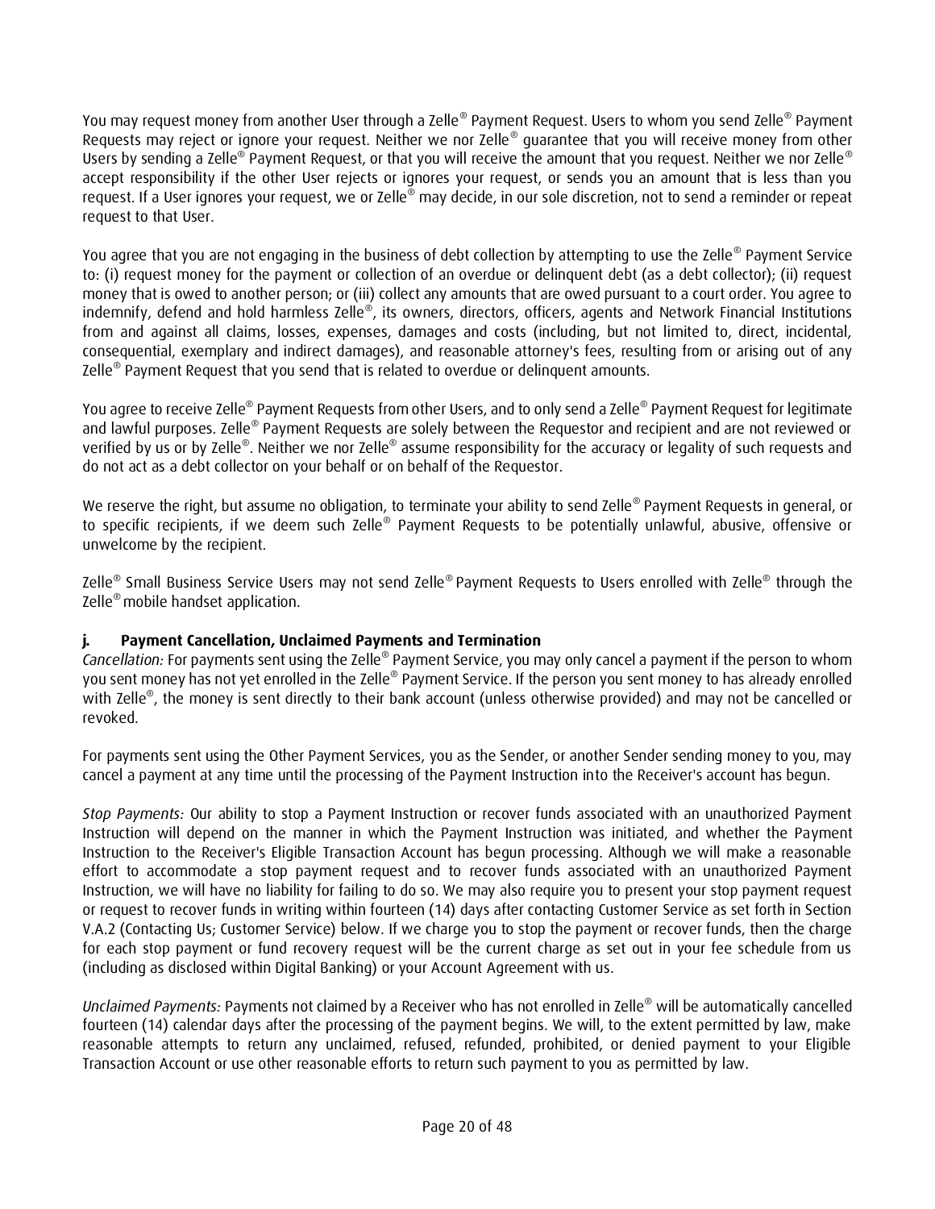You may request money from another User through a Zelle® Payment Request. Users to whom you send Zelle® Payment Requests may reject or ignore your request. Neither we nor Zelle® guarantee that you will receive money from other Users by sending a Zelle® Payment Request, or that you will receive the amount that you request. Neither we nor Zelle® accept responsibility if the other User rejects or ignores your request, or sends you an amount that is less than you request. If a User ignores your request, we or Zelle® may decide, in our sole discretion, not to send a reminder or repeat request to that User.

You agree that you are not engaging in the business of debt collection by attempting to use the Zelle® Payment Service to: (i) request money for the payment or collection of an overdue or delinquent debt (as a debt collector); (ii) request money that is owed to another person; or (iii) collect any amounts that are owed pursuant to a court order. You agree to indemnify, defend and hold harmless Zelle®, its owners, directors, officers, agents and Network Financial Institutions from and against all claims, losses, expenses, damages and costs (including, but not limited to, direct, incidental, consequential, exemplary and indirect damages), and reasonable attorney's fees, resulting from or arising out of any Zelle® Payment Request that you send that is related to overdue or delinquent amounts.

You agree to receive Zelle® Payment Requests from other Users, and to only send a Zelle® Payment Request for legitimate and lawful purposes. Zelle® Payment Requests are solely between the Requestor and recipient and are not reviewed or verified by us or by Zelle®. Neither we nor Zelle® assume responsibility for the accuracy or legality of such requests and do not act as a debt collector on your behalf or on behalf of the Requestor.

We reserve the right, but assume no obligation, to terminate your ability to send Zelle® Payment Requests in general, or to specific recipients, if we deem such Zelle® Payment Requests to be potentially unlawful, abusive, offensive or unwelcome by the recipient.

Zelle® Small Business Service Users may not send Zelle® Payment Requests to Users enrolled with Zelle® through the Zelle® mobile handset application.

**j. Payment Cancellation, Unclaimed Payments and Termination**

*Cancellation:* For payments sent using the Zelle® Payment Service, you may only cancel a payment if the person to whom you sent money has not yet enrolled in the Zelle® Payment Service. If the person you sent money to has already enrolled with Zelle®, the money is sent directly to their bank account (unless otherwise provided) and may not be cancelled or revoked.

For payments sent using the Other Payment Services, you as the Sender, or another Sender sending money to you, may cancel a payment at any time until the processing of the Payment Instruction into the Receiver's account has begun.

*Stop Payments:* Our ability to stop a Payment Instruction or recover funds associated with an unauthorized Payment Instruction will depend on the manner in which the Payment Instruction was initiated, and whether the Payment Instruction to the Receiver's Eligible Transaction Account has begun processing. Although we will make a reasonable effort to accommodate a stop payment request and to recover funds associated with an unauthorized Payment Instruction, we will have no liability for failing to do so. We may also require you to present your stop payment request or request to recover funds in writing within fourteen (14) days after contacting Customer Service as set forth in Section V.A.2 (Contacting Us; Customer Service) below. If we charge you to stop the payment or recover funds, then the charge for each stop payment or fund recovery request will be the current charge as set out in your fee schedule from us (including as disclosed within Digital Banking) or your Account Agreement with us.

*Unclaimed Payments:* Payments not claimed by a Receiver who has not enrolled in Zelle® will be automatically cancelled fourteen (14) calendar days after the processing of the payment begins. We will, to the extent permitted by law, make reasonable attempts to return any unclaimed, refused, refunded, prohibited, or denied payment to your Eligible Transaction Account or use other reasonable efforts to return such payment to you as permitted by law.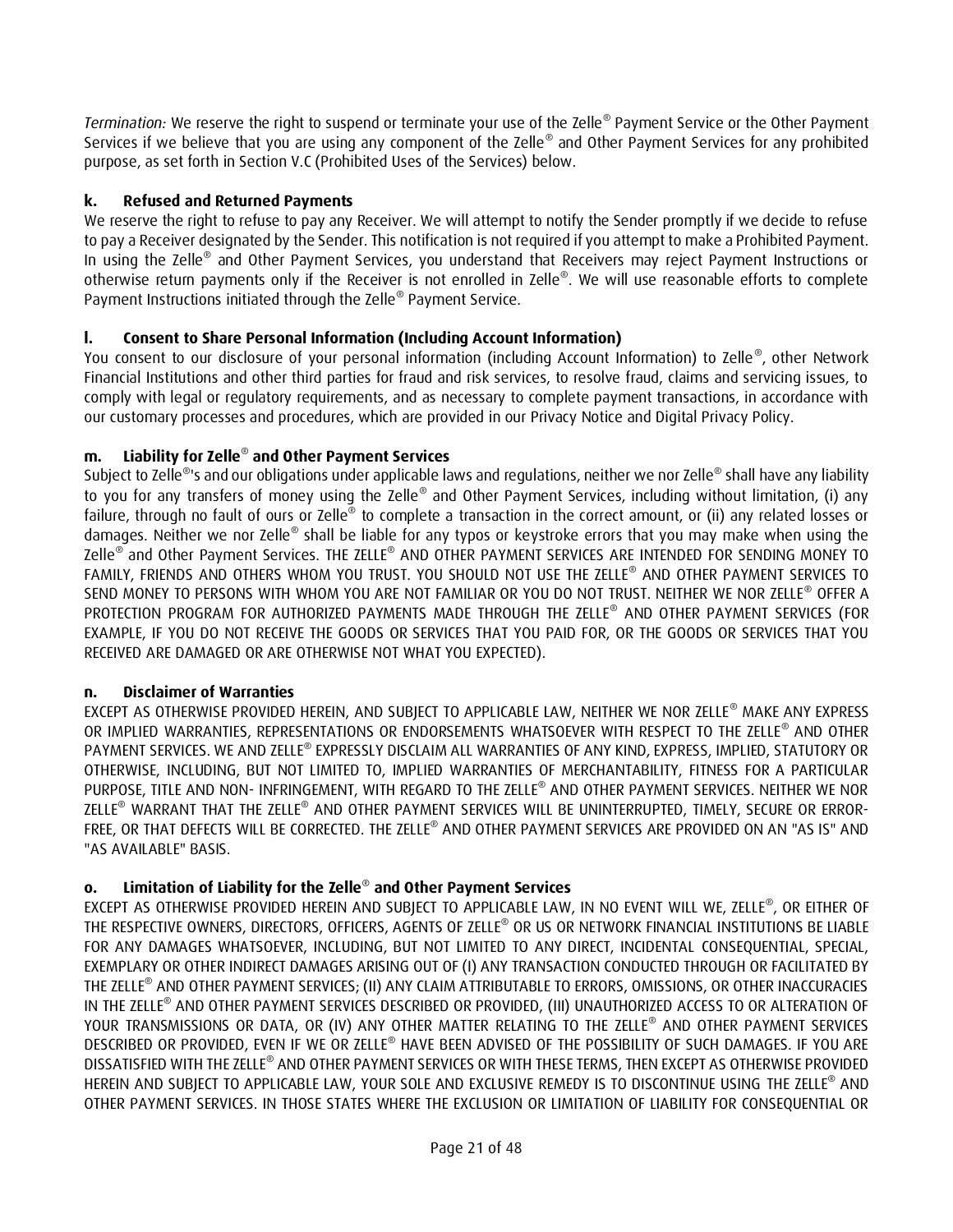*Termination:* We reserve the right to suspend or terminate your use of the Zelle® Payment Service or the Other Payment Services if we believe that you are using any component of the Zelle® and Other Payment Services for any prohibited purpose, as set forth in Section V.C (Prohibited Uses of the Services) below.

### k. Refused and Returned Payments

We reserve the right to refuse to pay any Receiver. We will attempt to notify the Sender promptly if we decide to refuse to pay a Receiver designated by the Sender. This notification is not required if you attempt to make a Prohibited Payment. In using the Zelle® and Other Payment Services, you understand that Receivers may reject Payment Instructions or otherwise return payments only if the Receiver is not enrolled in Zelle®. We will use reasonable efforts to complete Payment Instructions initiated through the Zelle® Payment Service.

### l. Consent to Share Personal Information (Including Account Information)

You consent to our disclosure of your personal information (including Account Information) to Zelle®, other Network Financial Institutions and other third parties for fraud and risk services, to resolve fraud, claims and servicing issues, to comply with legal or regulatory requirements, and as necessary to complete payment transactions, in accordance with our customary processes and procedures, which are provided in our Privacy Notice and Digital Privacy Policy.

### m. Liability for Zelle® and Other Payment Services

Subject to Zelle®'s and our obligations under applicable laws and regulations, neither we nor Zelle® shall have any liability to you for any transfers of money using the Zelle® and Other Payment Services, including without limitation, (i) any failure, through no fault of ours or Zelle® to complete a transaction in the correct amount, or (ii) any related losses or damages. Neither we nor Zelle® shall be liable for any typos or keystroke errors that you may make when using the Zelle® and Other Payment Services. THE ZELLE® AND OTHER PAYMENT SERVICES ARE INTENDED FOR SENDING MONEY TO FAMILY, FRIENDS AND OTHERS WHOM YOU TRUST. YOU SHOULD NOT USE THE ZELLE® AND OTHER PAYMENT SERVICES TO SEND MONEY TO PERSONS WITH WHOM YOU ARE NOT FAMILIAR OR YOU DO NOT TRUST. NEITHER WE NOR ZELLE® OFFER A PROTECTION PROGRAM FOR AUTHORIZED PAYMENTS MADE THROUGH THE ZELLE® AND OTHER PAYMENT SERVICES (FOR EXAMPLE, IF YOU DO NOT RECEIVE THE GOODS OR SERVICES THAT YOU PAID FOR, OR THE GOODS OR SERVICES THAT YOU RECEIVED ARE DAMAGED OR ARE OTHERWISE NOT WHAT YOU EXPECTED).

### n. Disclaimer of Warranties

EXCEPT AS OTHERWISE PROVIDED HEREIN, AND SUBJECT TO APPLICABLE LAW, NEITHER WE NOR ZELLE® MAKE ANY EXPRESS OR IMPLIED WARRANTIES, REPRESENTATIONS OR ENDORSEMENTS WHATSOEVER WITH RESPECT TO THE ZELLE® AND OTHER PAYMENT SERVICES. WE AND ZELLE® EXPRESSLY DISCLAIM ALL WARRANTIES OF ANY KIND, EXPRESS, IMPLIED, STATUTORY OR OTHERWISE, INCLUDING, BUT NOT LIMITED TO, IMPLIED WARRANTIES OF MERCHANTABILITY, FITNESS FOR A PARTICULAR PURPOSE, TITLE AND NON- INFRINGEMENT, WITH REGARD TO THE ZELLE® AND OTHER PAYMENT SERVICES. NEITHER WE NOR ZELLE® WARRANT THAT THE ZELLE® AND OTHER PAYMENT SERVICES WILL BE UNINTERRUPTED, TIMELY, SECURE OR ERROR-FREE, OR THAT DEFECTS WILL BE CORRECTED. THE ZELLE® AND OTHER PAYMENT SERVICES ARE PROVIDED ON AN "AS IS" AND "AS AVAILABLE" BASIS.

### o. Limitation of Liability for the Zelle® and Other Payment Services

EXCEPT AS OTHERWISE PROVIDED HEREIN AND SUBJECT TO APPLICABLE LAW, IN NO EVENT WILL WE, ZELLE®, OR EITHER OF THE RESPECTIVE OWNERS, DIRECTORS, OFFICERS, AGENTS OF ZELLE® OR US OR NETWORK FINANCIAL INSTITUTIONS BE LIABLE FOR ANY DAMAGES WHATSOEVER, INCLUDING, BUT NOT LIMITED TO ANY DIRECT, INCIDENTAL CONSEQUENTIAL, SPECIAL, EXEMPLARY OR OTHER INDIRECT DAMAGES ARISING OUT OF (I) ANY TRANSACTION CONDUCTED THROUGH OR FACILITATED BY THE ZELLE® AND OTHER PAYMENT SERVICES; (II) ANY CLAIM ATTRIBUTABLE TO ERRORS, OMISSIONS, OR OTHER INACCURACIES IN THE ZELLE® AND OTHER PAYMENT SERVICES DESCRIBED OR PROVIDED, (III) UNAUTHORIZED ACCESS TO OR ALTERATION OF YOUR TRANSMISSIONS OR DATA, OR (IV) ANY OTHER MATTER RELATING TO THE ZELLE® AND OTHER PAYMENT SERVICES DESCRIBED OR PROVIDED, EVEN IF WE OR ZELLE® HAVE BEEN ADVISED OF THE POSSIBILITY OF SUCH DAMAGES. IF YOU ARE DISSATISFIED WITH THE ZELLE® AND OTHER PAYMENT SERVICES OR WITH THESE TERMS, THEN EXCEPT AS OTHERWISE PROVIDED HEREIN AND SUBJECT TO APPLICABLE LAW, YOUR SOLE AND EXCLUSIVE REMEDY IS TO DISCONTINUE USING THE ZELLE® AND OTHER PAYMENT SERVICES. IN THOSE STATES WHERE THE EXCLUSION OR LIMITATION OF LIABILITY FOR CONSEQUENTIAL OR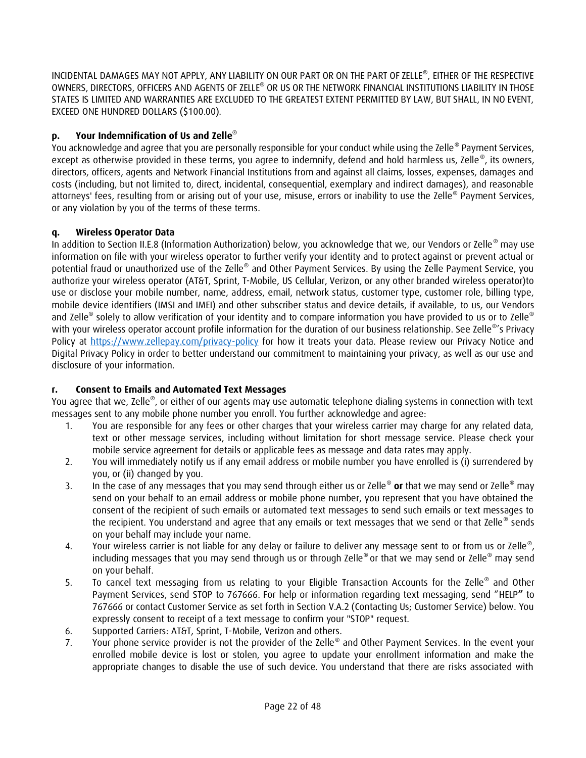INCIDENTAL DAMAGES MAY NOT APPLY, ANY LIABILITY ON OUR PART OR ON THE PART OF ZELLE®, EITHER OF THE RESPECTIVE OWNERS, DIRECTORS, OFFICERS AND AGENTS OF ZELLE® OR US OR THE NETWORK FINANCIAL INSTITUTIONS LIABILITY IN THOSE STATES IS LIMITED AND WARRANTIES ARE EXCLUDED TO THE GREATEST EXTENT PERMITTED BY LAW, BUT SHALL, IN NO EVENT, EXCEED ONE HUNDRED DOLLARS ($100.00).

**p. Your Indemnification of Us and Zelle®**

You acknowledge and agree that you are personally responsible for your conduct while using the Zelle® Payment Services, except as otherwise provided in these terms, you agree to indemnify, defend and hold harmless us, Zelle®, its owners, directors, officers, agents and Network Financial Institutions from and against all claims, losses, expenses, damages and costs (including, but not limited to, direct, incidental, consequential, exemplary and indirect damages), and reasonable attorneys' fees, resulting from or arising out of your use, misuse, errors or inability to use the Zelle® Payment Services, or any violation by you of the terms of these terms.

**q. Wireless Operator Data**

In addition to Section II.E.8 (Information Authorization) below, you acknowledge that we, our Vendors or Zelle® may use information on file with your wireless operator to further verify your identity and to protect against or prevent actual or potential fraud or unauthorized use of the Zelle® and Other Payment Services. By using the Zelle Payment Service, you authorize your wireless operator (AT&T, Sprint, T-Mobile, US Cellular, Verizon, or any other branded wireless operator)to use or disclose your mobile number, name, address, email, network status, customer type, customer role, billing type, mobile device identifiers (IMSI and IMEI) and other subscriber status and device details, if available, to us, our Vendors and Zelle® solely to allow verification of your identity and to compare information you have provided to us or to Zelle® with your wireless operator account profile information for the duration of our business relationship. See Zelle®'s Privacy Policy at https://www.zellepay.com/privacy-policy for how it treats your data. Please review our Privacy Notice and Digital Privacy Policy in order to better understand our commitment to maintaining your privacy, as well as our use and disclosure of your information.

**r. Consent to Emails and Automated Text Messages**

You agree that we, Zelle®, or either of our agents may use automatic telephone dialing systems in connection with text messages sent to any mobile phone number you enroll. You further acknowledge and agree:

1. You are responsible for any fees or other charges that your wireless carrier may charge for any related data, text or other message services, including without limitation for short message service. Please check your mobile service agreement for details or applicable fees as message and data rates may apply.
2. You will immediately notify us if any email address or mobile number you have enrolled is (i) surrendered by you, or (ii) changed by you.
3. In the case of any messages that you may send through either us or Zelle® **or** that we may send or Zelle® may send on your behalf to an email address or mobile phone number, you represent that you have obtained the consent of the recipient of such emails or automated text messages to send such emails or text messages to the recipient. You understand and agree that any emails or text messages that we send or that Zelle® sends on your behalf may include your name.
4. Your wireless carrier is not liable for any delay or failure to deliver any message sent to or from us or Zelle®, including messages that you may send through us or through Zelle® or that we may send or Zelle® may send on your behalf.
5. To cancel text messaging from us relating to your Eligible Transaction Accounts for the Zelle® and Other Payment Services, send STOP to 767666. For help or information regarding text messaging, send "HELP" to 767666 or contact Customer Service as set forth in Section V.A.2 (Contacting Us; Customer Service) below. You expressly consent to receipt of a text message to confirm your "STOP" request.
6. Supported Carriers: AT&T, Sprint, T-Mobile, Verizon and others.
7. Your phone service provider is not the provider of the Zelle® and Other Payment Services. In the event your enrolled mobile device is lost or stolen, you agree to update your enrollment information and make the appropriate changes to disable the use of such device. You understand that there are risks associated with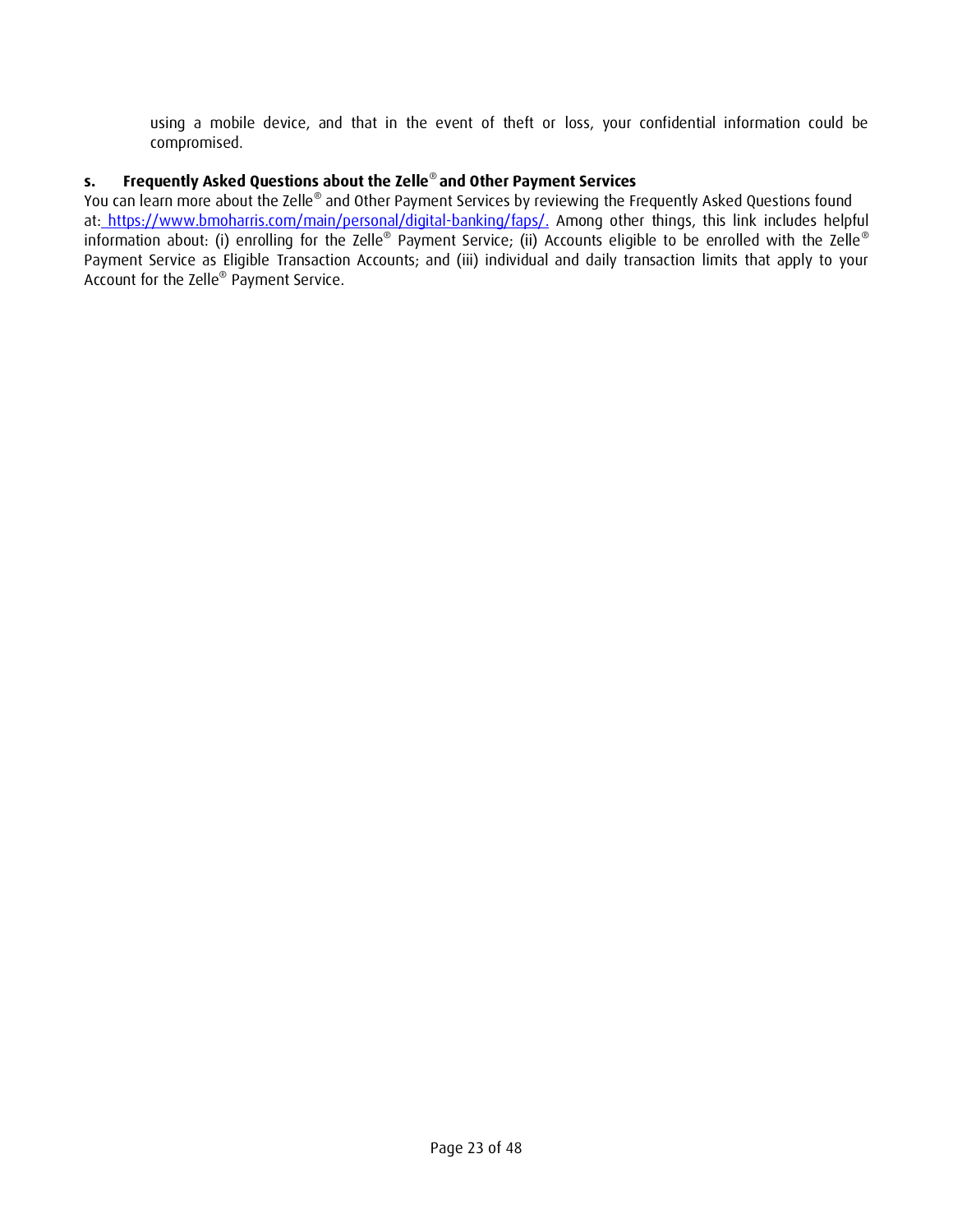using a mobile device, and that in the event of theft or loss, your confidential information could be compromised.

### s. Frequently Asked Questions about the Zelle® and Other Payment Services

You can learn more about the Zelle® and Other Payment Services by reviewing the Frequently Asked Questions found at: https://www.bmoharris.com/main/personal/digital-banking/faps/. Among other things, this link includes helpful information about: (i) enrolling for the Zelle® Payment Service; (ii) Accounts eligible to be enrolled with the Zelle® Payment Service as Eligible Transaction Accounts; and (iii) individual and daily transaction limits that apply to your Account for the Zelle® Payment Service.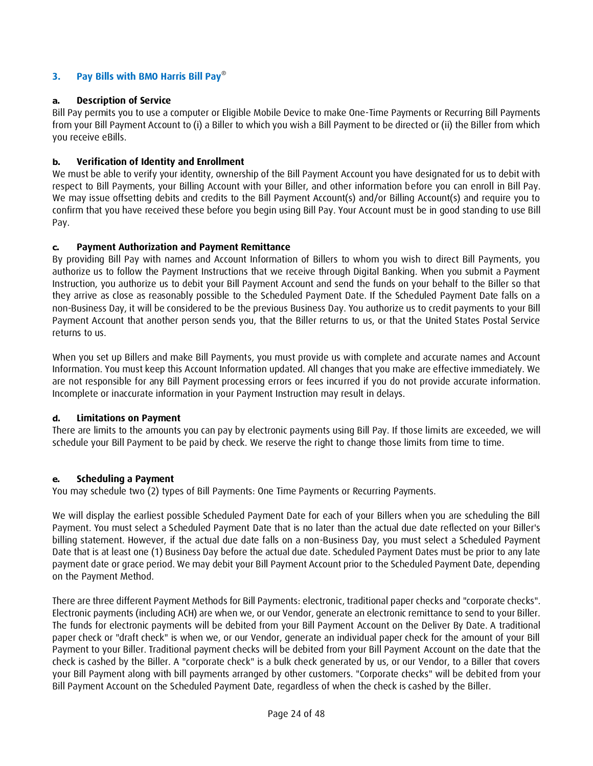## 3. Pay Bills with BMO Harris Bill Pay®

### a. Description of Service

Bill Pay permits you to use a computer or Eligible Mobile Device to make One-Time Payments or Recurring Bill Payments from your Bill Payment Account to (i) a Biller to which you wish a Bill Payment to be directed or (ii) the Biller from which you receive eBills.

### b. Verification of Identity and Enrollment

We must be able to verify your identity, ownership of the Bill Payment Account you have designated for us to debit with respect to Bill Payments, your Billing Account with your Biller, and other information before you can enroll in Bill Pay. We may issue offsetting debits and credits to the Bill Payment Account(s) and/or Billing Account(s) and require you to confirm that you have received these before you begin using Bill Pay. Your Account must be in good standing to use Bill Pay.

### c. Payment Authorization and Payment Remittance

By providing Bill Pay with names and Account Information of Billers to whom you wish to direct Bill Payments, you authorize us to follow the Payment Instructions that we receive through Digital Banking. When you submit a Payment Instruction, you authorize us to debit your Bill Payment Account and send the funds on your behalf to the Biller so that they arrive as close as reasonably possible to the Scheduled Payment Date. If the Scheduled Payment Date falls on a non-Business Day, it will be considered to be the previous Business Day. You authorize us to credit payments to your Bill Payment Account that another person sends you, that the Biller returns to us, or that the United States Postal Service returns to us.

When you set up Billers and make Bill Payments, you must provide us with complete and accurate names and Account Information. You must keep this Account Information updated. All changes that you make are effective immediately. We are not responsible for any Bill Payment processing errors or fees incurred if you do not provide accurate information. Incomplete or inaccurate information in your Payment Instruction may result in delays.

### d. Limitations on Payment

There are limits to the amounts you can pay by electronic payments using Bill Pay. If those limits are exceeded, we will schedule your Bill Payment to be paid by check. We reserve the right to change those limits from time to time.

### e. Scheduling a Payment

You may schedule two (2) types of Bill Payments: One Time Payments or Recurring Payments.

We will display the earliest possible Scheduled Payment Date for each of your Billers when you are scheduling the Bill Payment. You must select a Scheduled Payment Date that is no later than the actual due date reflected on your Biller's billing statement. However, if the actual due date falls on a non-Business Day, you must select a Scheduled Payment Date that is at least one (1) Business Day before the actual due date. Scheduled Payment Dates must be prior to any late payment date or grace period. We may debit your Bill Payment Account prior to the Scheduled Payment Date, depending on the Payment Method.

There are three different Payment Methods for Bill Payments: electronic, traditional paper checks and "corporate checks". Electronic payments (including ACH) are when we, or our Vendor, generate an electronic remittance to send to your Biller. The funds for electronic payments will be debited from your Bill Payment Account on the Deliver By Date. A traditional paper check or "draft check" is when we, or our Vendor, generate an individual paper check for the amount of your Bill Payment to your Biller. Traditional payment checks will be debited from your Bill Payment Account on the date that the check is cashed by the Biller. A "corporate check" is a bulk check generated by us, or our Vendor, to a Biller that covers your Bill Payment along with bill payments arranged by other customers. "Corporate checks" will be debited from your Bill Payment Account on the Scheduled Payment Date, regardless of when the check is cashed by the Biller.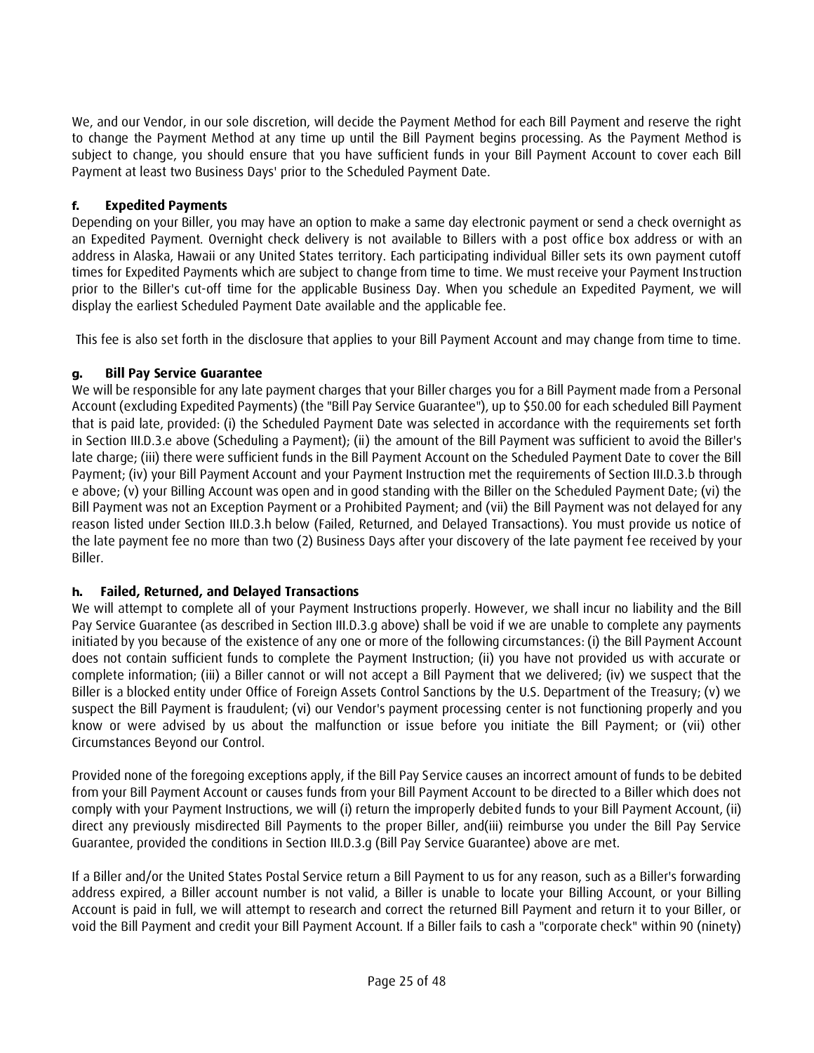We, and our Vendor, in our sole discretion, will decide the Payment Method for each Bill Payment and reserve the right to change the Payment Method at any time up until the Bill Payment begins processing. As the Payment Method is subject to change, you should ensure that you have sufficient funds in your Bill Payment Account to cover each Bill Payment at least two Business Days' prior to the Scheduled Payment Date.

**f. Expedited Payments**

Depending on your Biller, you may have an option to make a same day electronic payment or send a check overnight as an Expedited Payment. Overnight check delivery is not available to Billers with a post office box address or with an address in Alaska, Hawaii or any United States territory. Each participating individual Biller sets its own payment cutoff times for Expedited Payments which are subject to change from time to time. We must receive your Payment Instruction prior to the Biller's cut-off time for the applicable Business Day. When you schedule an Expedited Payment, we will display the earliest Scheduled Payment Date available and the applicable fee.

This fee is also set forth in the disclosure that applies to your Bill Payment Account and may change from time to time.

**g. Bill Pay Service Guarantee**

We will be responsible for any late payment charges that your Biller charges you for a Bill Payment made from a Personal Account (excluding Expedited Payments) (the "Bill Pay Service Guarantee"), up to $50.00 for each scheduled Bill Payment that is paid late, provided: (i) the Scheduled Payment Date was selected in accordance with the requirements set forth in Section III.D.3.e above (Scheduling a Payment); (ii) the amount of the Bill Payment was sufficient to avoid the Biller's late charge; (iii) there were sufficient funds in the Bill Payment Account on the Scheduled Payment Date to cover the Bill Payment; (iv) your Bill Payment Account and your Payment Instruction met the requirements of Section III.D.3.b through e above; (v) your Billing Account was open and in good standing with the Biller on the Scheduled Payment Date; (vi) the Bill Payment was not an Exception Payment or a Prohibited Payment; and (vii) the Bill Payment was not delayed for any reason listed under Section III.D.3.h below (Failed, Returned, and Delayed Transactions). You must provide us notice of the late payment fee no more than two (2) Business Days after your discovery of the late payment fee received by your Biller.

**h. Failed, Returned, and Delayed Transactions**

We will attempt to complete all of your Payment Instructions properly. However, we shall incur no liability and the Bill Pay Service Guarantee (as described in Section III.D.3.g above) shall be void if we are unable to complete any payments initiated by you because of the existence of any one or more of the following circumstances: (i) the Bill Payment Account does not contain sufficient funds to complete the Payment Instruction; (ii) you have not provided us with accurate or complete information; (iii) a Biller cannot or will not accept a Bill Payment that we delivered; (iv) we suspect that the Biller is a blocked entity under Office of Foreign Assets Control Sanctions by the U.S. Department of the Treasury; (v) we suspect the Bill Payment is fraudulent; (vi) our Vendor's payment processing center is not functioning properly and you know or were advised by us about the malfunction or issue before you initiate the Bill Payment; or (vii) other Circumstances Beyond our Control.

Provided none of the foregoing exceptions apply, if the Bill Pay Service causes an incorrect amount of funds to be debited from your Bill Payment Account or causes funds from your Bill Payment Account to be directed to a Biller which does not comply with your Payment Instructions, we will (i) return the improperly debited funds to your Bill Payment Account, (ii) direct any previously misdirected Bill Payments to the proper Biller, and(iii) reimburse you under the Bill Pay Service Guarantee, provided the conditions in Section III.D.3.g (Bill Pay Service Guarantee) above are met.

If a Biller and/or the United States Postal Service return a Bill Payment to us for any reason, such as a Biller's forwarding address expired, a Biller account number is not valid, a Biller is unable to locate your Billing Account, or your Billing Account is paid in full, we will attempt to research and correct the returned Bill Payment and return it to your Biller, or void the Bill Payment and credit your Bill Payment Account. If a Biller fails to cash a "corporate check" within 90 (ninety)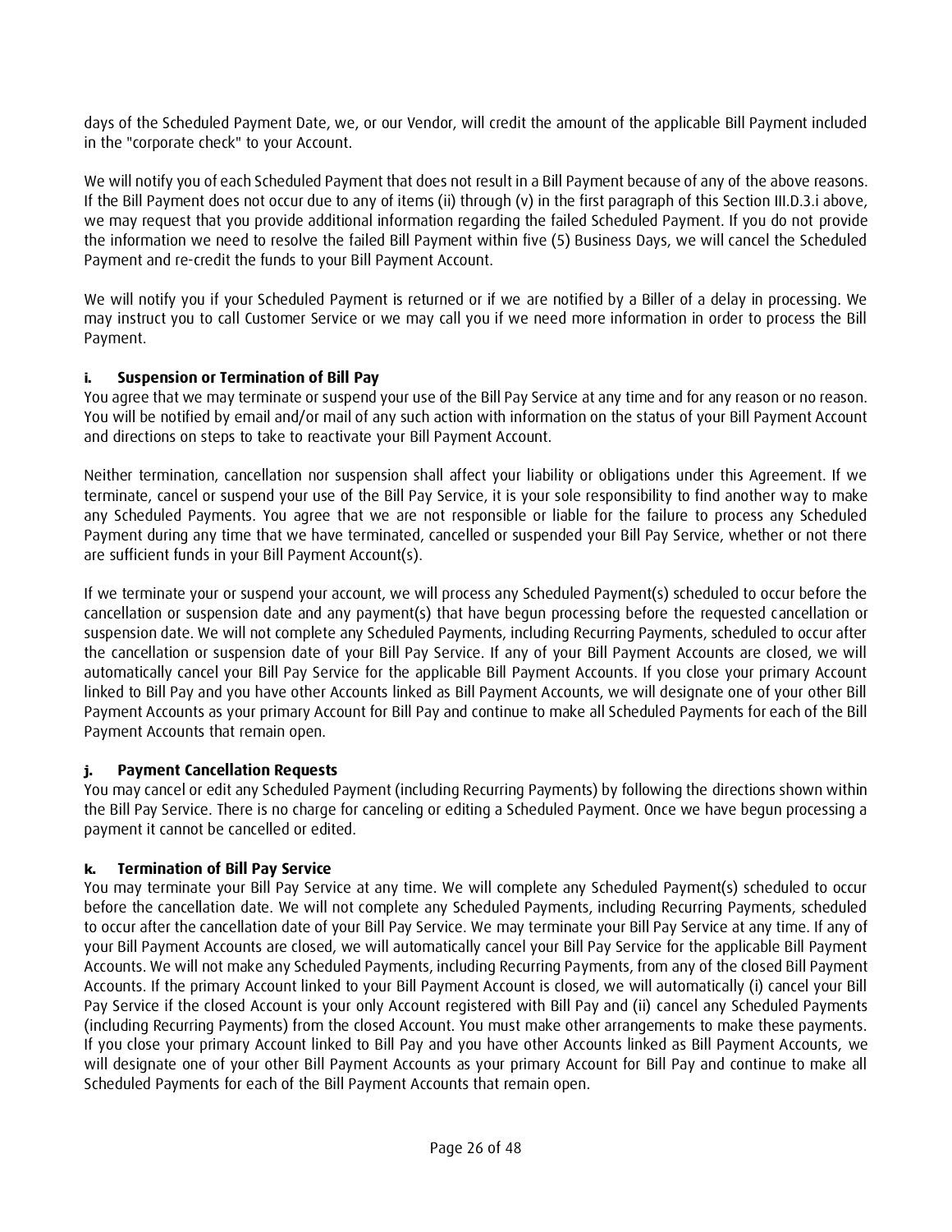days of the Scheduled Payment Date, we, or our Vendor, will credit the amount of the applicable Bill Payment included in the "corporate check" to your Account.

We will notify you of each Scheduled Payment that does not result in a Bill Payment because of any of the above reasons. If the Bill Payment does not occur due to any of items (ii) through (v) in the first paragraph of this Section III.D.3.i above, we may request that you provide additional information regarding the failed Scheduled Payment. If you do not provide the information we need to resolve the failed Bill Payment within five (5) Business Days, we will cancel the Scheduled Payment and re-credit the funds to your Bill Payment Account.

We will notify you if your Scheduled Payment is returned or if we are notified by a Biller of a delay in processing. We may instruct you to call Customer Service or we may call you if we need more information in order to process the Bill Payment.

**i. Suspension or Termination of Bill Pay**

You agree that we may terminate or suspend your use of the Bill Pay Service at any time and for any reason or no reason. You will be notified by email and/or mail of any such action with information on the status of your Bill Payment Account and directions on steps to take to reactivate your Bill Payment Account.

Neither termination, cancellation nor suspension shall affect your liability or obligations under this Agreement. If we terminate, cancel or suspend your use of the Bill Pay Service, it is your sole responsibility to find another way to make any Scheduled Payments. You agree that we are not responsible or liable for the failure to process any Scheduled Payment during any time that we have terminated, cancelled or suspended your Bill Pay Service, whether or not there are sufficient funds in your Bill Payment Account(s).

If we terminate your or suspend your account, we will process any Scheduled Payment(s) scheduled to occur before the cancellation or suspension date and any payment(s) that have begun processing before the requested cancellation or suspension date. We will not complete any Scheduled Payments, including Recurring Payments, scheduled to occur after the cancellation or suspension date of your Bill Pay Service. If any of your Bill Payment Accounts are closed, we will automatically cancel your Bill Pay Service for the applicable Bill Payment Accounts. If you close your primary Account linked to Bill Pay and you have other Accounts linked as Bill Payment Accounts, we will designate one of your other Bill Payment Accounts as your primary Account for Bill Pay and continue to make all Scheduled Payments for each of the Bill Payment Accounts that remain open.

**j. Payment Cancellation Requests**

You may cancel or edit any Scheduled Payment (including Recurring Payments) by following the directions shown within the Bill Pay Service. There is no charge for canceling or editing a Scheduled Payment. Once we have begun processing a payment it cannot be cancelled or edited.

**k. Termination of Bill Pay Service**

You may terminate your Bill Pay Service at any time. We will complete any Scheduled Payment(s) scheduled to occur before the cancellation date. We will not complete any Scheduled Payments, including Recurring Payments, scheduled to occur after the cancellation date of your Bill Pay Service. We may terminate your Bill Pay Service at any time. If any of your Bill Payment Accounts are closed, we will automatically cancel your Bill Pay Service for the applicable Bill Payment Accounts. We will not make any Scheduled Payments, including Recurring Payments, from any of the closed Bill Payment Accounts. If the primary Account linked to your Bill Payment Account is closed, we will automatically (i) cancel your Bill Pay Service if the closed Account is your only Account registered with Bill Pay and (ii) cancel any Scheduled Payments (including Recurring Payments) from the closed Account. You must make other arrangements to make these payments. If you close your primary Account linked to Bill Pay and you have other Accounts linked as Bill Payment Accounts, we will designate one of your other Bill Payment Accounts as your primary Account for Bill Pay and continue to make all Scheduled Payments for each of the Bill Payment Accounts that remain open.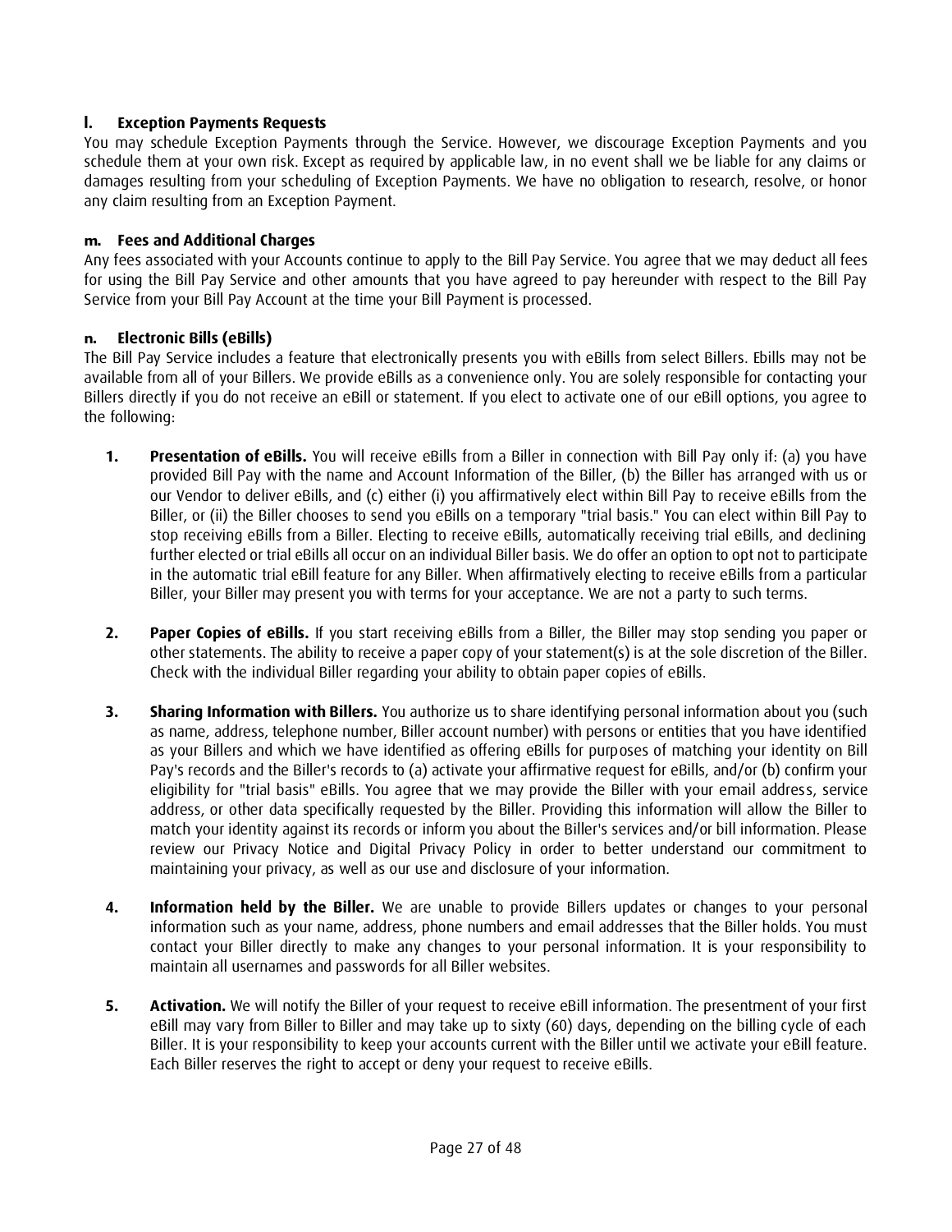### l. Exception Payments Requests

You may schedule Exception Payments through the Service. However, we discourage Exception Payments and you schedule them at your own risk. Except as required by applicable law, in no event shall we be liable for any claims or damages resulting from your scheduling of Exception Payments. We have no obligation to research, resolve, or honor any claim resulting from an Exception Payment.

### m. Fees and Additional Charges

Any fees associated with your Accounts continue to apply to the Bill Pay Service. You agree that we may deduct all fees for using the Bill Pay Service and other amounts that you have agreed to pay hereunder with respect to the Bill Pay Service from your Bill Pay Account at the time your Bill Payment is processed.

### n. Electronic Bills (eBills)

The Bill Pay Service includes a feature that electronically presents you with eBills from select Billers. Ebills may not be available from all of your Billers. We provide eBills as a convenience only. You are solely responsible for contacting your Billers directly if you do not receive an eBill or statement. If you elect to activate one of our eBill options, you agree to the following:

1. **Presentation of eBills.** You will receive eBills from a Biller in connection with Bill Pay only if: (a) you have provided Bill Pay with the name and Account Information of the Biller, (b) the Biller has arranged with us or our Vendor to deliver eBills, and (c) either (i) you affirmatively elect within Bill Pay to receive eBills from the Biller, or (ii) the Biller chooses to send you eBills on a temporary "trial basis." You can elect within Bill Pay to stop receiving eBills from a Biller. Electing to receive eBills, automatically receiving trial eBills, and declining further elected or trial eBills all occur on an individual Biller basis. We do offer an option to opt not to participate in the automatic trial eBill feature for any Biller. When affirmatively electing to receive eBills from a particular Biller, your Biller may present you with terms for your acceptance. We are not a party to such terms.

2. **Paper Copies of eBills.** If you start receiving eBills from a Biller, the Biller may stop sending you paper or other statements. The ability to receive a paper copy of your statement(s) is at the sole discretion of the Biller. Check with the individual Biller regarding your ability to obtain paper copies of eBills.

3. **Sharing Information with Billers.** You authorize us to share identifying personal information about you (such as name, address, telephone number, Biller account number) with persons or entities that you have identified as your Billers and which we have identified as offering eBills for purposes of matching your identity on Bill Pay's records and the Biller's records to (a) activate your affirmative request for eBills, and/or (b) confirm your eligibility for "trial basis" eBills. You agree that we may provide the Biller with your email address, service address, or other data specifically requested by the Biller. Providing this information will allow the Biller to match your identity against its records or inform you about the Biller's services and/or bill information. Please review our Privacy Notice and Digital Privacy Policy in order to better understand our commitment to maintaining your privacy, as well as our use and disclosure of your information.

4. **Information held by the Biller.** We are unable to provide Billers updates or changes to your personal information such as your name, address, phone numbers and email addresses that the Biller holds. You must contact your Biller directly to make any changes to your personal information. It is your responsibility to maintain all usernames and passwords for all Biller websites.

5. **Activation.** We will notify the Biller of your request to receive eBill information. The presentment of your first eBill may vary from Biller to Biller and may take up to sixty (60) days, depending on the billing cycle of each Biller. It is your responsibility to keep your accounts current with the Biller until we activate your eBill feature. Each Biller reserves the right to accept or deny your request to receive eBills.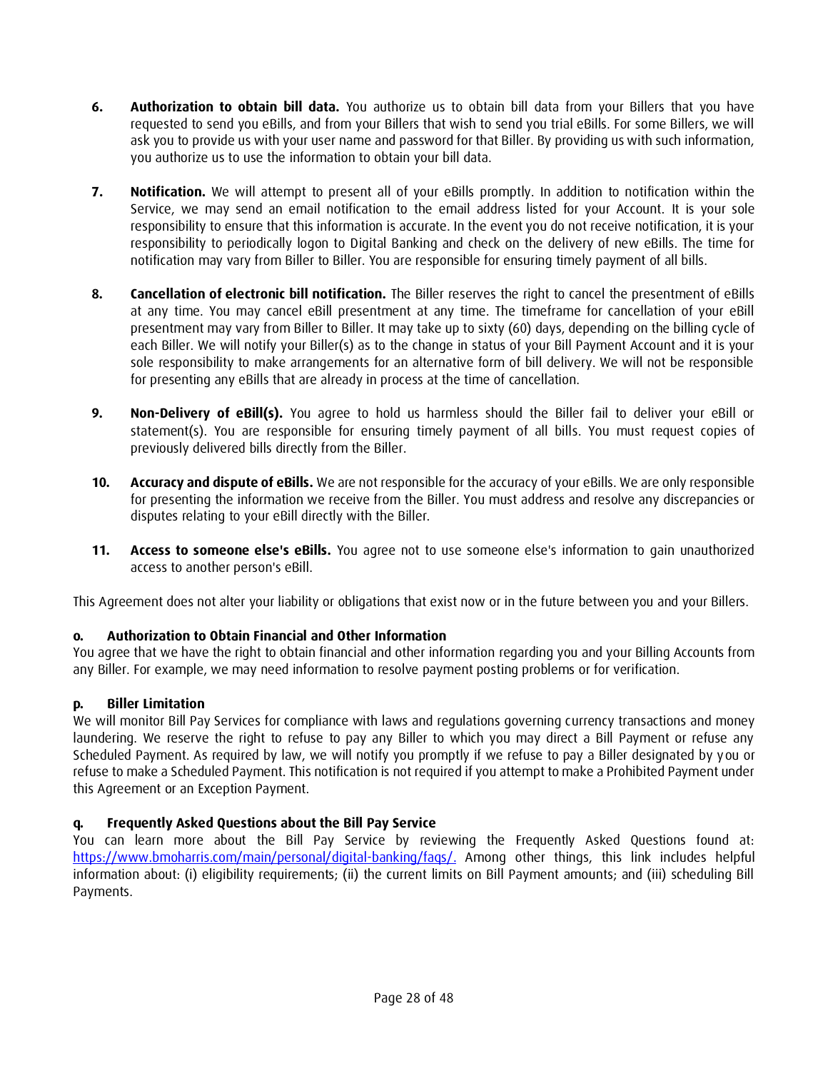6. **Authorization to obtain bill data.** You authorize us to obtain bill data from your Billers that you have requested to send you eBills, and from your Billers that wish to send you trial eBills. For some Billers, we will ask you to provide us with your user name and password for that Biller. By providing us with such information, you authorize us to use the information to obtain your bill data.

7. **Notification.** We will attempt to present all of your eBills promptly. In addition to notification within the Service, we may send an email notification to the email address listed for your Account. It is your sole responsibility to ensure that this information is accurate. In the event you do not receive notification, it is your responsibility to periodically logon to Digital Banking and check on the delivery of new eBills. The time for notification may vary from Biller to Biller. You are responsible for ensuring timely payment of all bills.

8. **Cancellation of electronic bill notification.** The Biller reserves the right to cancel the presentment of eBills at any time. You may cancel eBill presentment at any time. The timeframe for cancellation of your eBill presentment may vary from Biller to Biller. It may take up to sixty (60) days, depending on the billing cycle of each Biller. We will notify your Biller(s) as to the change in status of your Bill Payment Account and it is your sole responsibility to make arrangements for an alternative form of bill delivery. We will not be responsible for presenting any eBills that are already in process at the time of cancellation.

9. **Non-Delivery of eBill(s).** You agree to hold us harmless should the Biller fail to deliver your eBill or statement(s). You are responsible for ensuring timely payment of all bills. You must request copies of previously delivered bills directly from the Biller.

10. **Accuracy and dispute of eBills.** We are not responsible for the accuracy of your eBills. We are only responsible for presenting the information we receive from the Biller. You must address and resolve any discrepancies or disputes relating to your eBill directly with the Biller.

11. **Access to someone else's eBills.** You agree not to use someone else's information to gain unauthorized access to another person's eBill.

This Agreement does not alter your liability or obligations that exist now or in the future between you and your Billers.

#### o. Authorization to Obtain Financial and Other Information

You agree that we have the right to obtain financial and other information regarding you and your Billing Accounts from any Biller. For example, we may need information to resolve payment posting problems or for verification.

#### p. Biller Limitation

We will monitor Bill Pay Services for compliance with laws and regulations governing currency transactions and money laundering. We reserve the right to refuse to pay any Biller to which you may direct a Bill Payment or refuse any Scheduled Payment. As required by law, we will notify you promptly if we refuse to pay a Biller designated by you or refuse to make a Scheduled Payment. This notification is not required if you attempt to make a Prohibited Payment under this Agreement or an Exception Payment.

#### q. Frequently Asked Questions about the Bill Pay Service

You can learn more about the Bill Pay Service by reviewing the Frequently Asked Questions found at: [https://www.bmoharris.com/main/personal/digital-banking/faqs/](https://www.bmoharris.com/main/personal/digital-banking/faqs/). Among other things, this link includes helpful information about: (i) eligibility requirements; (ii) the current limits on Bill Payment amounts; and (iii) scheduling Bill Payments.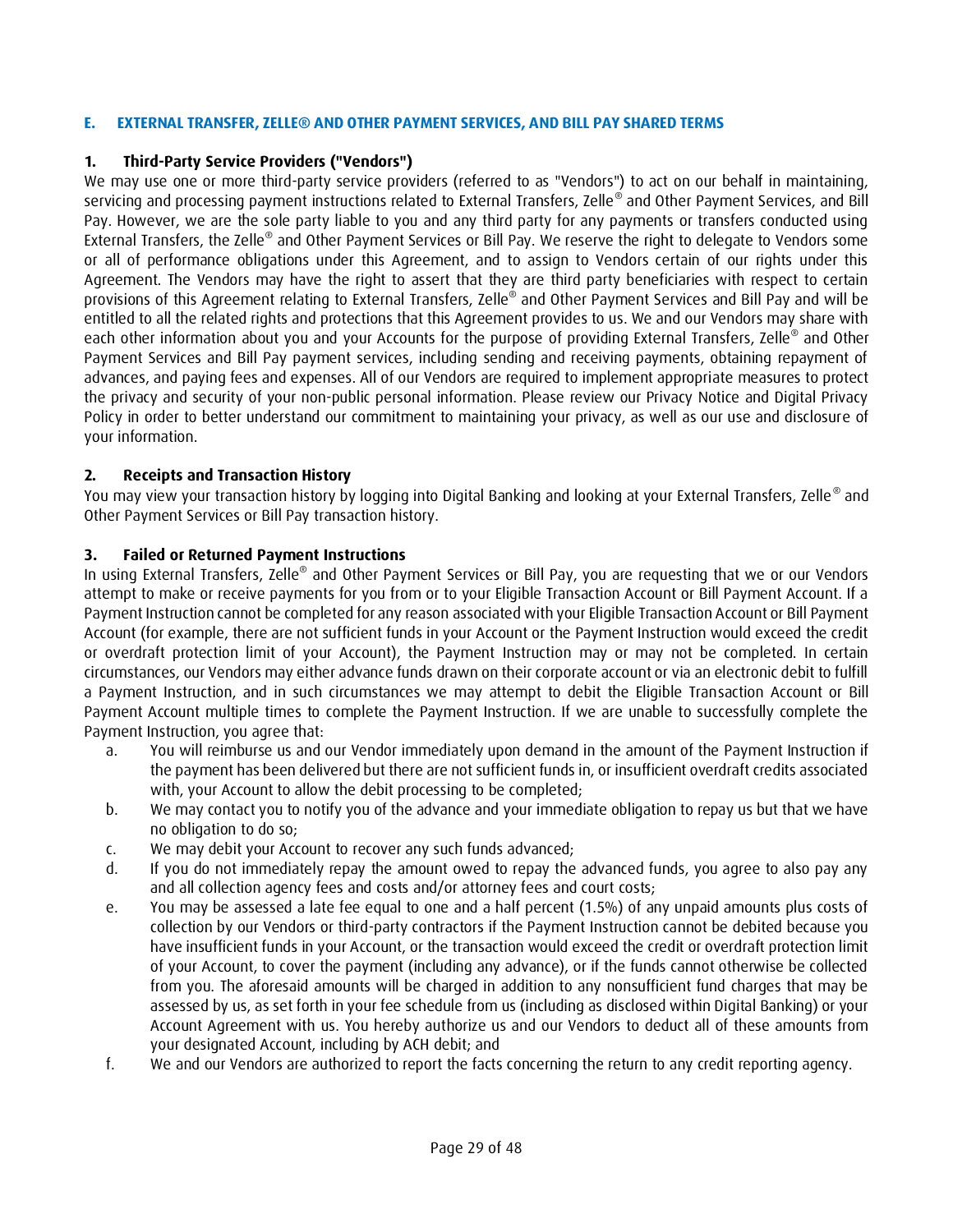## E. EXTERNAL TRANSFER, ZELLE® AND OTHER PAYMENT SERVICES, AND BILL PAY SHARED TERMS

### 1. Third-Party Service Providers ("Vendors")

We may use one or more third-party service providers (referred to as "Vendors") to act on our behalf in maintaining, servicing and processing payment instructions related to External Transfers, Zelle® and Other Payment Services, and Bill Pay. However, we are the sole party liable to you and any third party for any payments or transfers conducted using External Transfers, the Zelle® and Other Payment Services or Bill Pay. We reserve the right to delegate to Vendors some or all of performance obligations under this Agreement, and to assign to Vendors certain of our rights under this Agreement. The Vendors may have the right to assert that they are third party beneficiaries with respect to certain provisions of this Agreement relating to External Transfers, Zelle® and Other Payment Services and Bill Pay and will be entitled to all the related rights and protections that this Agreement provides to us. We and our Vendors may share with each other information about you and your Accounts for the purpose of providing External Transfers, Zelle® and Other Payment Services and Bill Pay payment services, including sending and receiving payments, obtaining repayment of advances, and paying fees and expenses. All of our Vendors are required to implement appropriate measures to protect the privacy and security of your non-public personal information. Please review our Privacy Notice and Digital Privacy Policy in order to better understand our commitment to maintaining your privacy, as well as our use and disclosure of your information.

### 2. Receipts and Transaction History

You may view your transaction history by logging into Digital Banking and looking at your External Transfers, Zelle® and Other Payment Services or Bill Pay transaction history.

### 3. Failed or Returned Payment Instructions

In using External Transfers, Zelle® and Other Payment Services or Bill Pay, you are requesting that we or our Vendors attempt to make or receive payments for you from or to your Eligible Transaction Account or Bill Payment Account. If a Payment Instruction cannot be completed for any reason associated with your Eligible Transaction Account or Bill Payment Account (for example, there are not sufficient funds in your Account or the Payment Instruction would exceed the credit or overdraft protection limit of your Account), the Payment Instruction may or may not be completed. In certain circumstances, our Vendors may either advance funds drawn on their corporate account or via an electronic debit to fulfill a Payment Instruction, and in such circumstances we may attempt to debit the Eligible Transaction Account or Bill Payment Account multiple times to complete the Payment Instruction. If we are unable to successfully complete the Payment Instruction, you agree that:

a. You will reimburse us and our Vendor immediately upon demand in the amount of the Payment Instruction if the payment has been delivered but there are not sufficient funds in, or insufficient overdraft credits associated with, your Account to allow the debit processing to be completed;

b. We may contact you to notify you of the advance and your immediate obligation to repay us but that we have no obligation to do so;

c. We may debit your Account to recover any such funds advanced;

d. If you do not immediately repay the amount owed to repay the advanced funds, you agree to also pay any and all collection agency fees and costs and/or attorney fees and court costs;

e. You may be assessed a late fee equal to one and a half percent (1.5%) of any unpaid amounts plus costs of collection by our Vendors or third-party contractors if the Payment Instruction cannot be debited because you have insufficient funds in your Account, or the transaction would exceed the credit or overdraft protection limit of your Account, to cover the payment (including any advance), or if the funds cannot otherwise be collected from you. The aforesaid amounts will be charged in addition to any nonsufficient fund charges that may be assessed by us, as set forth in your fee schedule from us (including as disclosed within Digital Banking) or your Account Agreement with us. You hereby authorize us and our Vendors to deduct all of these amounts from your designated Account, including by ACH debit; and

f. We and our Vendors are authorized to report the facts concerning the return to any credit reporting agency.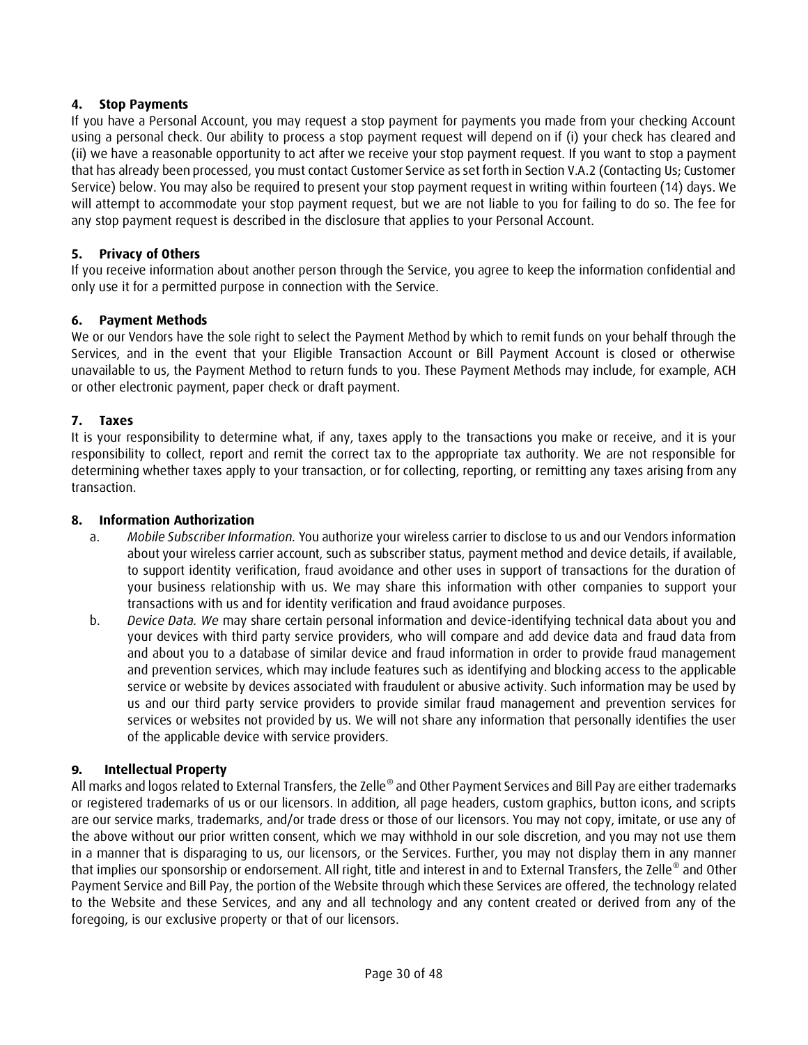**4. Stop Payments**

If you have a Personal Account, you may request a stop payment for payments you made from your checking Account using a personal check. Our ability to process a stop payment request will depend on if (i) your check has cleared and (ii) we have a reasonable opportunity to act after we receive your stop payment request. If you want to stop a payment that has already been processed, you must contact Customer Service as set forth in Section V.A.2 (Contacting Us; Customer Service) below. You may also be required to present your stop payment request in writing within fourteen (14) days. We will attempt to accommodate your stop payment request, but we are not liable to you for failing to do so. The fee for any stop payment request is described in the disclosure that applies to your Personal Account.

**5. Privacy of Others**

If you receive information about another person through the Service, you agree to keep the information confidential and only use it for a permitted purpose in connection with the Service.

**6. Payment Methods**

We or our Vendors have the sole right to select the Payment Method by which to remit funds on your behalf through the Services, and in the event that your Eligible Transaction Account or Bill Payment Account is closed or otherwise unavailable to us, the Payment Method to return funds to you. These Payment Methods may include, for example, ACH or other electronic payment, paper check or draft payment.

**7. Taxes**

It is your responsibility to determine what, if any, taxes apply to the transactions you make or receive, and it is your responsibility to collect, report and remit the correct tax to the appropriate tax authority. We are not responsible for determining whether taxes apply to your transaction, or for collecting, reporting, or remitting any taxes arising from any transaction.

**8. Information Authorization**

a. *Mobile Subscriber Information.* You authorize your wireless carrier to disclose to us and our Vendors information about your wireless carrier account, such as subscriber status, payment method and device details, if available, to support identity verification, fraud avoidance and other uses in support of transactions for the duration of your business relationship with us. We may share this information with other companies to support your transactions with us and for identity verification and fraud avoidance purposes.

b. *Device Data. We* may share certain personal information and device-identifying technical data about you and your devices with third party service providers, who will compare and add device data and fraud data from and about you to a database of similar device and fraud information in order to provide fraud management and prevention services, which may include features such as identifying and blocking access to the applicable service or website by devices associated with fraudulent or abusive activity. Such information may be used by us and our third party service providers to provide similar fraud management and prevention services for services or websites not provided by us. We will not share any information that personally identifies the user of the applicable device with service providers.

**9. Intellectual Property**

All marks and logos related to External Transfers, the Zelle® and Other Payment Services and Bill Pay are either trademarks or registered trademarks of us or our licensors. In addition, all page headers, custom graphics, button icons, and scripts are our service marks, trademarks, and/or trade dress or those of our licensors. You may not copy, imitate, or use any of the above without our prior written consent, which we may withhold in our sole discretion, and you may not use them in a manner that is disparaging to us, our licensors, or the Services. Further, you may not display them in any manner that implies our sponsorship or endorsement. All right, title and interest in and to External Transfers, the Zelle® and Other Payment Service and Bill Pay, the portion of the Website through which these Services are offered, the technology related to the Website and these Services, and any and all technology and any content created or derived from any of the foregoing, is our exclusive property or that of our licensors.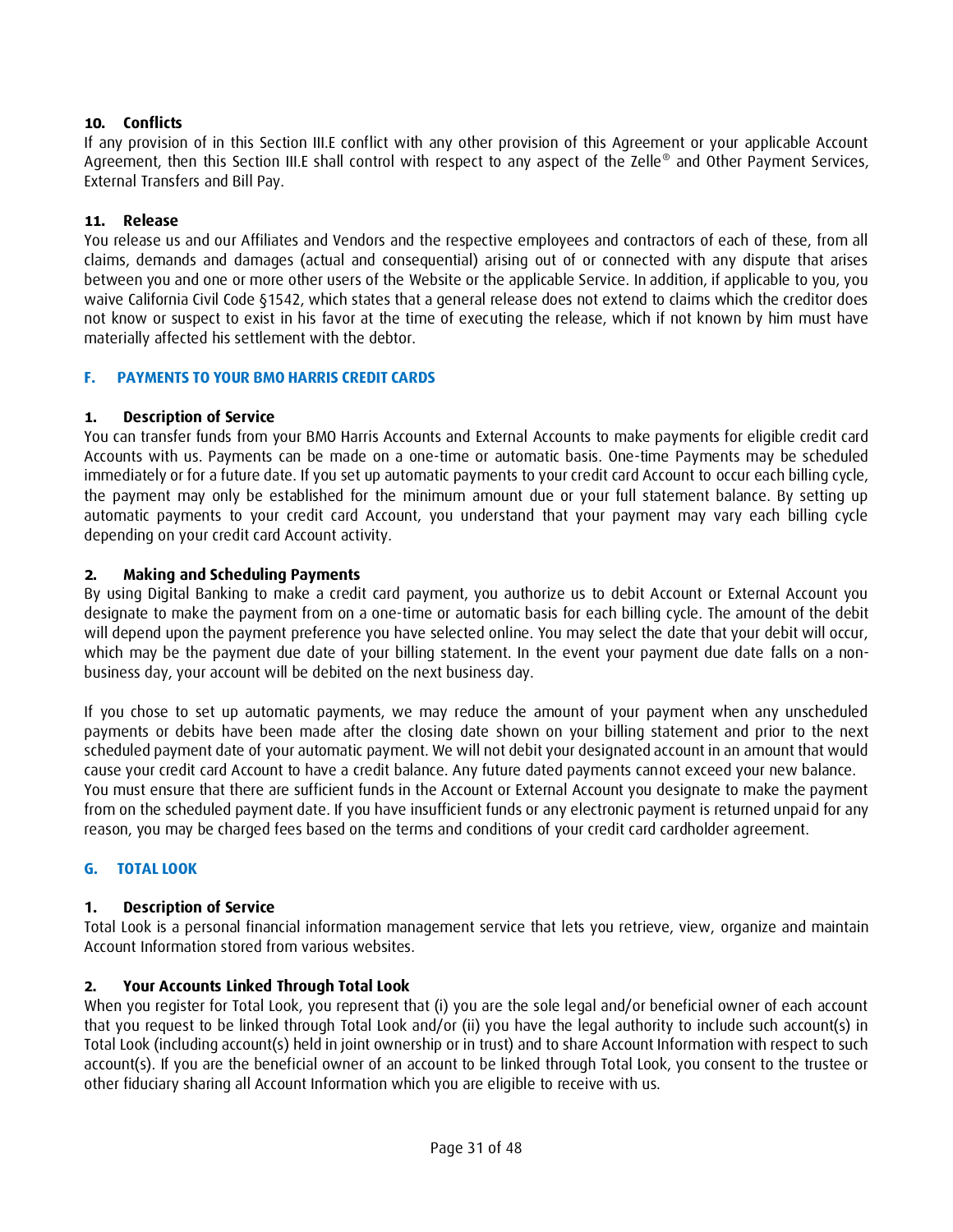#### 10. Conflicts

If any provision of in this Section III.E conflict with any other provision of this Agreement or your applicable Account Agreement, then this Section III.E shall control with respect to any aspect of the Zelle® and Other Payment Services, External Transfers and Bill Pay.

#### 11. Release

You release us and our Affiliates and Vendors and the respective employees and contractors of each of these, from all claims, demands and damages (actual and consequential) arising out of or connected with any dispute that arises between you and one or more other users of the Website or the applicable Service. In addition, if applicable to you, you waive California Civil Code §1542, which states that a general release does not extend to claims which the creditor does not know or suspect to exist in his favor at the time of executing the release, which if not known by him must have materially affected his settlement with the debtor.

### F. PAYMENTS TO YOUR BMO HARRIS CREDIT CARDS

#### 1. Description of Service

You can transfer funds from your BMO Harris Accounts and External Accounts to make payments for eligible credit card Accounts with us. Payments can be made on a one-time or automatic basis. One-time Payments may be scheduled immediately or for a future date. If you set up automatic payments to your credit card Account to occur each billing cycle, the payment may only be established for the minimum amount due or your full statement balance. By setting up automatic payments to your credit card Account, you understand that your payment may vary each billing cycle depending on your credit card Account activity.

#### 2. Making and Scheduling Payments

By using Digital Banking to make a credit card payment, you authorize us to debit Account or External Account you designate to make the payment from on a one-time or automatic basis for each billing cycle. The amount of the debit will depend upon the payment preference you have selected online. You may select the date that your debit will occur, which may be the payment due date of your billing statement. In the event your payment due date falls on a non-business day, your account will be debited on the next business day.

If you chose to set up automatic payments, we may reduce the amount of your payment when any unscheduled payments or debits have been made after the closing date shown on your billing statement and prior to the next scheduled payment date of your automatic payment. We will not debit your designated account in an amount that would cause your credit card Account to have a credit balance. Any future dated payments cannot exceed your new balance. You must ensure that there are sufficient funds in the Account or External Account you designate to make the payment from on the scheduled payment date. If you have insufficient funds or any electronic payment is returned unpaid for any reason, you may be charged fees based on the terms and conditions of your credit card cardholder agreement.

### G. TOTAL LOOK

#### 1. Description of Service

Total Look is a personal financial information management service that lets you retrieve, view, organize and maintain Account Information stored from various websites.

#### 2. Your Accounts Linked Through Total Look

When you register for Total Look, you represent that (i) you are the sole legal and/or beneficial owner of each account that you request to be linked through Total Look and/or (ii) you have the legal authority to include such account(s) in Total Look (including account(s) held in joint ownership or in trust) and to share Account Information with respect to such account(s). If you are the beneficial owner of an account to be linked through Total Look, you consent to the trustee or other fiduciary sharing all Account Information which you are eligible to receive with us.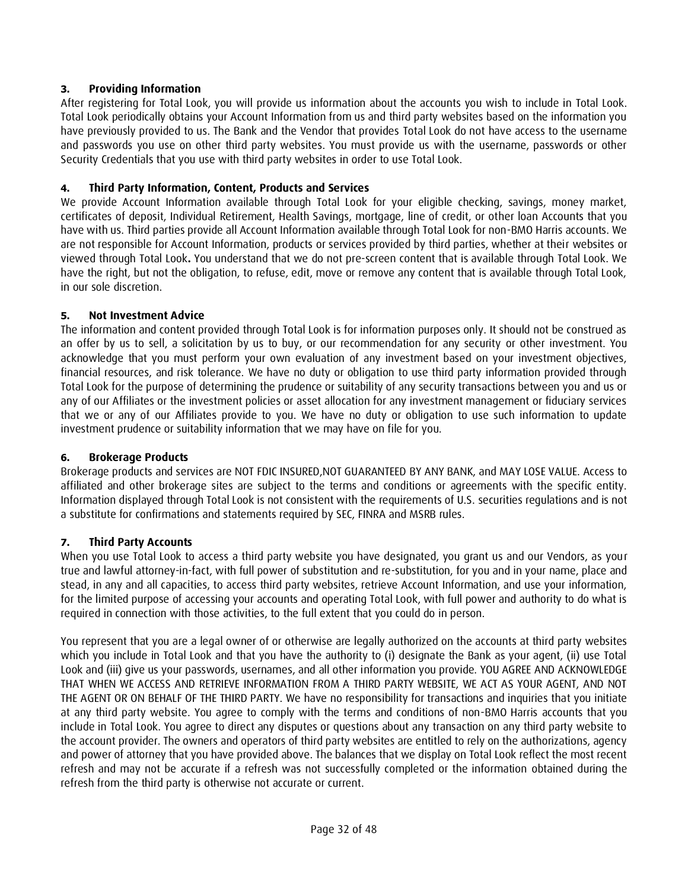### 3. Providing Information

After registering for Total Look, you will provide us information about the accounts you wish to include in Total Look. Total Look periodically obtains your Account Information from us and third party websites based on the information you have previously provided to us. The Bank and the Vendor that provides Total Look do not have access to the username and passwords you use on other third party websites. You must provide us with the username, passwords or other Security Credentials that you use with third party websites in order to use Total Look.

### 4. Third Party Information, Content, Products and Services

We provide Account Information available through Total Look for your eligible checking, savings, money market, certificates of deposit, Individual Retirement, Health Savings, mortgage, line of credit, or other loan Accounts that you have with us. Third parties provide all Account Information available through Total Look for non-BMO Harris accounts. We are not responsible for Account Information, products or services provided by third parties, whether at their websites or viewed through Total Look**.** You understand that we do not pre-screen content that is available through Total Look. We have the right, but not the obligation, to refuse, edit, move or remove any content that is available through Total Look, in our sole discretion.

### 5. Not Investment Advice

The information and content provided through Total Look is for information purposes only. It should not be construed as an offer by us to sell, a solicitation by us to buy, or our recommendation for any security or other investment. You acknowledge that you must perform your own evaluation of any investment based on your investment objectives, financial resources, and risk tolerance. We have no duty or obligation to use third party information provided through Total Look for the purpose of determining the prudence or suitability of any security transactions between you and us or any of our Affiliates or the investment policies or asset allocation for any investment management or fiduciary services that we or any of our Affiliates provide to you. We have no duty or obligation to use such information to update investment prudence or suitability information that we may have on file for you.

### 6. Brokerage Products

Brokerage products and services are NOT FDIC INSURED,NOT GUARANTEED BY ANY BANK, and MAY LOSE VALUE. Access to affiliated and other brokerage sites are subject to the terms and conditions or agreements with the specific entity. Information displayed through Total Look is not consistent with the requirements of U.S. securities regulations and is not a substitute for confirmations and statements required by SEC, FINRA and MSRB rules.

### 7. Third Party Accounts

When you use Total Look to access a third party website you have designated, you grant us and our Vendors, as your true and lawful attorney-in-fact, with full power of substitution and re-substitution, for you and in your name, place and stead, in any and all capacities, to access third party websites, retrieve Account Information, and use your information, for the limited purpose of accessing your accounts and operating Total Look, with full power and authority to do what is required in connection with those activities, to the full extent that you could do in person.

You represent that you are a legal owner of or otherwise are legally authorized on the accounts at third party websites which you include in Total Look and that you have the authority to (i) designate the Bank as your agent, (ii) use Total Look and (iii) give us your passwords, usernames, and all other information you provide. YOU AGREE AND ACKNOWLEDGE THAT WHEN WE ACCESS AND RETRIEVE INFORMATION FROM A THIRD PARTY WEBSITE, WE ACT AS YOUR AGENT, AND NOT THE AGENT OR ON BEHALF OF THE THIRD PARTY. We have no responsibility for transactions and inquiries that you initiate at any third party website. You agree to comply with the terms and conditions of non-BMO Harris accounts that you include in Total Look. You agree to direct any disputes or questions about any transaction on any third party website to the account provider. The owners and operators of third party websites are entitled to rely on the authorizations, agency and power of attorney that you have provided above. The balances that we display on Total Look reflect the most recent refresh and may not be accurate if a refresh was not successfully completed or the information obtained during the refresh from the third party is otherwise not accurate or current.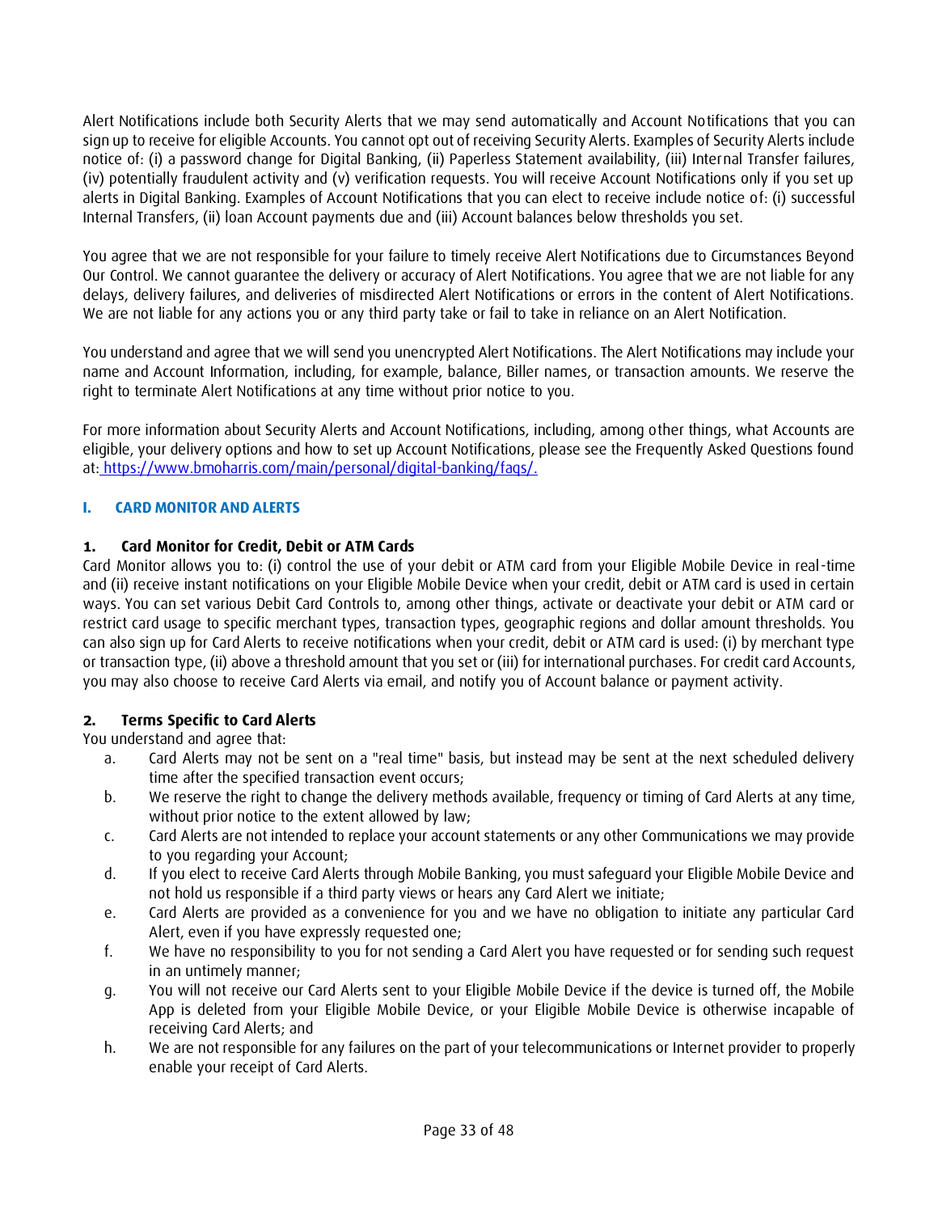Alert Notifications include both Security Alerts that we may send automatically and Account Notifications that you can sign up to receive for eligible Accounts. You cannot opt out of receiving Security Alerts. Examples of Security Alerts include notice of: (i) a password change for Digital Banking, (ii) Paperless Statement availability, (iii) Internal Transfer failures, (iv) potentially fraudulent activity and (v) verification requests. You will receive Account Notifications only if you set up alerts in Digital Banking. Examples of Account Notifications that you can elect to receive include notice of: (i) successful Internal Transfers, (ii) loan Account payments due and (iii) Account balances below thresholds you set.

You agree that we are not responsible for your failure to timely receive Alert Notifications due to Circumstances Beyond Our Control. We cannot guarantee the delivery or accuracy of Alert Notifications. You agree that we are not liable for any delays, delivery failures, and deliveries of misdirected Alert Notifications or errors in the content of Alert Notifications. We are not liable for any actions you or any third party take or fail to take in reliance on an Alert Notification.

You understand and agree that we will send you unencrypted Alert Notifications. The Alert Notifications may include your name and Account Information, including, for example, balance, Biller names, or transaction amounts. We reserve the right to terminate Alert Notifications at any time without prior notice to you.

For more information about Security Alerts and Account Notifications, including, among other things, what Accounts are eligible, your delivery options and how to set up Account Notifications, please see the Frequently Asked Questions found at: https://www.bmoharris.com/main/personal/digital-banking/faqs/.

## I. CARD MONITOR AND ALERTS

### 1. Card Monitor for Credit, Debit or ATM Cards

Card Monitor allows you to: (i) control the use of your debit or ATM card from your Eligible Mobile Device in real-time and (ii) receive instant notifications on your Eligible Mobile Device when your credit, debit or ATM card is used in certain ways. You can set various Debit Card Controls to, among other things, activate or deactivate your debit or ATM card or restrict card usage to specific merchant types, transaction types, geographic regions and dollar amount thresholds. You can also sign up for Card Alerts to receive notifications when your credit, debit or ATM card is used: (i) by merchant type or transaction type, (ii) above a threshold amount that you set or (iii) for international purchases. For credit card Accounts, you may also choose to receive Card Alerts via email, and notify you of Account balance or payment activity.

### 2. Terms Specific to Card Alerts

You understand and agree that:

a. Card Alerts may not be sent on a "real time" basis, but instead may be sent at the next scheduled delivery time after the specified transaction event occurs;
b. We reserve the right to change the delivery methods available, frequency or timing of Card Alerts at any time, without prior notice to the extent allowed by law;
c. Card Alerts are not intended to replace your account statements or any other Communications we may provide to you regarding your Account;
d. If you elect to receive Card Alerts through Mobile Banking, you must safeguard your Eligible Mobile Device and not hold us responsible if a third party views or hears any Card Alert we initiate;
e. Card Alerts are provided as a convenience for you and we have no obligation to initiate any particular Card Alert, even if you have expressly requested one;
f. We have no responsibility to you for not sending a Card Alert you have requested or for sending such request in an untimely manner;
g. You will not receive our Card Alerts sent to your Eligible Mobile Device if the device is turned off, the Mobile App is deleted from your Eligible Mobile Device, or your Eligible Mobile Device is otherwise incapable of receiving Card Alerts; and
h. We are not responsible for any failures on the part of your telecommunications or Internet provider to properly enable your receipt of Card Alerts.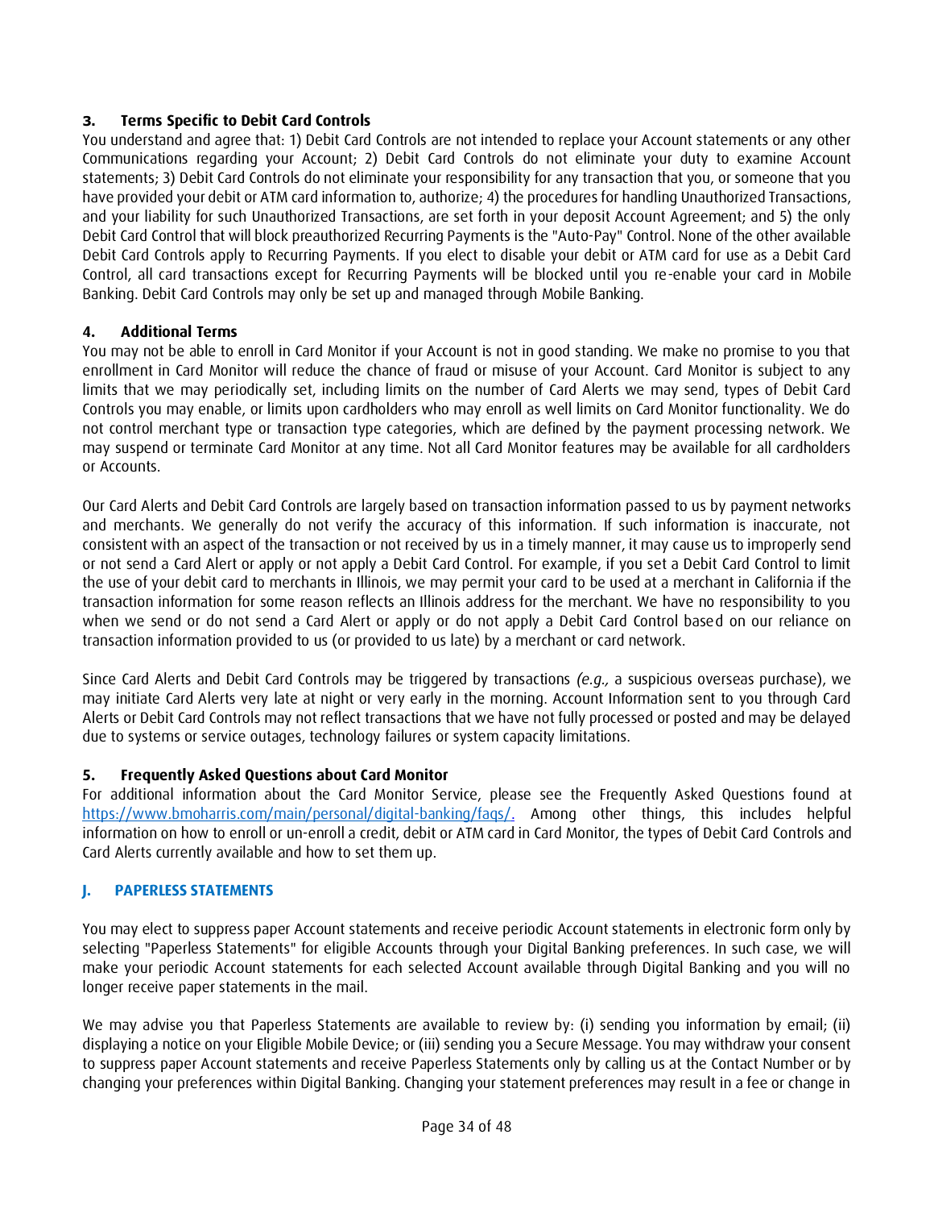### 3. Terms Specific to Debit Card Controls

You understand and agree that: 1) Debit Card Controls are not intended to replace your Account statements or any other Communications regarding your Account; 2) Debit Card Controls do not eliminate your duty to examine Account statements; 3) Debit Card Controls do not eliminate your responsibility for any transaction that you, or someone that you have provided your debit or ATM card information to, authorize; 4) the procedures for handling Unauthorized Transactions, and your liability for such Unauthorized Transactions, are set forth in your deposit Account Agreement; and 5) the only Debit Card Control that will block preauthorized Recurring Payments is the "Auto-Pay" Control. None of the other available Debit Card Controls apply to Recurring Payments. If you elect to disable your debit or ATM card for use as a Debit Card Control, all card transactions except for Recurring Payments will be blocked until you re-enable your card in Mobile Banking. Debit Card Controls may only be set up and managed through Mobile Banking.

### 4. Additional Terms

You may not be able to enroll in Card Monitor if your Account is not in good standing. We make no promise to you that enrollment in Card Monitor will reduce the chance of fraud or misuse of your Account. Card Monitor is subject to any limits that we may periodically set, including limits on the number of Card Alerts we may send, types of Debit Card Controls you may enable, or limits upon cardholders who may enroll as well limits on Card Monitor functionality. We do not control merchant type or transaction type categories, which are defined by the payment processing network. We may suspend or terminate Card Monitor at any time. Not all Card Monitor features may be available for all cardholders or Accounts.

Our Card Alerts and Debit Card Controls are largely based on transaction information passed to us by payment networks and merchants. We generally do not verify the accuracy of this information. If such information is inaccurate, not consistent with an aspect of the transaction or not received by us in a timely manner, it may cause us to improperly send or not send a Card Alert or apply or not apply a Debit Card Control. For example, if you set a Debit Card Control to limit the use of your debit card to merchants in Illinois, we may permit your card to be used at a merchant in California if the transaction information for some reason reflects an Illinois address for the merchant. We have no responsibility to you when we send or do not send a Card Alert or apply or do not apply a Debit Card Control based on our reliance on transaction information provided to us (or provided to us late) by a merchant or card network.

Since Card Alerts and Debit Card Controls may be triggered by transactions *(e.g.,* a suspicious overseas purchase), we may initiate Card Alerts very late at night or very early in the morning. Account Information sent to you through Card Alerts or Debit Card Controls may not reflect transactions that we have not fully processed or posted and may be delayed due to systems or service outages, technology failures or system capacity limitations.

### 5. Frequently Asked Questions about Card Monitor

For additional information about the Card Monitor Service, please see the Frequently Asked Questions found at https://www.bmoharris.com/main/personal/digital-banking/faqs/. Among other things, this includes helpful information on how to enroll or un-enroll a credit, debit or ATM card in Card Monitor, the types of Debit Card Controls and Card Alerts currently available and how to set them up.

## J. PAPERLESS STATEMENTS

You may elect to suppress paper Account statements and receive periodic Account statements in electronic form only by selecting "Paperless Statements" for eligible Accounts through your Digital Banking preferences. In such case, we will make your periodic Account statements for each selected Account available through Digital Banking and you will no longer receive paper statements in the mail.

We may advise you that Paperless Statements are available to review by: (i) sending you information by email; (ii) displaying a notice on your Eligible Mobile Device; or (iii) sending you a Secure Message. You may withdraw your consent to suppress paper Account statements and receive Paperless Statements only by calling us at the Contact Number or by changing your preferences within Digital Banking. Changing your statement preferences may result in a fee or change in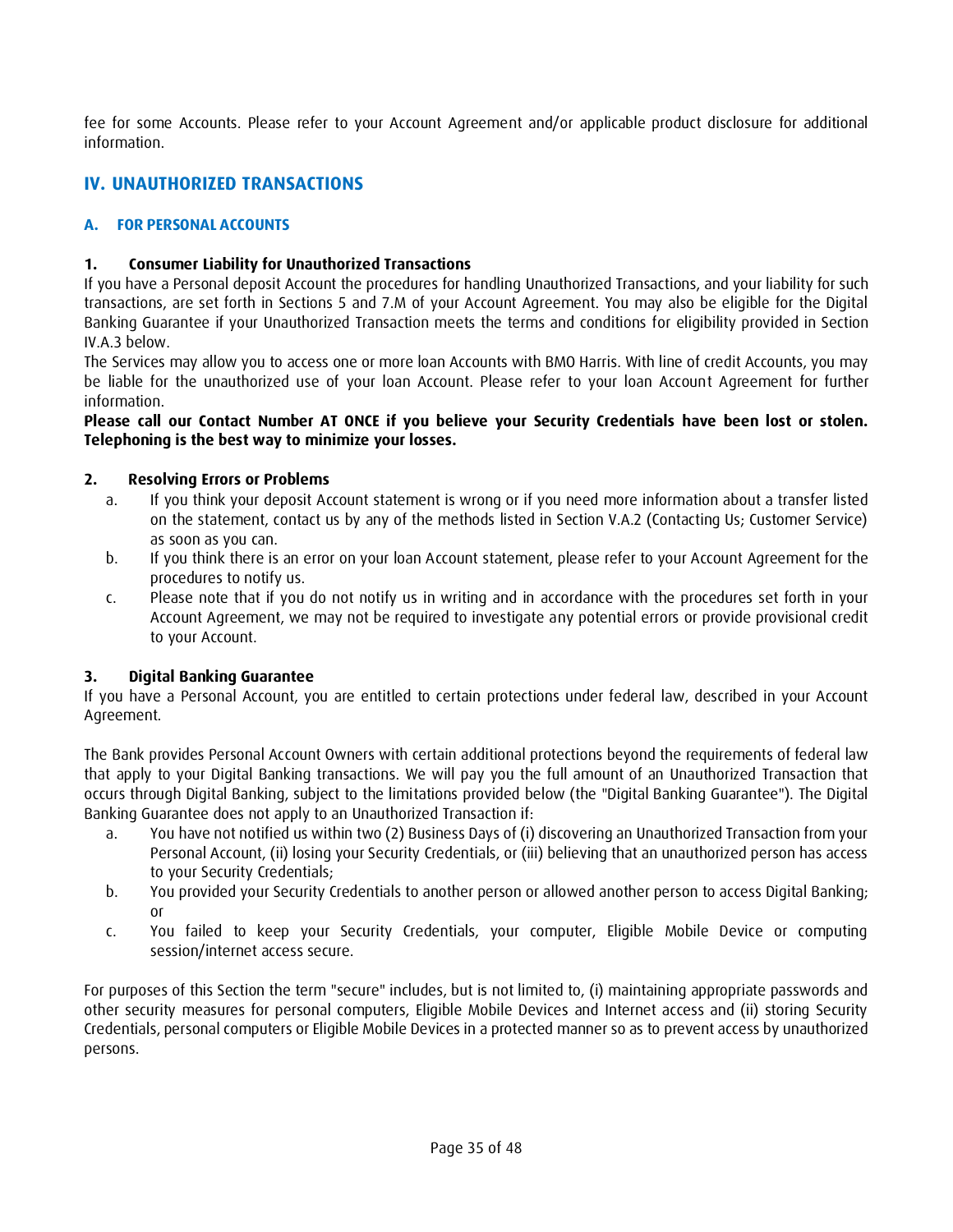fee for some Accounts. Please refer to your Account Agreement and/or applicable product disclosure for additional information.

## IV. UNAUTHORIZED TRANSACTIONS

### A. FOR PERSONAL ACCOUNTS

#### 1. Consumer Liability for Unauthorized Transactions

If you have a Personal deposit Account the procedures for handling Unauthorized Transactions, and your liability for such transactions, are set forth in Sections 5 and 7.M of your Account Agreement. You may also be eligible for the Digital Banking Guarantee if your Unauthorized Transaction meets the terms and conditions for eligibility provided in Section IV.A.3 below.

The Services may allow you to access one or more loan Accounts with BMO Harris. With line of credit Accounts, you may be liable for the unauthorized use of your loan Account. Please refer to your loan Account Agreement for further information.

**Please call our Contact Number AT ONCE if you believe your Security Credentials have been lost or stolen. Telephoning is the best way to minimize your losses.**

#### 2. Resolving Errors or Problems

a. If you think your deposit Account statement is wrong or if you need more information about a transfer listed on the statement, contact us by any of the methods listed in Section V.A.2 (Contacting Us; Customer Service) as soon as you can.

b. If you think there is an error on your loan Account statement, please refer to your Account Agreement for the procedures to notify us.

c. Please note that if you do not notify us in writing and in accordance with the procedures set forth in your Account Agreement, we may not be required to investigate any potential errors or provide provisional credit to your Account.

#### 3. Digital Banking Guarantee

If you have a Personal Account, you are entitled to certain protections under federal law, described in your Account Agreement.

The Bank provides Personal Account Owners with certain additional protections beyond the requirements of federal law that apply to your Digital Banking transactions. We will pay you the full amount of an Unauthorized Transaction that occurs through Digital Banking, subject to the limitations provided below (the "Digital Banking Guarantee"). The Digital Banking Guarantee does not apply to an Unauthorized Transaction if:

a. You have not notified us within two (2) Business Days of (i) discovering an Unauthorized Transaction from your Personal Account, (ii) losing your Security Credentials, or (iii) believing that an unauthorized person has access to your Security Credentials;

b. You provided your Security Credentials to another person or allowed another person to access Digital Banking; or

c. You failed to keep your Security Credentials, your computer, Eligible Mobile Device or computing session/internet access secure.

For purposes of this Section the term "secure" includes, but is not limited to, (i) maintaining appropriate passwords and other security measures for personal computers, Eligible Mobile Devices and Internet access and (ii) storing Security Credentials, personal computers or Eligible Mobile Devices in a protected manner so as to prevent access by unauthorized persons.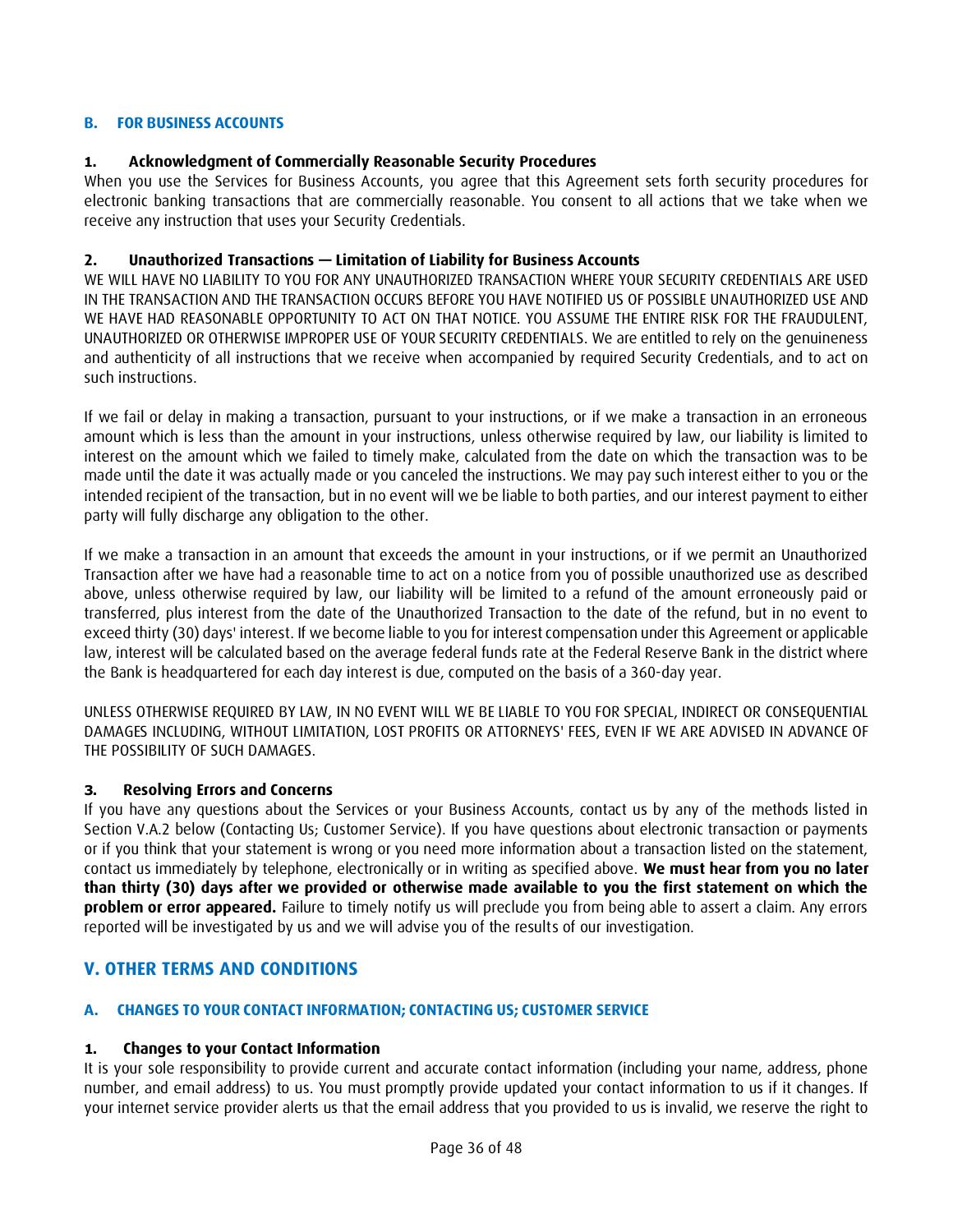### B. FOR BUSINESS ACCOUNTS

#### 1. Acknowledgment of Commercially Reasonable Security Procedures

When you use the Services for Business Accounts, you agree that this Agreement sets forth security procedures for electronic banking transactions that are commercially reasonable. You consent to all actions that we take when we receive any instruction that uses your Security Credentials.

#### 2. Unauthorized Transactions — Limitation of Liability for Business Accounts

WE WILL HAVE NO LIABILITY TO YOU FOR ANY UNAUTHORIZED TRANSACTION WHERE YOUR SECURITY CREDENTIALS ARE USED IN THE TRANSACTION AND THE TRANSACTION OCCURS BEFORE YOU HAVE NOTIFIED US OF POSSIBLE UNAUTHORIZED USE AND WE HAVE HAD REASONABLE OPPORTUNITY TO ACT ON THAT NOTICE. YOU ASSUME THE ENTIRE RISK FOR THE FRAUDULENT, UNAUTHORIZED OR OTHERWISE IMPROPER USE OF YOUR SECURITY CREDENTIALS. We are entitled to rely on the genuineness and authenticity of all instructions that we receive when accompanied by required Security Credentials, and to act on such instructions.

If we fail or delay in making a transaction, pursuant to your instructions, or if we make a transaction in an erroneous amount which is less than the amount in your instructions, unless otherwise required by law, our liability is limited to interest on the amount which we failed to timely make, calculated from the date on which the transaction was to be made until the date it was actually made or you canceled the instructions. We may pay such interest either to you or the intended recipient of the transaction, but in no event will we be liable to both parties, and our interest payment to either party will fully discharge any obligation to the other.

If we make a transaction in an amount that exceeds the amount in your instructions, or if we permit an Unauthorized Transaction after we have had a reasonable time to act on a notice from you of possible unauthorized use as described above, unless otherwise required by law, our liability will be limited to a refund of the amount erroneously paid or transferred, plus interest from the date of the Unauthorized Transaction to the date of the refund, but in no event to exceed thirty (30) days' interest. If we become liable to you for interest compensation under this Agreement or applicable law, interest will be calculated based on the average federal funds rate at the Federal Reserve Bank in the district where the Bank is headquartered for each day interest is due, computed on the basis of a 360-day year.

UNLESS OTHERWISE REQUIRED BY LAW, IN NO EVENT WILL WE BE LIABLE TO YOU FOR SPECIAL, INDIRECT OR CONSEQUENTIAL DAMAGES INCLUDING, WITHOUT LIMITATION, LOST PROFITS OR ATTORNEYS' FEES, EVEN IF WE ARE ADVISED IN ADVANCE OF THE POSSIBILITY OF SUCH DAMAGES.

#### 3. Resolving Errors and Concerns

If you have any questions about the Services or your Business Accounts, contact us by any of the methods listed in Section V.A.2 below (Contacting Us; Customer Service). If you have questions about electronic transaction or payments or if you think that your statement is wrong or you need more information about a transaction listed on the statement, contact us immediately by telephone, electronically or in writing as specified above. **We must hear from you no later than thirty (30) days after we provided or otherwise made available to you the first statement on which the problem or error appeared.** Failure to timely notify us will preclude you from being able to assert a claim. Any errors reported will be investigated by us and we will advise you of the results of our investigation.

## V. OTHER TERMS AND CONDITIONS

### A. CHANGES TO YOUR CONTACT INFORMATION; CONTACTING US; CUSTOMER SERVICE

#### 1. Changes to your Contact Information

It is your sole responsibility to provide current and accurate contact information (including your name, address, phone number, and email address) to us. You must promptly provide updated your contact information to us if it changes. If your internet service provider alerts us that the email address that you provided to us is invalid, we reserve the right to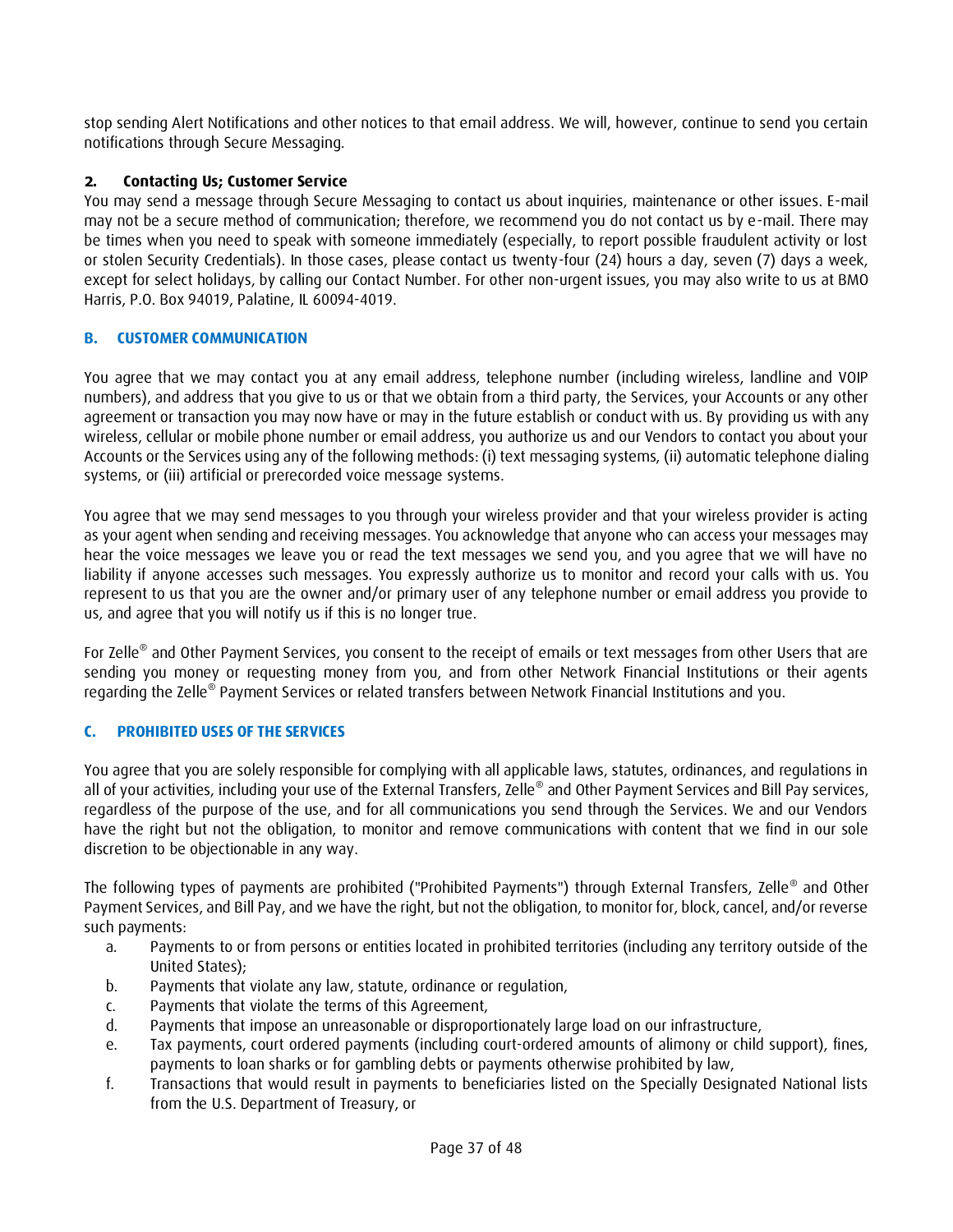stop sending Alert Notifications and other notices to that email address. We will, however, continue to send you certain notifications through Secure Messaging.

**2. Contacting Us; Customer Service**

You may send a message through Secure Messaging to contact us about inquiries, maintenance or other issues. E-mail may not be a secure method of communication; therefore, we recommend you do not contact us by e-mail. There may be times when you need to speak with someone immediately (especially, to report possible fraudulent activity or lost or stolen Security Credentials). In those cases, please contact us twenty-four (24) hours a day, seven (7) days a week, except for select holidays, by calling our Contact Number. For other non-urgent issues, you may also write to us at BMO Harris, P.O. Box 94019, Palatine, IL 60094-4019.

## B. CUSTOMER COMMUNICATION

You agree that we may contact you at any email address, telephone number (including wireless, landline and VOIP numbers), and address that you give to us or that we obtain from a third party, the Services, your Accounts or any other agreement or transaction you may now have or may in the future establish or conduct with us. By providing us with any wireless, cellular or mobile phone number or email address, you authorize us and our Vendors to contact you about your Accounts or the Services using any of the following methods: (i) text messaging systems, (ii) automatic telephone dialing systems, or (iii) artificial or prerecorded voice message systems.

You agree that we may send messages to you through your wireless provider and that your wireless provider is acting as your agent when sending and receiving messages. You acknowledge that anyone who can access your messages may hear the voice messages we leave you or read the text messages we send you, and you agree that we will have no liability if anyone accesses such messages. You expressly authorize us to monitor and record your calls with us. You represent to us that you are the owner and/or primary user of any telephone number or email address you provide to us, and agree that you will notify us if this is no longer true.

For Zelle® and Other Payment Services, you consent to the receipt of emails or text messages from other Users that are sending you money or requesting money from you, and from other Network Financial Institutions or their agents regarding the Zelle® Payment Services or related transfers between Network Financial Institutions and you.

## C. PROHIBITED USES OF THE SERVICES

You agree that you are solely responsible for complying with all applicable laws, statutes, ordinances, and regulations in all of your activities, including your use of the External Transfers, Zelle® and Other Payment Services and Bill Pay services, regardless of the purpose of the use, and for all communications you send through the Services. We and our Vendors have the right but not the obligation, to monitor and remove communications with content that we find in our sole discretion to be objectionable in any way.

The following types of payments are prohibited ("Prohibited Payments") through External Transfers, Zelle® and Other Payment Services, and Bill Pay, and we have the right, but not the obligation, to monitor for, block, cancel, and/or reverse such payments:

a. Payments to or from persons or entities located in prohibited territories (including any territory outside of the United States);
b. Payments that violate any law, statute, ordinance or regulation,
c. Payments that violate the terms of this Agreement,
d. Payments that impose an unreasonable or disproportionately large load on our infrastructure,
e. Tax payments, court ordered payments (including court-ordered amounts of alimony or child support), fines, payments to loan sharks or for gambling debts or payments otherwise prohibited by law,
f. Transactions that would result in payments to beneficiaries listed on the Specially Designated National lists from the U.S. Department of Treasury, or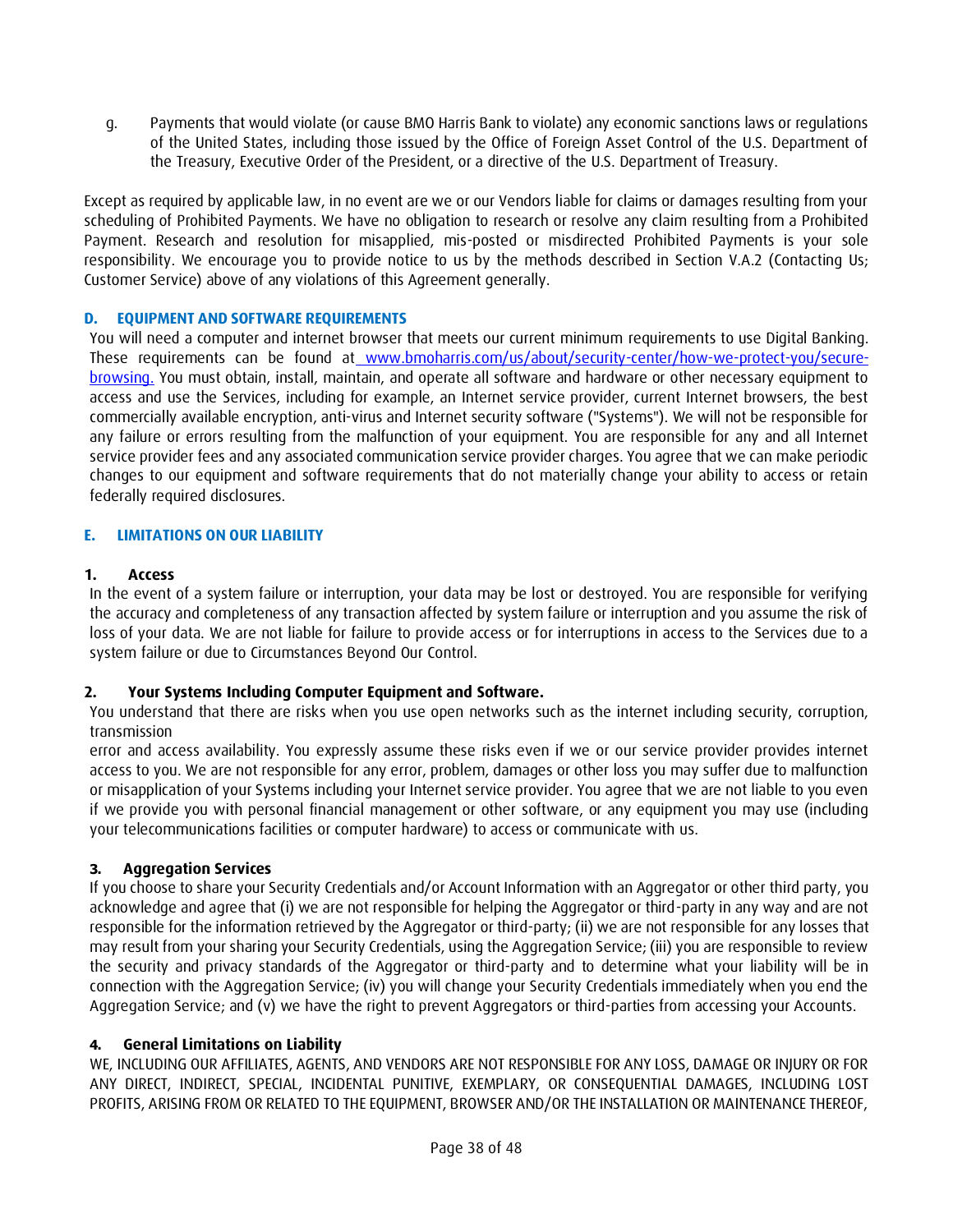g. Payments that would violate (or cause BMO Harris Bank to violate) any economic sanctions laws or regulations of the United States, including those issued by the Office of Foreign Asset Control of the U.S. Department of the Treasury, Executive Order of the President, or a directive of the U.S. Department of Treasury.

Except as required by applicable law, in no event are we or our Vendors liable for claims or damages resulting from your scheduling of Prohibited Payments. We have no obligation to research or resolve any claim resulting from a Prohibited Payment. Research and resolution for misapplied, mis-posted or misdirected Prohibited Payments is your sole responsibility. We encourage you to provide notice to us by the methods described in Section V.A.2 (Contacting Us; Customer Service) above of any violations of this Agreement generally.

## D. EQUIPMENT AND SOFTWARE REQUIREMENTS

You will need a computer and internet browser that meets our current minimum requirements to use Digital Banking. These requirements can be found at [www.bmoharris.com/us/about/security-center/how-we-protect-you/secure-browsing.](www.bmoharris.com/us/about/security-center/how-we-protect-you/secure-browsing) You must obtain, install, maintain, and operate all software and hardware or other necessary equipment to access and use the Services, including for example, an Internet service provider, current Internet browsers, the best commercially available encryption, anti-virus and Internet security software ("Systems"). We will not be responsible for any failure or errors resulting from the malfunction of your equipment. You are responsible for any and all Internet service provider fees and any associated communication service provider charges. You agree that we can make periodic changes to our equipment and software requirements that do not materially change your ability to access or retain federally required disclosures.

## E. LIMITATIONS ON OUR LIABILITY

### 1. Access

In the event of a system failure or interruption, your data may be lost or destroyed. You are responsible for verifying the accuracy and completeness of any transaction affected by system failure or interruption and you assume the risk of loss of your data. We are not liable for failure to provide access or for interruptions in access to the Services due to a system failure or due to Circumstances Beyond Our Control.

### 2. Your Systems Including Computer Equipment and Software.

You understand that there are risks when you use open networks such as the internet including security, corruption, transmission error and access availability. You expressly assume these risks even if we or our service provider provides internet access to you. We are not responsible for any error, problem, damages or other loss you may suffer due to malfunction or misapplication of your Systems including your Internet service provider. You agree that we are not liable to you even if we provide you with personal financial management or other software, or any equipment you may use (including your telecommunications facilities or computer hardware) to access or communicate with us.

### 3. Aggregation Services

If you choose to share your Security Credentials and/or Account Information with an Aggregator or other third party, you acknowledge and agree that (i) we are not responsible for helping the Aggregator or third-party in any way and are not responsible for the information retrieved by the Aggregator or third-party; (ii) we are not responsible for any losses that may result from your sharing your Security Credentials, using the Aggregation Service; (iii) you are responsible to review the security and privacy standards of the Aggregator or third-party and to determine what your liability will be in connection with the Aggregation Service; (iv) you will change your Security Credentials immediately when you end the Aggregation Service; and (v) we have the right to prevent Aggregators or third-parties from accessing your Accounts.

### 4. General Limitations on Liability

WE, INCLUDING OUR AFFILIATES, AGENTS, AND VENDORS ARE NOT RESPONSIBLE FOR ANY LOSS, DAMAGE OR INJURY OR FOR ANY DIRECT, INDIRECT, SPECIAL, INCIDENTAL PUNITIVE, EXEMPLARY, OR CONSEQUENTIAL DAMAGES, INCLUDING LOST PROFITS, ARISING FROM OR RELATED TO THE EQUIPMENT, BROWSER AND/OR THE INSTALLATION OR MAINTENANCE THEREOF,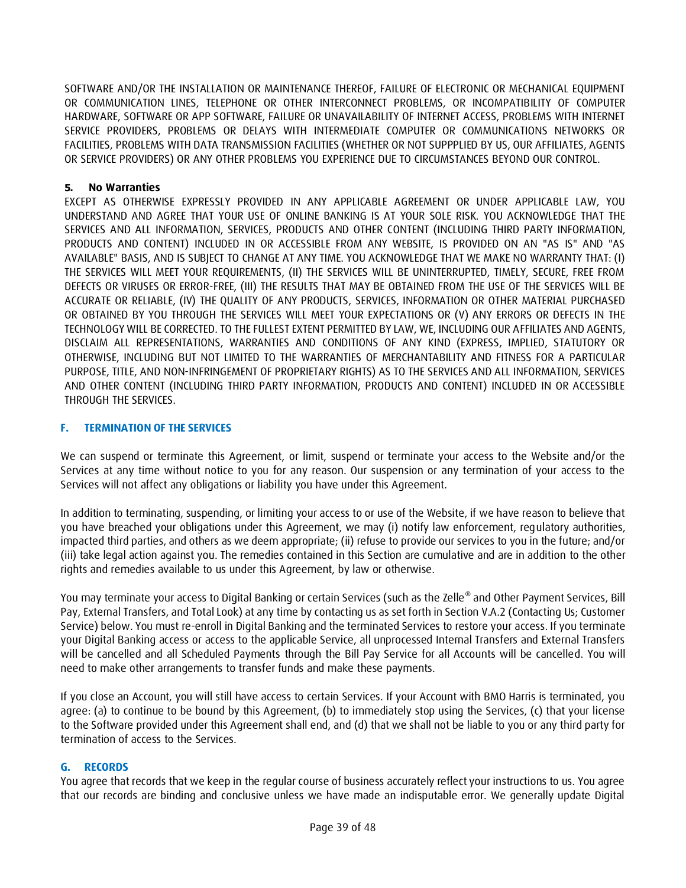SOFTWARE AND/OR THE INSTALLATION OR MAINTENANCE THEREOF, FAILURE OF ELECTRONIC OR MECHANICAL EQUIPMENT OR COMMUNICATION LINES, TELEPHONE OR OTHER INTERCONNECT PROBLEMS, OR INCOMPATIBILITY OF COMPUTER HARDWARE, SOFTWARE OR APP SOFTWARE, FAILURE OR UNAVAILABILITY OF INTERNET ACCESS, PROBLEMS WITH INTERNET SERVICE PROVIDERS, PROBLEMS OR DELAYS WITH INTERMEDIATE COMPUTER OR COMMUNICATIONS NETWORKS OR FACILITIES, PROBLEMS WITH DATA TRANSMISSION FACILITIES (WHETHER OR NOT SUPPPLIED BY US, OUR AFFILIATES, AGENTS OR SERVICE PROVIDERS) OR ANY OTHER PROBLEMS YOU EXPERIENCE DUE TO CIRCUMSTANCES BEYOND OUR CONTROL.

**5. No Warranties**

EXCEPT AS OTHERWISE EXPRESSLY PROVIDED IN ANY APPLICABLE AGREEMENT OR UNDER APPLICABLE LAW, YOU UNDERSTAND AND AGREE THAT YOUR USE OF ONLINE BANKING IS AT YOUR SOLE RISK. YOU ACKNOWLEDGE THAT THE SERVICES AND ALL INFORMATION, SERVICES, PRODUCTS AND OTHER CONTENT (INCLUDING THIRD PARTY INFORMATION, PRODUCTS AND CONTENT) INCLUDED IN OR ACCESSIBLE FROM ANY WEBSITE, IS PROVIDED ON AN "AS IS" AND "AS AVAILABLE" BASIS, AND IS SUBJECT TO CHANGE AT ANY TIME. YOU ACKNOWLEDGE THAT WE MAKE NO WARRANTY THAT: (I) THE SERVICES WILL MEET YOUR REQUIREMENTS, (II) THE SERVICES WILL BE UNINTERRUPTED, TIMELY, SECURE, FREE FROM DEFECTS OR VIRUSES OR ERROR-FREE, (III) THE RESULTS THAT MAY BE OBTAINED FROM THE USE OF THE SERVICES WILL BE ACCURATE OR RELIABLE, (IV) THE QUALITY OF ANY PRODUCTS, SERVICES, INFORMATION OR OTHER MATERIAL PURCHASED OR OBTAINED BY YOU THROUGH THE SERVICES WILL MEET YOUR EXPECTATIONS OR (V) ANY ERRORS OR DEFECTS IN THE TECHNOLOGY WILL BE CORRECTED. TO THE FULLEST EXTENT PERMITTED BY LAW, WE, INCLUDING OUR AFFILIATES AND AGENTS, DISCLAIM ALL REPRESENTATIONS, WARRANTIES AND CONDITIONS OF ANY KIND (EXPRESS, IMPLIED, STATUTORY OR OTHERWISE, INCLUDING BUT NOT LIMITED TO THE WARRANTIES OF MERCHANTABILITY AND FITNESS FOR A PARTICULAR PURPOSE, TITLE, AND NON-INFRINGEMENT OF PROPRIETARY RIGHTS) AS TO THE SERVICES AND ALL INFORMATION, SERVICES AND OTHER CONTENT (INCLUDING THIRD PARTY INFORMATION, PRODUCTS AND CONTENT) INCLUDED IN OR ACCESSIBLE THROUGH THE SERVICES.

## F. TERMINATION OF THE SERVICES

We can suspend or terminate this Agreement, or limit, suspend or terminate your access to the Website and/or the Services at any time without notice to you for any reason. Our suspension or any termination of your access to the Services will not affect any obligations or liability you have under this Agreement.

In addition to terminating, suspending, or limiting your access to or use of the Website, if we have reason to believe that you have breached your obligations under this Agreement, we may (i) notify law enforcement, regulatory authorities, impacted third parties, and others as we deem appropriate; (ii) refuse to provide our services to you in the future; and/or (iii) take legal action against you. The remedies contained in this Section are cumulative and are in addition to the other rights and remedies available to us under this Agreement, by law or otherwise.

You may terminate your access to Digital Banking or certain Services (such as the Zelle® and Other Payment Services, Bill Pay, External Transfers, and Total Look) at any time by contacting us as set forth in Section V.A.2 (Contacting Us; Customer Service) below. You must re-enroll in Digital Banking and the terminated Services to restore your access. If you terminate your Digital Banking access or access to the applicable Service, all unprocessed Internal Transfers and External Transfers will be cancelled and all Scheduled Payments through the Bill Pay Service for all Accounts will be cancelled. You will need to make other arrangements to transfer funds and make these payments.

If you close an Account, you will still have access to certain Services. If your Account with BMO Harris is terminated, you agree: (a) to continue to be bound by this Agreement, (b) to immediately stop using the Services, (c) that your license to the Software provided under this Agreement shall end, and (d) that we shall not be liable to you or any third party for termination of access to the Services.

## G. RECORDS

You agree that records that we keep in the regular course of business accurately reflect your instructions to us. You agree that our records are binding and conclusive unless we have made an indisputable error. We generally update Digital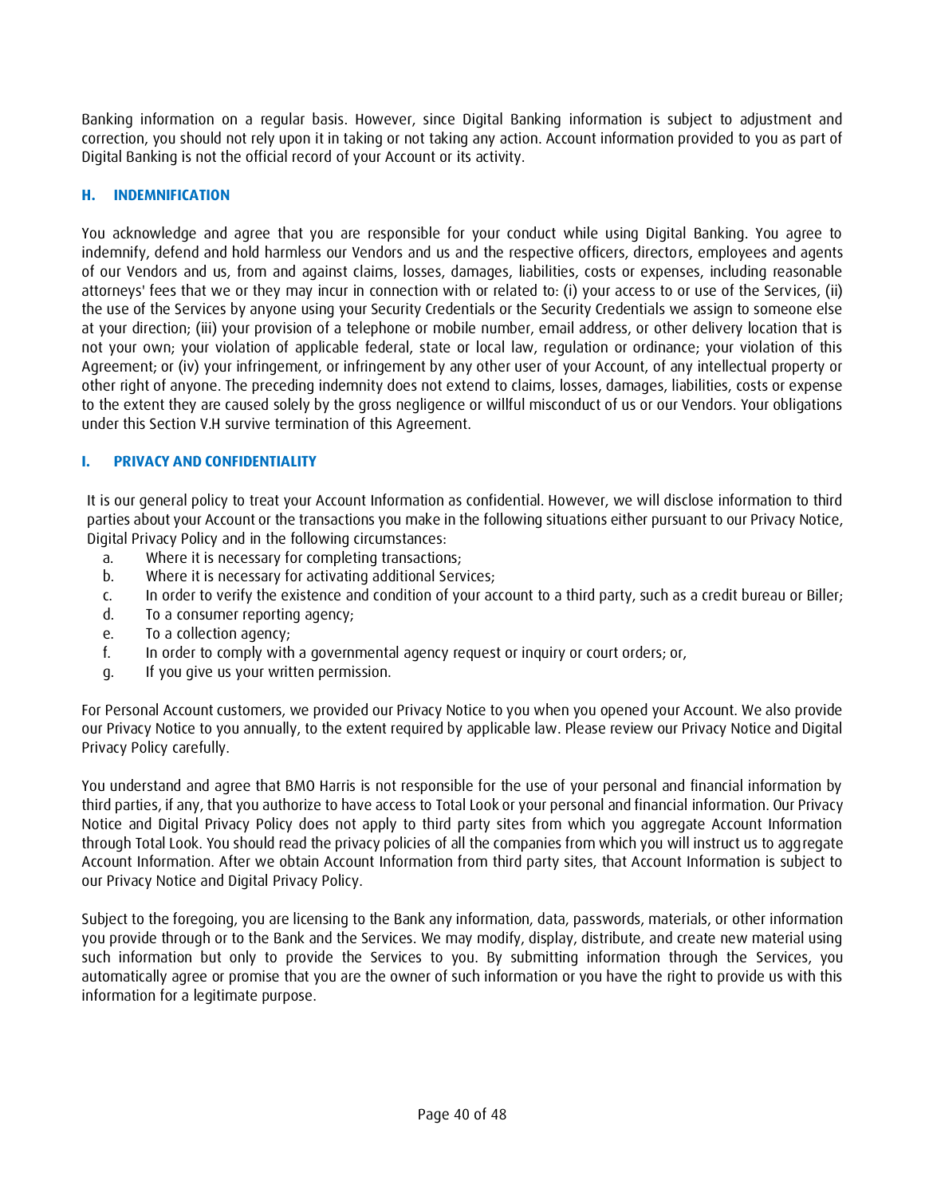Banking information on a regular basis. However, since Digital Banking information is subject to adjustment and correction, you should not rely upon it in taking or not taking any action. Account information provided to you as part of Digital Banking is not the official record of your Account or its activity.

## H. INDEMNIFICATION

You acknowledge and agree that you are responsible for your conduct while using Digital Banking. You agree to indemnify, defend and hold harmless our Vendors and us and the respective officers, directors, employees and agents of our Vendors and us, from and against claims, losses, damages, liabilities, costs or expenses, including reasonable attorneys' fees that we or they may incur in connection with or related to: (i) your access to or use of the Services, (ii) the use of the Services by anyone using your Security Credentials or the Security Credentials we assign to someone else at your direction; (iii) your provision of a telephone or mobile number, email address, or other delivery location that is not your own; your violation of applicable federal, state or local law, regulation or ordinance; your violation of this Agreement; or (iv) your infringement, or infringement by any other user of your Account, of any intellectual property or other right of anyone. The preceding indemnity does not extend to claims, losses, damages, liabilities, costs or expense to the extent they are caused solely by the gross negligence or willful misconduct of us or our Vendors. Your obligations under this Section V.H survive termination of this Agreement.

## I. PRIVACY AND CONFIDENTIALITY

It is our general policy to treat your Account Information as confidential. However, we will disclose information to third parties about your Account or the transactions you make in the following situations either pursuant to our Privacy Notice, Digital Privacy Policy and in the following circumstances:

a. Where it is necessary for completing transactions;
b. Where it is necessary for activating additional Services;
c. In order to verify the existence and condition of your account to a third party, such as a credit bureau or Biller;
d. To a consumer reporting agency;
e. To a collection agency;
f. In order to comply with a governmental agency request or inquiry or court orders; or,
g. If you give us your written permission.

For Personal Account customers, we provided our Privacy Notice to you when you opened your Account. We also provide our Privacy Notice to you annually, to the extent required by applicable law. Please review our Privacy Notice and Digital Privacy Policy carefully.

You understand and agree that BMO Harris is not responsible for the use of your personal and financial information by third parties, if any, that you authorize to have access to Total Look or your personal and financial information. Our Privacy Notice and Digital Privacy Policy does not apply to third party sites from which you aggregate Account Information through Total Look. You should read the privacy policies of all the companies from which you will instruct us to aggregate Account Information. After we obtain Account Information from third party sites, that Account Information is subject to our Privacy Notice and Digital Privacy Policy.

Subject to the foregoing, you are licensing to the Bank any information, data, passwords, materials, or other information you provide through or to the Bank and the Services. We may modify, display, distribute, and create new material using such information but only to provide the Services to you. By submitting information through the Services, you automatically agree or promise that you are the owner of such information or you have the right to provide us with this information for a legitimate purpose.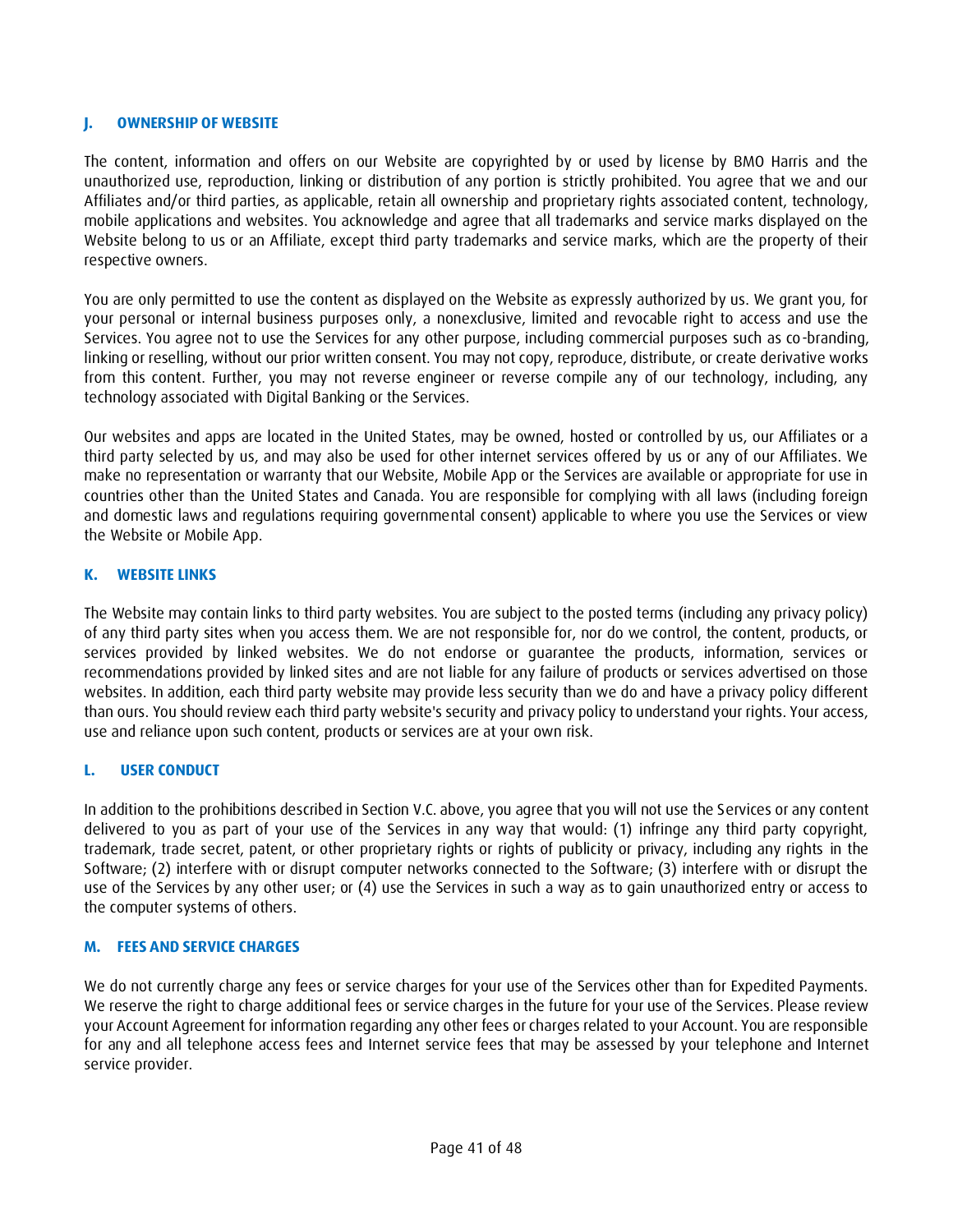### J. OWNERSHIP OF WEBSITE

The content, information and offers on our Website are copyrighted by or used by license by BMO Harris and the unauthorized use, reproduction, linking or distribution of any portion is strictly prohibited. You agree that we and our Affiliates and/or third parties, as applicable, retain all ownership and proprietary rights associated content, technology, mobile applications and websites. You acknowledge and agree that all trademarks and service marks displayed on the Website belong to us or an Affiliate, except third party trademarks and service marks, which are the property of their respective owners.

You are only permitted to use the content as displayed on the Website as expressly authorized by us. We grant you, for your personal or internal business purposes only, a nonexclusive, limited and revocable right to access and use the Services. You agree not to use the Services for any other purpose, including commercial purposes such as co-branding, linking or reselling, without our prior written consent. You may not copy, reproduce, distribute, or create derivative works from this content. Further, you may not reverse engineer or reverse compile any of our technology, including, any technology associated with Digital Banking or the Services.

Our websites and apps are located in the United States, may be owned, hosted or controlled by us, our Affiliates or a third party selected by us, and may also be used for other internet services offered by us or any of our Affiliates. We make no representation or warranty that our Website, Mobile App or the Services are available or appropriate for use in countries other than the United States and Canada. You are responsible for complying with all laws (including foreign and domestic laws and regulations requiring governmental consent) applicable to where you use the Services or view the Website or Mobile App.

### K. WEBSITE LINKS

The Website may contain links to third party websites. You are subject to the posted terms (including any privacy policy) of any third party sites when you access them. We are not responsible for, nor do we control, the content, products, or services provided by linked websites. We do not endorse or guarantee the products, information, services or recommendations provided by linked sites and are not liable for any failure of products or services advertised on those websites. In addition, each third party website may provide less security than we do and have a privacy policy different than ours. You should review each third party website's security and privacy policy to understand your rights. Your access, use and reliance upon such content, products or services are at your own risk.

### L. USER CONDUCT

In addition to the prohibitions described in Section V.C. above, you agree that you will not use the Services or any content delivered to you as part of your use of the Services in any way that would: (1) infringe any third party copyright, trademark, trade secret, patent, or other proprietary rights or rights of publicity or privacy, including any rights in the Software; (2) interfere with or disrupt computer networks connected to the Software; (3) interfere with or disrupt the use of the Services by any other user; or (4) use the Services in such a way as to gain unauthorized entry or access to the computer systems of others.

### M. FEES AND SERVICE CHARGES

We do not currently charge any fees or service charges for your use of the Services other than for Expedited Payments. We reserve the right to charge additional fees or service charges in the future for your use of the Services. Please review your Account Agreement for information regarding any other fees or charges related to your Account. You are responsible for any and all telephone access fees and Internet service fees that may be assessed by your telephone and Internet service provider.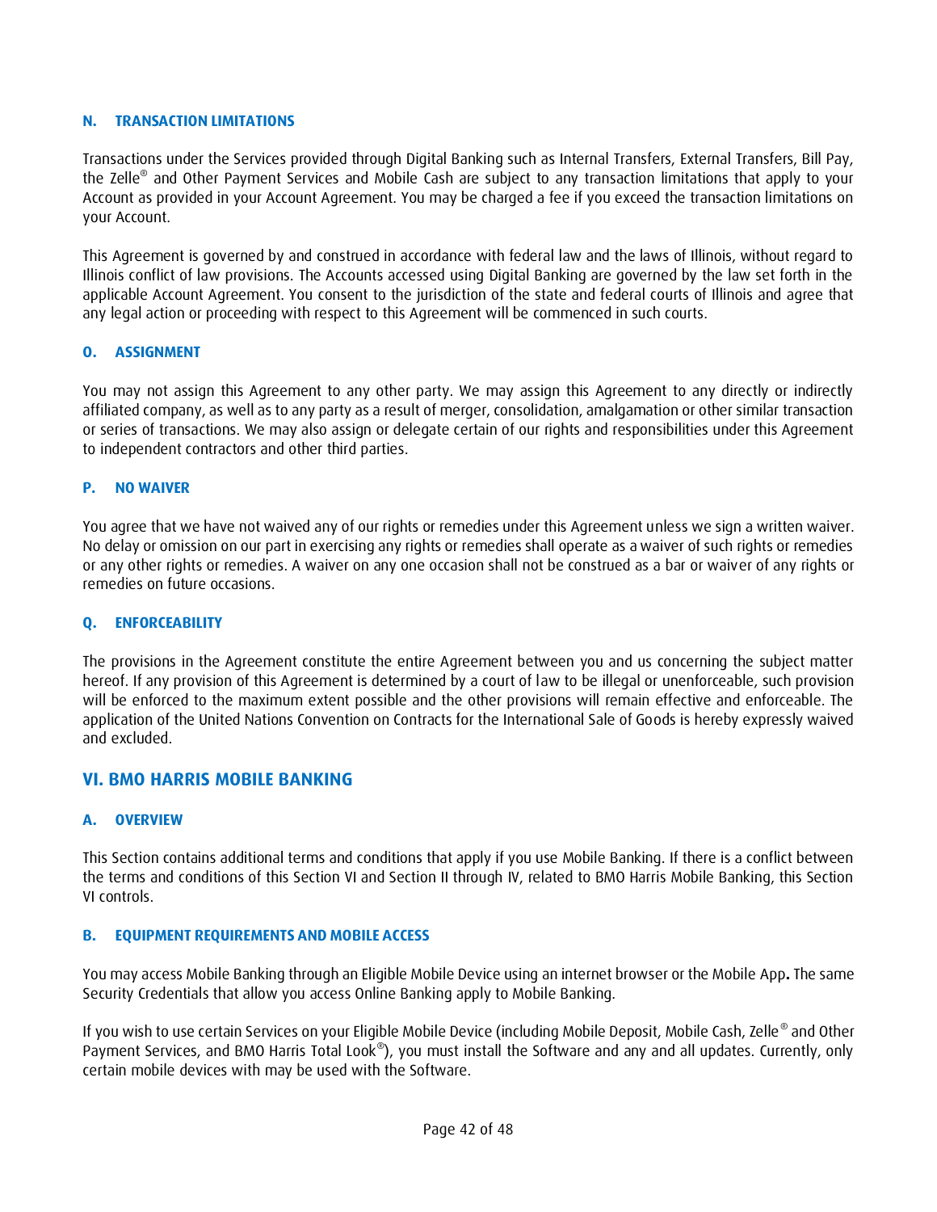### N. TRANSACTION LIMITATIONS

Transactions under the Services provided through Digital Banking such as Internal Transfers, External Transfers, Bill Pay, the Zelle® and Other Payment Services and Mobile Cash are subject to any transaction limitations that apply to your Account as provided in your Account Agreement. You may be charged a fee if you exceed the transaction limitations on your Account.

This Agreement is governed by and construed in accordance with federal law and the laws of Illinois, without regard to Illinois conflict of law provisions. The Accounts accessed using Digital Banking are governed by the law set forth in the applicable Account Agreement. You consent to the jurisdiction of the state and federal courts of Illinois and agree that any legal action or proceeding with respect to this Agreement will be commenced in such courts.

### O. ASSIGNMENT

You may not assign this Agreement to any other party. We may assign this Agreement to any directly or indirectly affiliated company, as well as to any party as a result of merger, consolidation, amalgamation or other similar transaction or series of transactions. We may also assign or delegate certain of our rights and responsibilities under this Agreement to independent contractors and other third parties.

### P. NO WAIVER

You agree that we have not waived any of our rights or remedies under this Agreement unless we sign a written waiver. No delay or omission on our part in exercising any rights or remedies shall operate as a waiver of such rights or remedies or any other rights or remedies. A waiver on any one occasion shall not be construed as a bar or waiver of any rights or remedies on future occasions.

### Q. ENFORCEABILITY

The provisions in the Agreement constitute the entire Agreement between you and us concerning the subject matter hereof. If any provision of this Agreement is determined by a court of law to be illegal or unenforceable, such provision will be enforced to the maximum extent possible and the other provisions will remain effective and enforceable. The application of the United Nations Convention on Contracts for the International Sale of Goods is hereby expressly waived and excluded.

## VI. BMO HARRIS MOBILE BANKING

### A. OVERVIEW

This Section contains additional terms and conditions that apply if you use Mobile Banking. If there is a conflict between the terms and conditions of this Section VI and Section II through IV, related to BMO Harris Mobile Banking, this Section VI controls.

### B. EQUIPMENT REQUIREMENTS AND MOBILE ACCESS

You may access Mobile Banking through an Eligible Mobile Device using an internet browser or the Mobile App**.** The same Security Credentials that allow you access Online Banking apply to Mobile Banking.

If you wish to use certain Services on your Eligible Mobile Device (including Mobile Deposit, Mobile Cash, Zelle® and Other Payment Services, and BMO Harris Total Look®), you must install the Software and any and all updates. Currently, only certain mobile devices with may be used with the Software.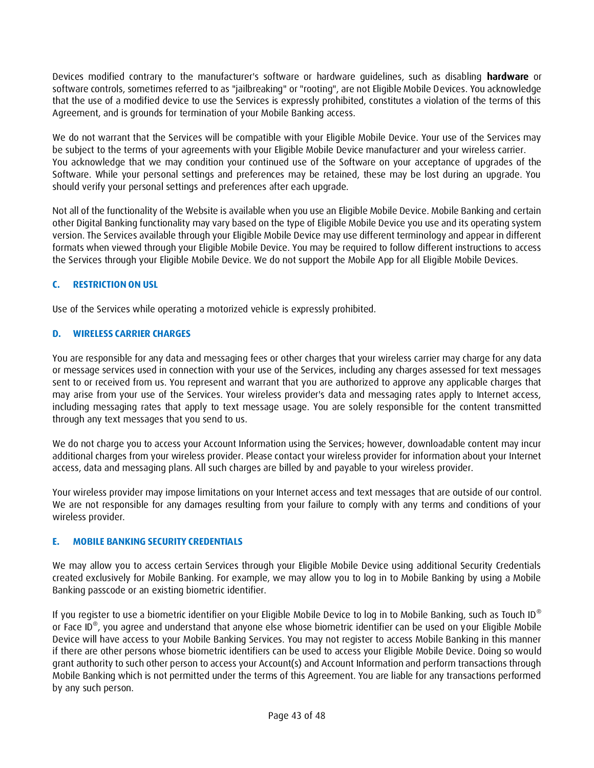Devices modified contrary to the manufacturer's software or hardware guidelines, such as disabling **hardware** or software controls, sometimes referred to as "jailbreaking" or "rooting", are not Eligible Mobile Devices. You acknowledge that the use of a modified device to use the Services is expressly prohibited, constitutes a violation of the terms of this Agreement, and is grounds for termination of your Mobile Banking access.

We do not warrant that the Services will be compatible with your Eligible Mobile Device. Your use of the Services may be subject to the terms of your agreements with your Eligible Mobile Device manufacturer and your wireless carrier. You acknowledge that we may condition your continued use of the Software on your acceptance of upgrades of the Software. While your personal settings and preferences may be retained, these may be lost during an upgrade. You should verify your personal settings and preferences after each upgrade.

Not all of the functionality of the Website is available when you use an Eligible Mobile Device. Mobile Banking and certain other Digital Banking functionality may vary based on the type of Eligible Mobile Device you use and its operating system version. The Services available through your Eligible Mobile Device may use different terminology and appear in different formats when viewed through your Eligible Mobile Device. You may be required to follow different instructions to access the Services through your Eligible Mobile Device. We do not support the Mobile App for all Eligible Mobile Devices.

### C. RESTRICTION ON USL

Use of the Services while operating a motorized vehicle is expressly prohibited.

### D. WIRELESS CARRIER CHARGES

You are responsible for any data and messaging fees or other charges that your wireless carrier may charge for any data or message services used in connection with your use of the Services, including any charges assessed for text messages sent to or received from us. You represent and warrant that you are authorized to approve any applicable charges that may arise from your use of the Services. Your wireless provider's data and messaging rates apply to Internet access, including messaging rates that apply to text message usage. You are solely responsible for the content transmitted through any text messages that you send to us.

We do not charge you to access your Account Information using the Services; however, downloadable content may incur additional charges from your wireless provider. Please contact your wireless provider for information about your Internet access, data and messaging plans. All such charges are billed by and payable to your wireless provider.

Your wireless provider may impose limitations on your Internet access and text messages that are outside of our control. We are not responsible for any damages resulting from your failure to comply with any terms and conditions of your wireless provider.

### E. MOBILE BANKING SECURITY CREDENTIALS

We may allow you to access certain Services through your Eligible Mobile Device using additional Security Credentials created exclusively for Mobile Banking. For example, we may allow you to log in to Mobile Banking by using a Mobile Banking passcode or an existing biometric identifier.

If you register to use a biometric identifier on your Eligible Mobile Device to log in to Mobile Banking, such as Touch ID® or Face ID®, you agree and understand that anyone else whose biometric identifier can be used on your Eligible Mobile Device will have access to your Mobile Banking Services. You may not register to access Mobile Banking in this manner if there are other persons whose biometric identifiers can be used to access your Eligible Mobile Device. Doing so would grant authority to such other person to access your Account(s) and Account Information and perform transactions through Mobile Banking which is not permitted under the terms of this Agreement. You are liable for any transactions performed by any such person.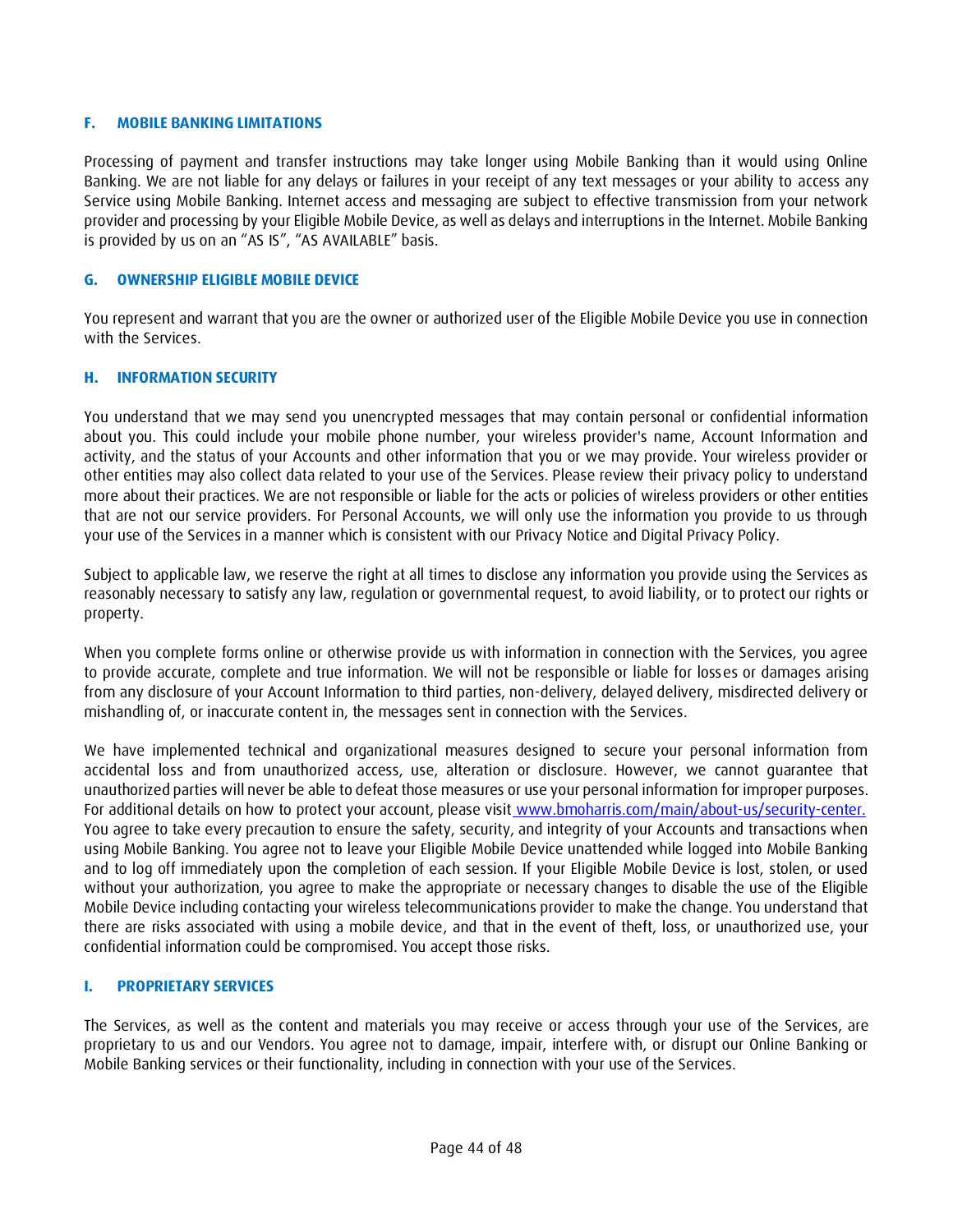### F. MOBILE BANKING LIMITATIONS

Processing of payment and transfer instructions may take longer using Mobile Banking than it would using Online Banking. We are not liable for any delays or failures in your receipt of any text messages or your ability to access any Service using Mobile Banking. Internet access and messaging are subject to effective transmission from your network provider and processing by your Eligible Mobile Device, as well as delays and interruptions in the Internet. Mobile Banking is provided by us on an "AS IS", "AS AVAILABLE" basis.

### G. OWNERSHIP ELIGIBLE MOBILE DEVICE

You represent and warrant that you are the owner or authorized user of the Eligible Mobile Device you use in connection with the Services.

### H. INFORMATION SECURITY

You understand that we may send you unencrypted messages that may contain personal or confidential information about you. This could include your mobile phone number, your wireless provider's name, Account Information and activity, and the status of your Accounts and other information that you or we may provide. Your wireless provider or other entities may also collect data related to your use of the Services. Please review their privacy policy to understand more about their practices. We are not responsible or liable for the acts or policies of wireless providers or other entities that are not our service providers. For Personal Accounts, we will only use the information you provide to us through your use of the Services in a manner which is consistent with our Privacy Notice and Digital Privacy Policy.

Subject to applicable law, we reserve the right at all times to disclose any information you provide using the Services as reasonably necessary to satisfy any law, regulation or governmental request, to avoid liability, or to protect our rights or property.

When you complete forms online or otherwise provide us with information in connection with the Services, you agree to provide accurate, complete and true information. We will not be responsible or liable for losses or damages arising from any disclosure of your Account Information to third parties, non-delivery, delayed delivery, misdirected delivery or mishandling of, or inaccurate content in, the messages sent in connection with the Services.

We have implemented technical and organizational measures designed to secure your personal information from accidental loss and from unauthorized access, use, alteration or disclosure. However, we cannot guarantee that unauthorized parties will never be able to defeat those measures or use your personal information for improper purposes. For additional details on how to protect your account, please visit www.bmoharris.com/main/about-us/security-center. You agree to take every precaution to ensure the safety, security, and integrity of your Accounts and transactions when using Mobile Banking. You agree not to leave your Eligible Mobile Device unattended while logged into Mobile Banking and to log off immediately upon the completion of each session. If your Eligible Mobile Device is lost, stolen, or used without your authorization, you agree to make the appropriate or necessary changes to disable the use of the Eligible Mobile Device including contacting your wireless telecommunications provider to make the change. You understand that there are risks associated with using a mobile device, and that in the event of theft, loss, or unauthorized use, your confidential information could be compromised. You accept those risks.

### I. PROPRIETARY SERVICES

The Services, as well as the content and materials you may receive or access through your use of the Services, are proprietary to us and our Vendors. You agree not to damage, impair, interfere with, or disrupt our Online Banking or Mobile Banking services or their functionality, including in connection with your use of the Services.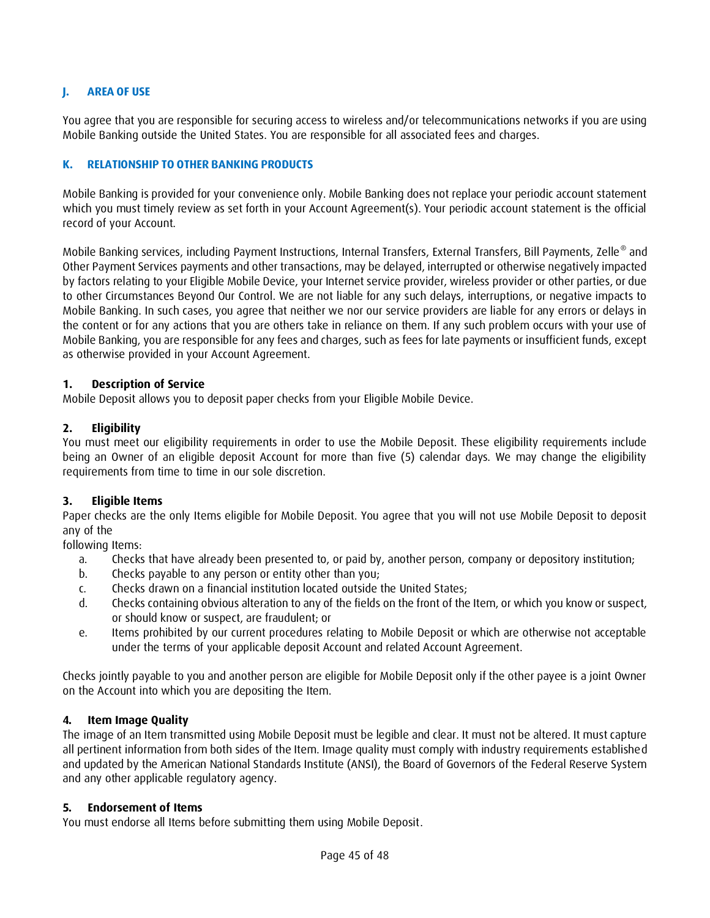## J. AREA OF USE

You agree that you are responsible for securing access to wireless and/or telecommunications networks if you are using Mobile Banking outside the United States. You are responsible for all associated fees and charges.

## K. RELATIONSHIP TO OTHER BANKING PRODUCTS

Mobile Banking is provided for your convenience only. Mobile Banking does not replace your periodic account statement which you must timely review as set forth in your Account Agreement(s). Your periodic account statement is the official record of your Account.

Mobile Banking services, including Payment Instructions, Internal Transfers, External Transfers, Bill Payments, Zelle® and Other Payment Services payments and other transactions, may be delayed, interrupted or otherwise negatively impacted by factors relating to your Eligible Mobile Device, your Internet service provider, wireless provider or other parties, or due to other Circumstances Beyond Our Control. We are not liable for any such delays, interruptions, or negative impacts to Mobile Banking. In such cases, you agree that neither we nor our service providers are liable for any errors or delays in the content or for any actions that you are others take in reliance on them. If any such problem occurs with your use of Mobile Banking, you are responsible for any fees and charges, such as fees for late payments or insufficient funds, except as otherwise provided in your Account Agreement.

**1. Description of Service**
Mobile Deposit allows you to deposit paper checks from your Eligible Mobile Device.

**2. Eligibility**
You must meet our eligibility requirements in order to use the Mobile Deposit. These eligibility requirements include being an Owner of an eligible deposit Account for more than five (5) calendar days. We may change the eligibility requirements from time to time in our sole discretion.

**3. Eligible Items**
Paper checks are the only Items eligible for Mobile Deposit. You agree that you will not use Mobile Deposit to deposit any of the
following Items:

a. Checks that have already been presented to, or paid by, another person, company or depository institution;
b. Checks payable to any person or entity other than you;
c. Checks drawn on a financial institution located outside the United States;
d. Checks containing obvious alteration to any of the fields on the front of the Item, or which you know or suspect, or should know or suspect, are fraudulent; or
e. Items prohibited by our current procedures relating to Mobile Deposit or which are otherwise not acceptable under the terms of your applicable deposit Account and related Account Agreement.

Checks jointly payable to you and another person are eligible for Mobile Deposit only if the other payee is a joint Owner on the Account into which you are depositing the Item.

**4. Item Image Quality**
The image of an Item transmitted using Mobile Deposit must be legible and clear. It must not be altered. It must capture all pertinent information from both sides of the Item. Image quality must comply with industry requirements established and updated by the American National Standards Institute (ANSI), the Board of Governors of the Federal Reserve System and any other applicable regulatory agency.

**5. Endorsement of Items**
You must endorse all Items before submitting them using Mobile Deposit.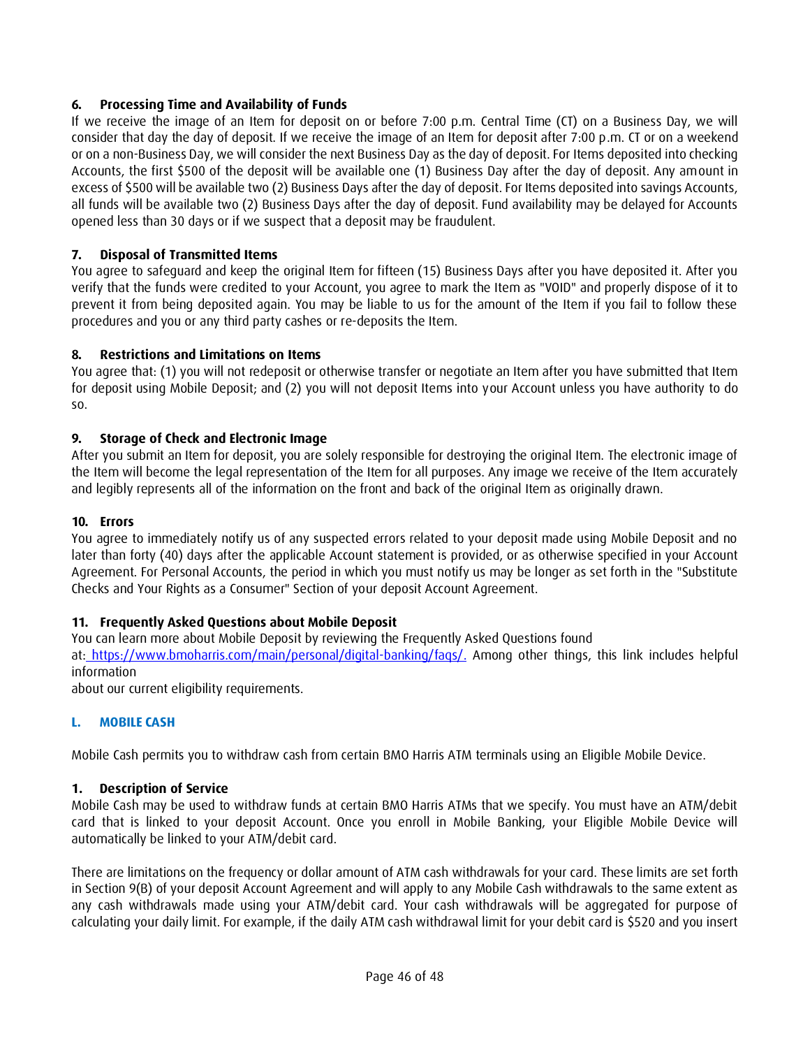### 6. Processing Time and Availability of Funds

If we receive the image of an Item for deposit on or before 7:00 p.m. Central Time (CT) on a Business Day, we will consider that day the day of deposit. If we receive the image of an Item for deposit after 7:00 p.m. CT or on a weekend or on a non-Business Day, we will consider the next Business Day as the day of deposit. For Items deposited into checking Accounts, the first $500 of the deposit will be available one (1) Business Day after the day of deposit. Any amount in excess of $500 will be available two (2) Business Days after the day of deposit. For Items deposited into savings Accounts, all funds will be available two (2) Business Days after the day of deposit. Fund availability may be delayed for Accounts opened less than 30 days or if we suspect that a deposit may be fraudulent.

### 7. Disposal of Transmitted Items

You agree to safeguard and keep the original Item for fifteen (15) Business Days after you have deposited it. After you verify that the funds were credited to your Account, you agree to mark the Item as "VOID" and properly dispose of it to prevent it from being deposited again. You may be liable to us for the amount of the Item if you fail to follow these procedures and you or any third party cashes or re-deposits the Item.

### 8. Restrictions and Limitations on Items

You agree that: (1) you will not redeposit or otherwise transfer or negotiate an Item after you have submitted that Item for deposit using Mobile Deposit; and (2) you will not deposit Items into your Account unless you have authority to do so.

### 9. Storage of Check and Electronic Image

After you submit an Item for deposit, you are solely responsible for destroying the original Item. The electronic image of the Item will become the legal representation of the Item for all purposes. Any image we receive of the Item accurately and legibly represents all of the information on the front and back of the original Item as originally drawn.

### 10. Errors

You agree to immediately notify us of any suspected errors related to your deposit made using Mobile Deposit and no later than forty (40) days after the applicable Account statement is provided, or as otherwise specified in your Account Agreement. For Personal Accounts, the period in which you must notify us may be longer as set forth in the "Substitute Checks and Your Rights as a Consumer" Section of your deposit Account Agreement.

### 11. Frequently Asked Questions about Mobile Deposit

You can learn more about Mobile Deposit by reviewing the Frequently Asked Questions found at: https://www.bmoharris.com/main/personal/digital-banking/faqs/. Among other things, this link includes helpful information about our current eligibility requirements.

## L. MOBILE CASH

Mobile Cash permits you to withdraw cash from certain BMO Harris ATM terminals using an Eligible Mobile Device.

### 1. Description of Service

Mobile Cash may be used to withdraw funds at certain BMO Harris ATMs that we specify. You must have an ATM/debit card that is linked to your deposit Account. Once you enroll in Mobile Banking, your Eligible Mobile Device will automatically be linked to your ATM/debit card.

There are limitations on the frequency or dollar amount of ATM cash withdrawals for your card. These limits are set forth in Section 9(B) of your deposit Account Agreement and will apply to any Mobile Cash withdrawals to the same extent as any cash withdrawals made using your ATM/debit card. Your cash withdrawals will be aggregated for purpose of calculating your daily limit. For example, if the daily ATM cash withdrawal limit for your debit card is $520 and you insert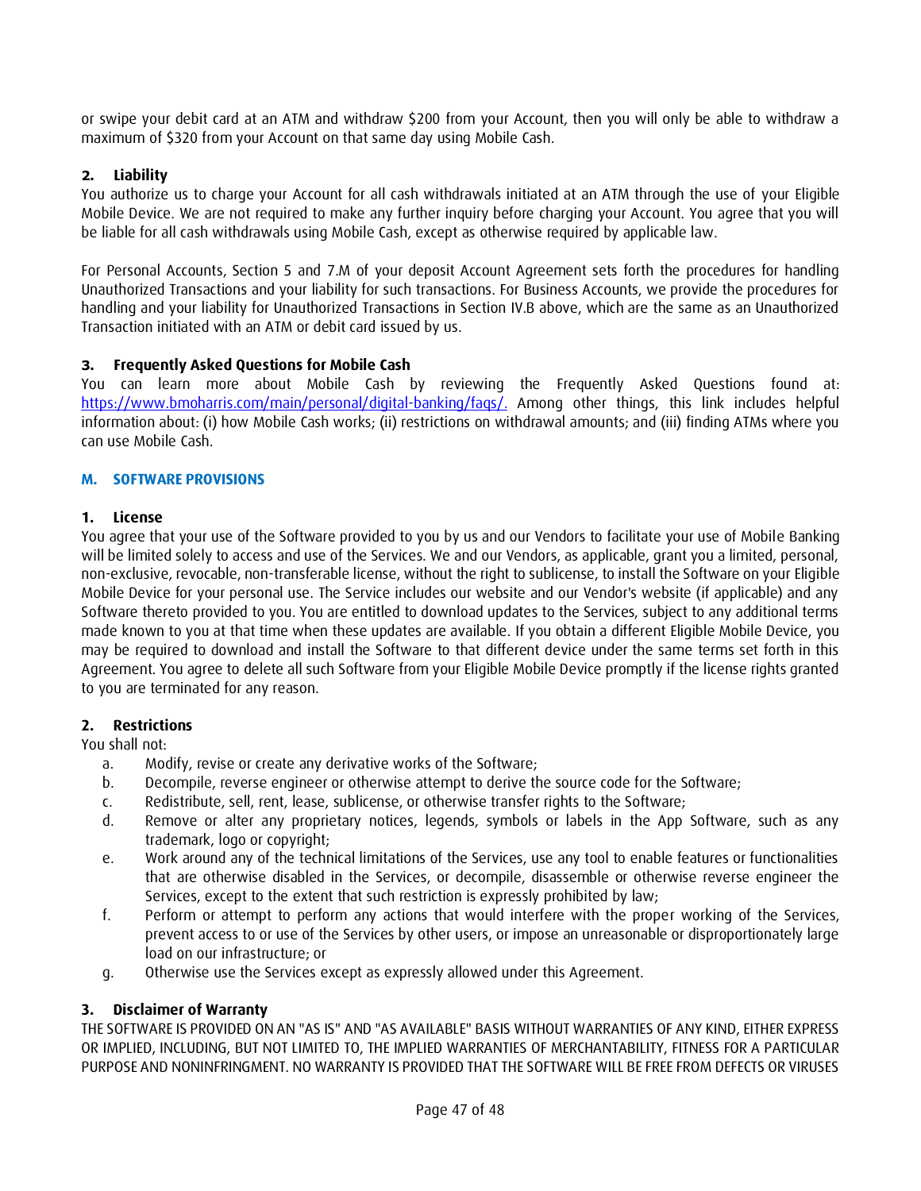or swipe your debit card at an ATM and withdraw $200 from your Account, then you will only be able to withdraw a maximum of $320 from your Account on that same day using Mobile Cash.

**2. Liability**

You authorize us to charge your Account for all cash withdrawals initiated at an ATM through the use of your Eligible Mobile Device. We are not required to make any further inquiry before charging your Account. You agree that you will be liable for all cash withdrawals using Mobile Cash, except as otherwise required by applicable law.

For Personal Accounts, Section 5 and 7.M of your deposit Account Agreement sets forth the procedures for handling Unauthorized Transactions and your liability for such transactions. For Business Accounts, we provide the procedures for handling and your liability for Unauthorized Transactions in Section IV.B above, which are the same as an Unauthorized Transaction initiated with an ATM or debit card issued by us.

**3. Frequently Asked Questions for Mobile Cash**

You can learn more about Mobile Cash by reviewing the Frequently Asked Questions found at: https://www.bmoharris.com/main/personal/digital-banking/faqs/. Among other things, this link includes helpful information about: (i) how Mobile Cash works; (ii) restrictions on withdrawal amounts; and (iii) finding ATMs where you can use Mobile Cash.

## M. SOFTWARE PROVISIONS

**1. License**

You agree that your use of the Software provided to you by us and our Vendors to facilitate your use of Mobile Banking will be limited solely to access and use of the Services. We and our Vendors, as applicable, grant you a limited, personal, non-exclusive, revocable, non-transferable license, without the right to sublicense, to install the Software on your Eligible Mobile Device for your personal use. The Service includes our website and our Vendor's website (if applicable) and any Software thereto provided to you. You are entitled to download updates to the Services, subject to any additional terms made known to you at that time when these updates are available. If you obtain a different Eligible Mobile Device, you may be required to download and install the Software to that different device under the same terms set forth in this Agreement. You agree to delete all such Software from your Eligible Mobile Device promptly if the license rights granted to you are terminated for any reason.

**2. Restrictions**

You shall not:

a. Modify, revise or create any derivative works of the Software;
b. Decompile, reverse engineer or otherwise attempt to derive the source code for the Software;
c. Redistribute, sell, rent, lease, sublicense, or otherwise transfer rights to the Software;
d. Remove or alter any proprietary notices, legends, symbols or labels in the App Software, such as any trademark, logo or copyright;
e. Work around any of the technical limitations of the Services, use any tool to enable features or functionalities that are otherwise disabled in the Services, or decompile, disassemble or otherwise reverse engineer the Services, except to the extent that such restriction is expressly prohibited by law;
f. Perform or attempt to perform any actions that would interfere with the proper working of the Services, prevent access to or use of the Services by other users, or impose an unreasonable or disproportionately large load on our infrastructure; or
g. Otherwise use the Services except as expressly allowed under this Agreement.

**3. Disclaimer of Warranty**

THE SOFTWARE IS PROVIDED ON AN "AS IS" AND "AS AVAILABLE" BASIS WITHOUT WARRANTIES OF ANY KIND, EITHER EXPRESS OR IMPLIED, INCLUDING, BUT NOT LIMITED TO, THE IMPLIED WARRANTIES OF MERCHANTABILITY, FITNESS FOR A PARTICULAR PURPOSE AND NONINFRINGMENT. NO WARRANTY IS PROVIDED THAT THE SOFTWARE WILL BE FREE FROM DEFECTS OR VIRUSES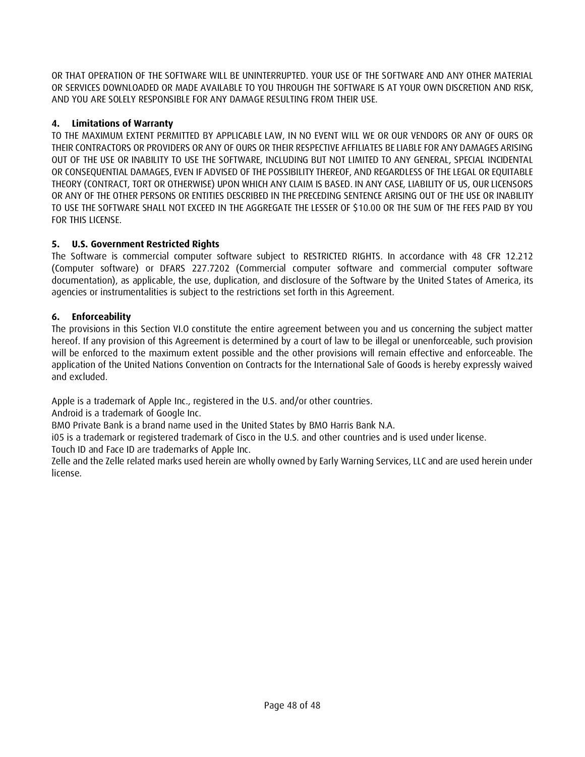OR THAT OPERATION OF THE SOFTWARE WILL BE UNINTERRUPTED. YOUR USE OF THE SOFTWARE AND ANY OTHER MATERIAL OR SERVICES DOWNLOADED OR MADE AVAILABLE TO YOU THROUGH THE SOFTWARE IS AT YOUR OWN DISCRETION AND RISK, AND YOU ARE SOLELY RESPONSIBLE FOR ANY DAMAGE RESULTING FROM THEIR USE.

### 4. Limitations of Warranty

TO THE MAXIMUM EXTENT PERMITTED BY APPLICABLE LAW, IN NO EVENT WILL WE OR OUR VENDORS OR ANY OF OURS OR THEIR CONTRACTORS OR PROVIDERS OR ANY OF OURS OR THEIR RESPECTIVE AFFILIATES BE LIABLE FOR ANY DAMAGES ARISING OUT OF THE USE OR INABILITY TO USE THE SOFTWARE, INCLUDING BUT NOT LIMITED TO ANY GENERAL, SPECIAL INCIDENTAL OR CONSEQUENTIAL DAMAGES, EVEN IF ADVISED OF THE POSSIBILITY THEREOF, AND REGARDLESS OF THE LEGAL OR EQUITABLE THEORY (CONTRACT, TORT OR OTHERWISE) UPON WHICH ANY CLAIM IS BASED. IN ANY CASE, LIABILITY OF US, OUR LICENSORS OR ANY OF THE OTHER PERSONS OR ENTITIES DESCRIBED IN THE PRECEDING SENTENCE ARISING OUT OF THE USE OR INABILITY TO USE THE SOFTWARE SHALL NOT EXCEED IN THE AGGREGATE THE LESSER OF $10.00 OR THE SUM OF THE FEES PAID BY YOU FOR THIS LICENSE.

### 5. U.S. Government Restricted Rights

The Software is commercial computer software subject to RESTRICTED RIGHTS. In accordance with 48 CFR 12.212 (Computer software) or DFARS 227.7202 (Commercial computer software and commercial computer software documentation), as applicable, the use, duplication, and disclosure of the Software by the United States of America, its agencies or instrumentalities is subject to the restrictions set forth in this Agreement.

### 6. Enforceability

The provisions in this Section VI.O constitute the entire agreement between you and us concerning the subject matter hereof. If any provision of this Agreement is determined by a court of law to be illegal or unenforceable, such provision will be enforced to the maximum extent possible and the other provisions will remain effective and enforceable. The application of the United Nations Convention on Contracts for the International Sale of Goods is hereby expressly waived and excluded.

Apple is a trademark of Apple Inc., registered in the U.S. and/or other countries.
Android is a trademark of Google Inc.
BMO Private Bank is a brand name used in the United States by BMO Harris Bank N.A.
iOS is a trademark or registered trademark of Cisco in the U.S. and other countries and is used under license.
Touch ID and Face ID are trademarks of Apple Inc.
Zelle and the Zelle related marks used herein are wholly owned by Early Warning Services, LLC and are used herein under license.